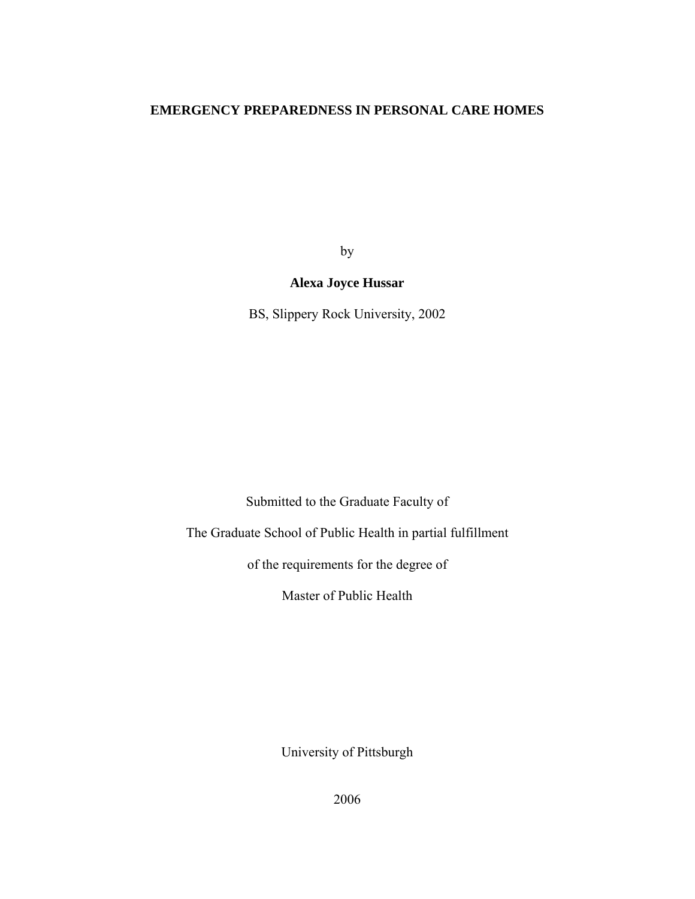# EMERGENCY PREPAREDNESS IN PERSONAL CARE HOMES

by

**Alexa Joyce Hussar**

BS, Slippery Rock University, 2002

Submitted to the Graduate Faculty of

The Graduate School of Public Health in partial fulfillment

of the requirements for the degree of

Master of Public Health

University of Pittsburgh

2006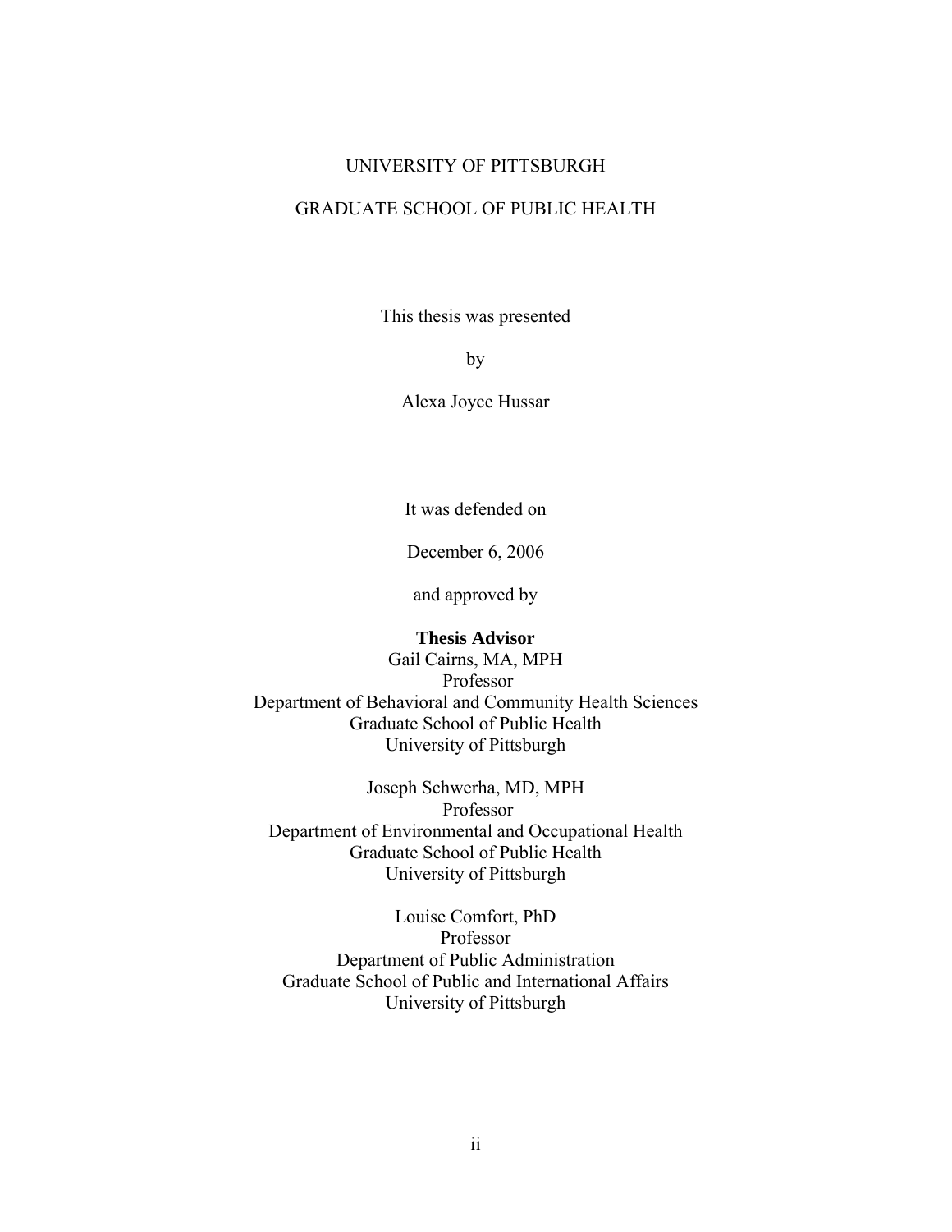UNIVERSITY OF PITTSBURGH

GRADUATE SCHOOL OF PUBLIC HEALTH

This thesis was presented

by

Alexa Joyce Hussar

It was defended on

December 6, 2006

and approved by

**Thesis Advisor**
Gail Cairns, MA, MPH
Professor
Department of Behavioral and Community Health Sciences
Graduate School of Public Health
University of Pittsburgh

Joseph Schwerha, MD, MPH
Professor
Department of Environmental and Occupational Health
Graduate School of Public Health
University of Pittsburgh

Louise Comfort, PhD
Professor
Department of Public Administration
Graduate School of Public and International Affairs
University of Pittsburgh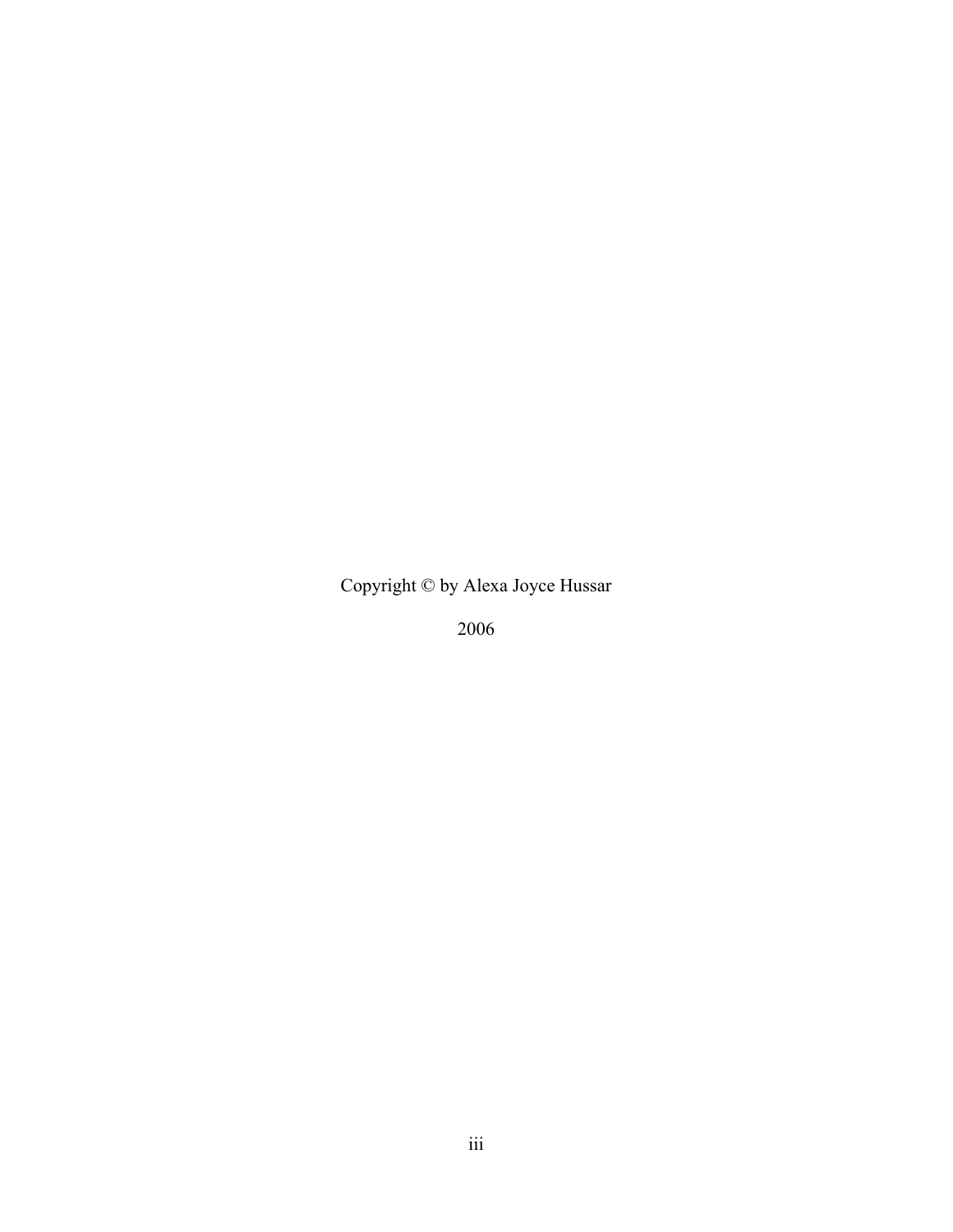Copyright © by Alexa Joyce Hussar

2006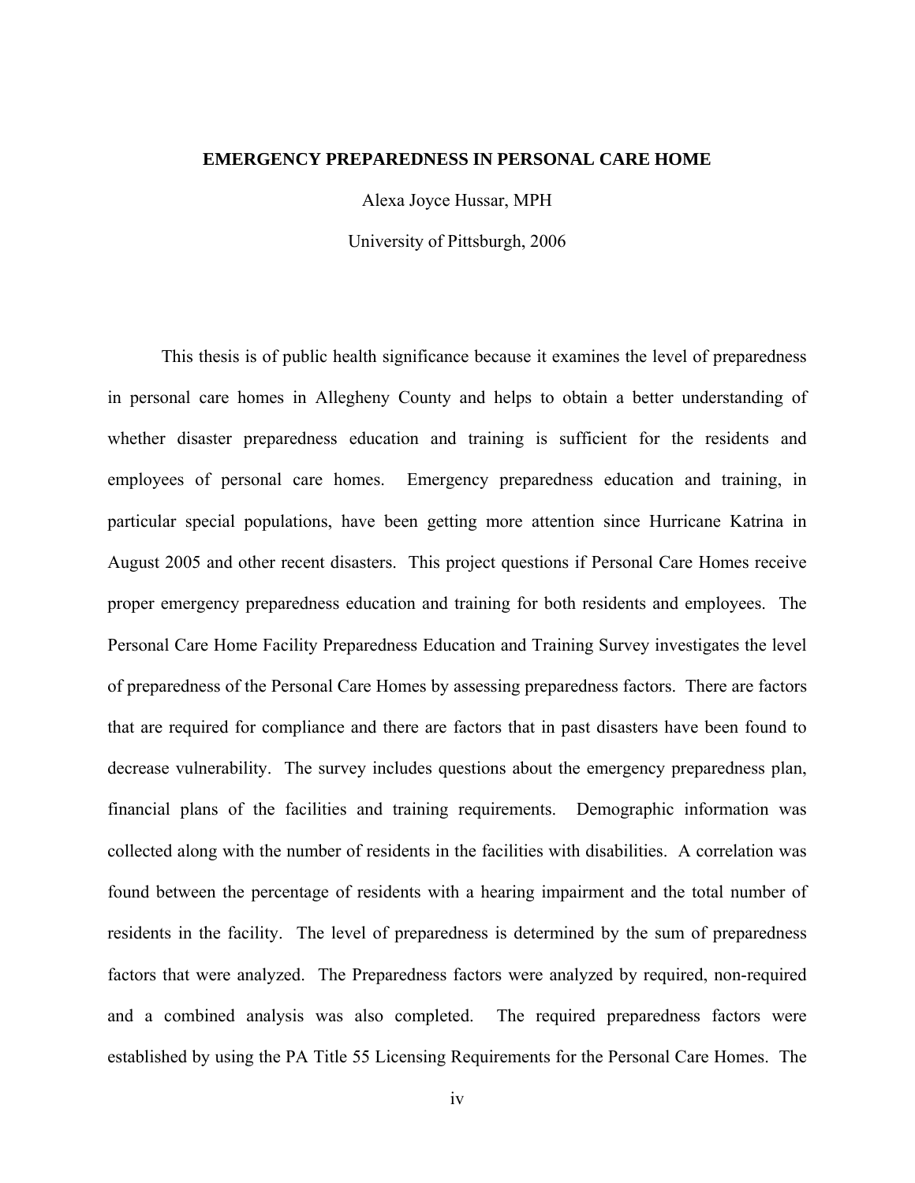**EMERGENCY PREPAREDNESS IN PERSONAL CARE HOME**

Alexa Joyce Hussar, MPH

University of Pittsburgh, 2006

This thesis is of public health significance because it examines the level of preparedness in personal care homes in Allegheny County and helps to obtain a better understanding of whether disaster preparedness education and training is sufficient for the residents and employees of personal care homes. Emergency preparedness education and training, in particular special populations, have been getting more attention since Hurricane Katrina in August 2005 and other recent disasters. This project questions if Personal Care Homes receive proper emergency preparedness education and training for both residents and employees. The Personal Care Home Facility Preparedness Education and Training Survey investigates the level of preparedness of the Personal Care Homes by assessing preparedness factors. There are factors that are required for compliance and there are factors that in past disasters have been found to decrease vulnerability. The survey includes questions about the emergency preparedness plan, financial plans of the facilities and training requirements. Demographic information was collected along with the number of residents in the facilities with disabilities. A correlation was found between the percentage of residents with a hearing impairment and the total number of residents in the facility. The level of preparedness is determined by the sum of preparedness factors that were analyzed. The Preparedness factors were analyzed by required, non-required and a combined analysis was also completed. The required preparedness factors were established by using the PA Title 55 Licensing Requirements for the Personal Care Homes. The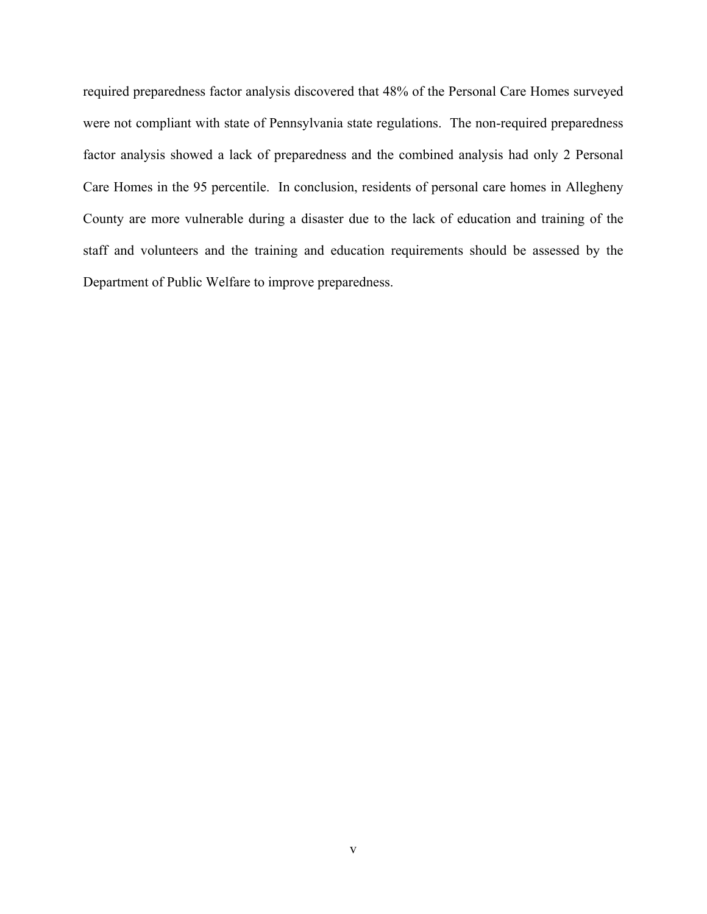required preparedness factor analysis discovered that 48% of the Personal Care Homes surveyed were not compliant with state of Pennsylvania state regulations. The non-required preparedness factor analysis showed a lack of preparedness and the combined analysis had only 2 Personal Care Homes in the 95 percentile. In conclusion, residents of personal care homes in Allegheny County are more vulnerable during a disaster due to the lack of education and training of the staff and volunteers and the training and education requirements should be assessed by the Department of Public Welfare to improve preparedness.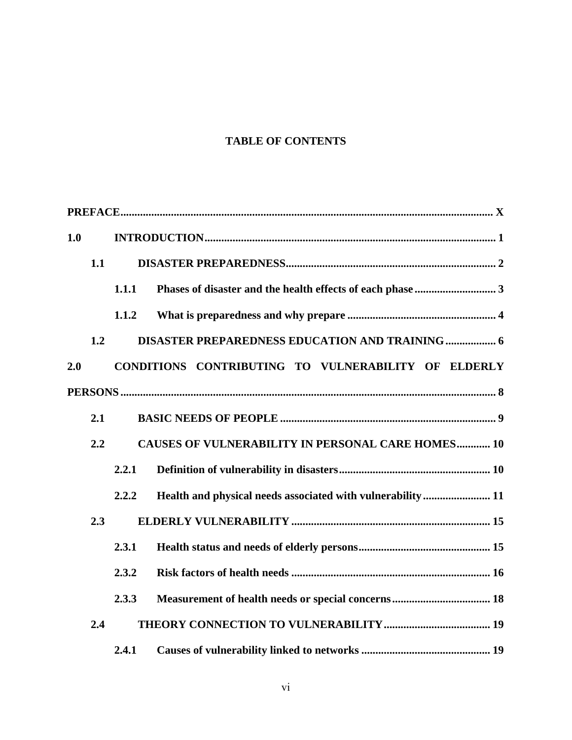**TABLE OF CONTENTS**

**PREFACE ..................................................................................................................... X**

**1.0 INTRODUCTION ........................................................................................... 1**

**1.1 DISASTER PREPAREDNESS .......................................................................... 2**

**1.1.1 Phases of disaster and the health effects of each phase ............................. 3**

**1.1.2 What is preparedness and why prepare ..................................................... 4**

**1.2 DISASTER PREPAREDNESS EDUCATION AND TRAINING .................. 6**

**2.0 CONDITIONS CONTRIBUTING TO VULNERABILITY OF ELDERLY PERSONS ..................................................................................................................... 8**

**2.1 BASIC NEEDS OF PEOPLE ............................................................................ 9**

**2.2 CAUSES OF VULNERABILITY IN PERSONAL CARE HOMES ............ 10**

**2.2.1 Definition of vulnerability in disasters ...................................................... 10**

**2.2.2 Health and physical needs associated with vulnerability ........................ 11**

**2.3 ELDERLY VULNERABILITY ...................................................................... 15**

**2.3.1 Health status and needs of elderly persons ............................................... 15**

**2.3.2 Risk factors of health needs ....................................................................... 16**

**2.3.3 Measurement of health needs or special concerns ................................... 18**

**2.4 THEORY CONNECTION TO VULNERABILITY ...................................... 19**

**2.4.1 Causes of vulnerability linked to networks ............................................. 19**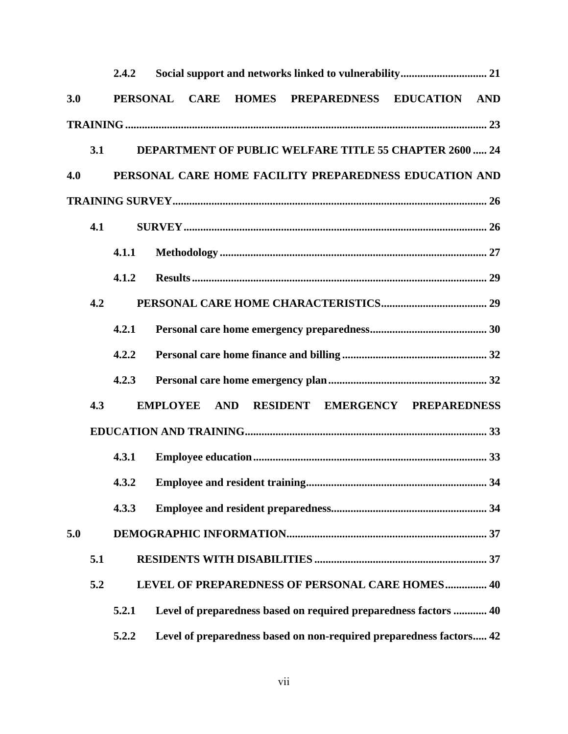**2.4.2 Social support and networks linked to vulnerability .............................. 21**

**3.0 PERSONAL CARE HOMES PREPAREDNESS EDUCATION AND TRAINING ................................................................................................................. 23**

**3.1 DEPARTMENT OF PUBLIC WELFARE TITLE 55 CHAPTER 2600 ..... 24**

**4.0 PERSONAL CARE HOME FACILITY PREPAREDNESS EDUCATION AND TRAINING SURVEY ................................................................................................ 26**

**4.1 SURVEY ........................................................................................................ 26**

**4.1.1 Methodology ............................................................................................ 27**

**4.1.2 Results ...................................................................................................... 29**

**4.2 PERSONAL CARE HOME CHARACTERISTICS ..................................... 29**

**4.2.1 Personal care home emergency preparedness .......................................... 30**

**4.2.2 Personal care home finance and billing .................................................... 32**

**4.2.3 Personal care home emergency plan ......................................................... 32**

**4.3 EMPLOYEE AND RESIDENT EMERGENCY PREPAREDNESS EDUCATION AND TRAINING ..................................................................................... 33**

**4.3.1 Employee education .................................................................................. 33**

**4.3.2 Employee and resident training ................................................................ 34**

**4.3.3 Employee and resident preparedness ....................................................... 34**

**5.0 DEMOGRAPHIC INFORMATION ....................................................................... 37**

**5.1 RESIDENTS WITH DISABILITIES ............................................................ 37**

**5.2 LEVEL OF PREPAREDNESS OF PERSONAL CARE HOMES ............... 40**

**5.2.1 Level of preparedness based on required preparedness factors ............ 40**

**5.2.2 Level of preparedness based on non-required preparedness factors ..... 42**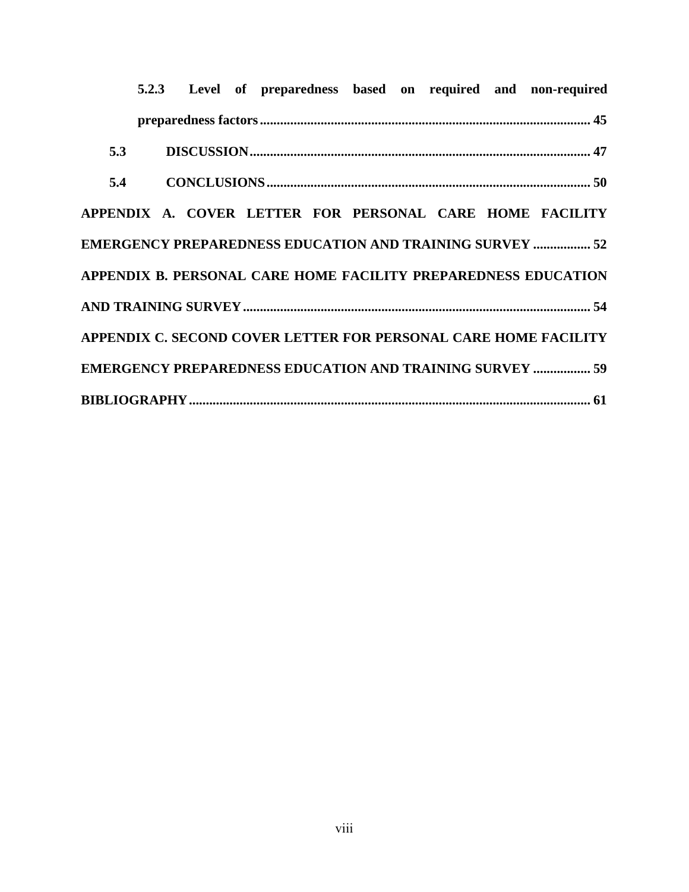**5.2.3 Level of preparedness based on required and non-required preparedness factors** ........................................................................ 45

**5.3 DISCUSSION** ........................................................................ 47

**5.4 CONCLUSIONS** ........................................................................ 50

**APPENDIX A. COVER LETTER FOR PERSONAL CARE HOME FACILITY EMERGENCY PREPAREDNESS EDUCATION AND TRAINING SURVEY** ................. 52

**APPENDIX B. PERSONAL CARE HOME FACILITY PREPAREDNESS EDUCATION AND TRAINING SURVEY** ........................................................................ 54

**APPENDIX C. SECOND COVER LETTER FOR PERSONAL CARE HOME FACILITY EMERGENCY PREPAREDNESS EDUCATION AND TRAINING SURVEY** ................. 59

**BIBLIOGRAPHY** ........................................................................ 61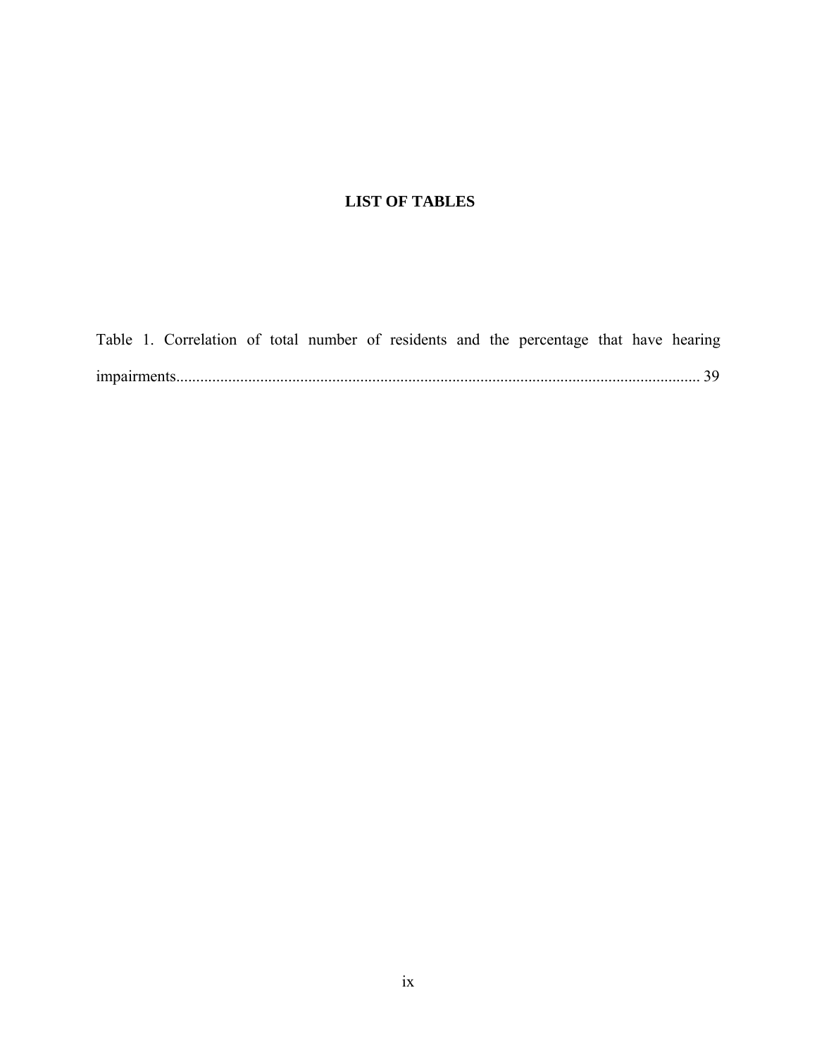# LIST OF TABLES

Table 1. Correlation of total number of residents and the percentage that have hearing impairments........................................................................................................................ 39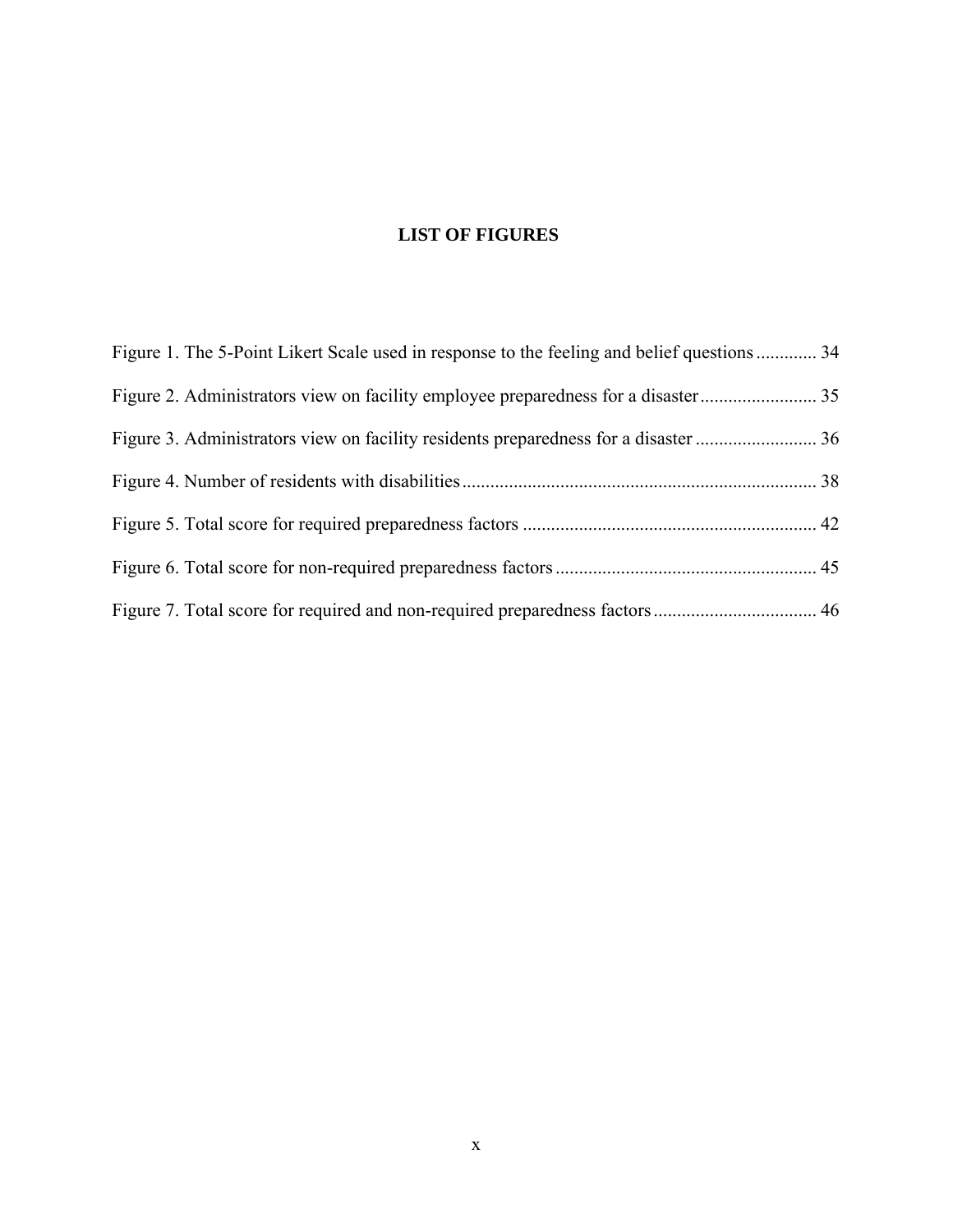# LIST OF FIGURES

Figure 1. The 5-Point Likert Scale used in response to the feeling and belief questions ............ 34

Figure 2. Administrators view on facility employee preparedness for a disaster ........................ 35

Figure 3. Administrators view on facility residents preparedness for a disaster ......................... 36

Figure 4. Number of residents with disabilities ........................................................................... 38

Figure 5. Total score for required preparedness factors .............................................................. 42

Figure 6. Total score for non-required preparedness factors ....................................................... 45

Figure 7. Total score for required and non-required preparedness factors .................................. 46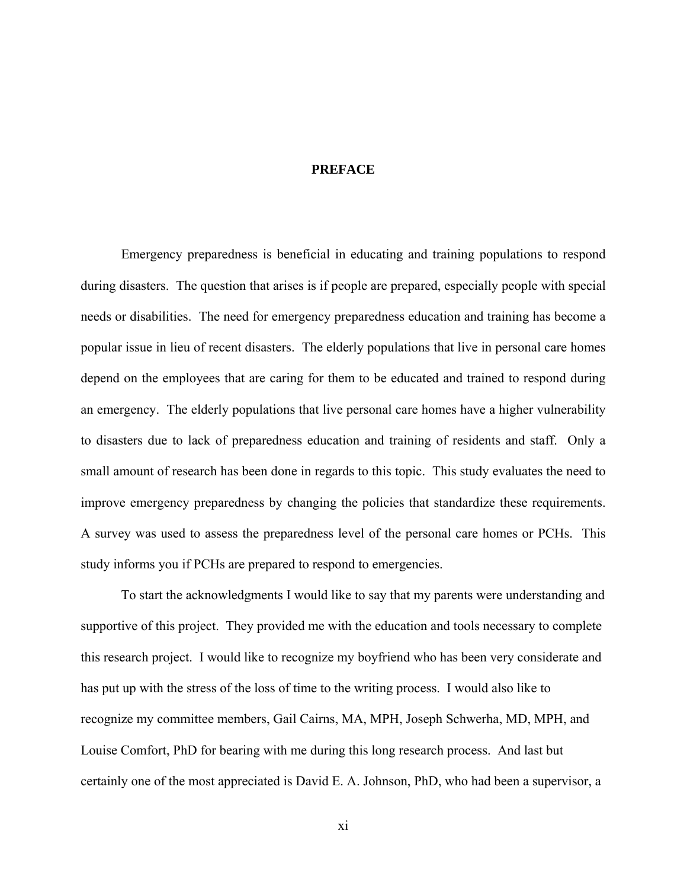# PREFACE

Emergency preparedness is beneficial in educating and training populations to respond during disasters. The question that arises is if people are prepared, especially people with special needs or disabilities. The need for emergency preparedness education and training has become a popular issue in lieu of recent disasters. The elderly populations that live in personal care homes depend on the employees that are caring for them to be educated and trained to respond during an emergency. The elderly populations that live personal care homes have a higher vulnerability to disasters due to lack of preparedness education and training of residents and staff. Only a small amount of research has been done in regards to this topic. This study evaluates the need to improve emergency preparedness by changing the policies that standardize these requirements. A survey was used to assess the preparedness level of the personal care homes or PCHs. This study informs you if PCHs are prepared to respond to emergencies.

To start the acknowledgments I would like to say that my parents were understanding and supportive of this project. They provided me with the education and tools necessary to complete this research project. I would like to recognize my boyfriend who has been very considerate and has put up with the stress of the loss of time to the writing process. I would also like to recognize my committee members, Gail Cairns, MA, MPH, Joseph Schwerha, MD, MPH, and Louise Comfort, PhD for bearing with me during this long research process. And last but certainly one of the most appreciated is David E. A. Johnson, PhD, who had been a supervisor, a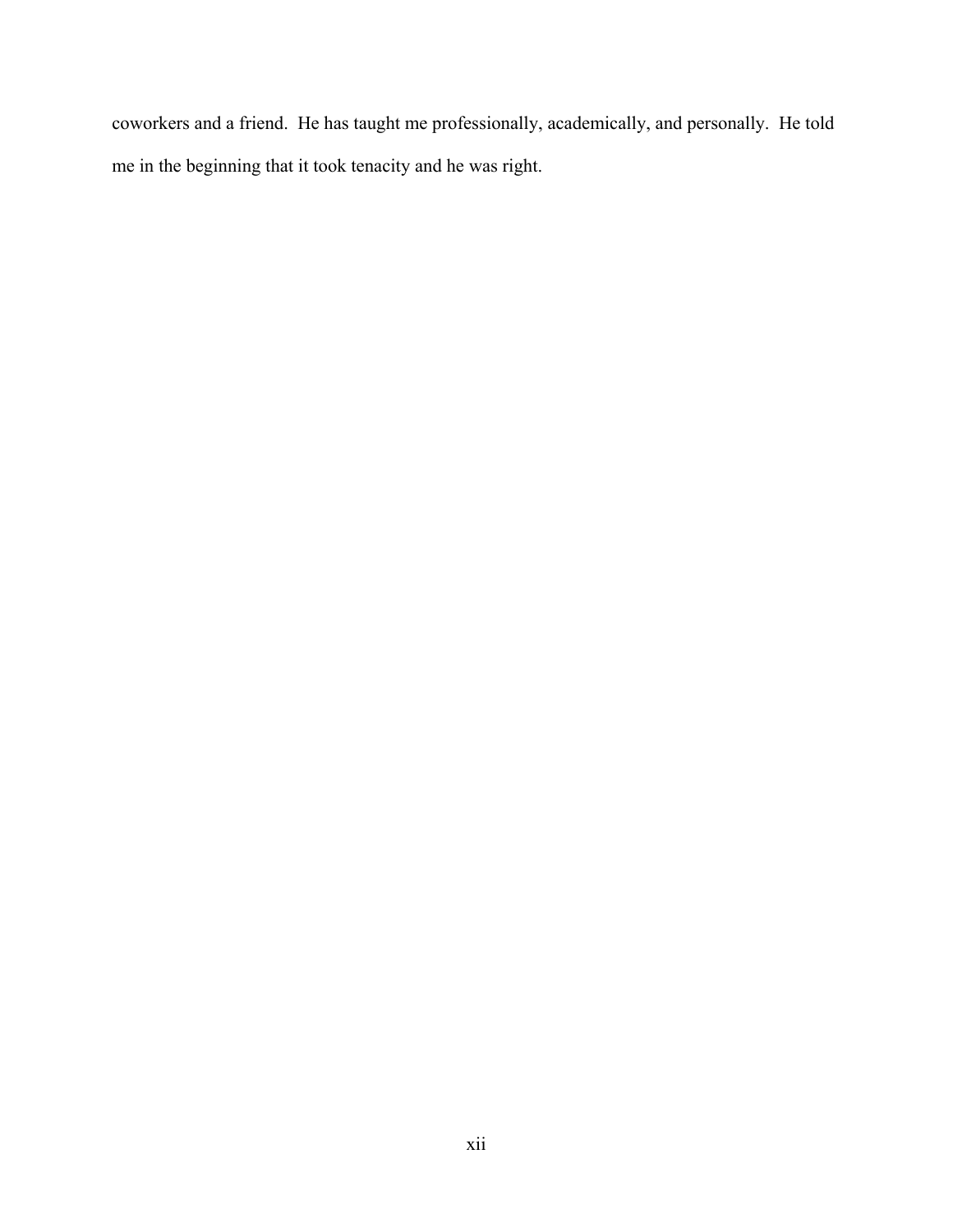coworkers and a friend.  He has taught me professionally, academically, and personally.  He told me in the beginning that it took tenacity and he was right.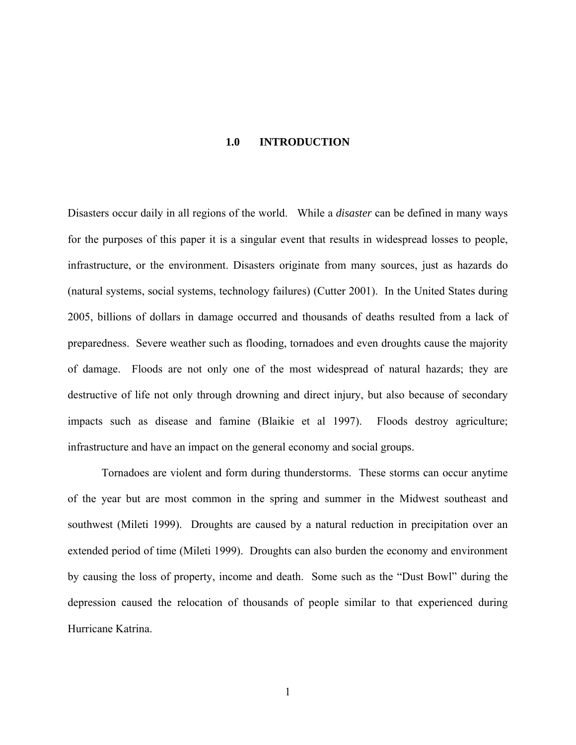# 1.0 INTRODUCTION

Disasters occur daily in all regions of the world. While a *disaster* can be defined in many ways for the purposes of this paper it is a singular event that results in widespread losses to people, infrastructure, or the environment. Disasters originate from many sources, just as hazards do (natural systems, social systems, technology failures) (Cutter 2001). In the United States during 2005, billions of dollars in damage occurred and thousands of deaths resulted from a lack of preparedness. Severe weather such as flooding, tornadoes and even droughts cause the majority of damage. Floods are not only one of the most widespread of natural hazards; they are destructive of life not only through drowning and direct injury, but also because of secondary impacts such as disease and famine (Blaikie et al 1997). Floods destroy agriculture; infrastructure and have an impact on the general economy and social groups.

Tornadoes are violent and form during thunderstorms. These storms can occur anytime of the year but are most common in the spring and summer in the Midwest southeast and southwest (Mileti 1999). Droughts are caused by a natural reduction in precipitation over an extended period of time (Mileti 1999). Droughts can also burden the economy and environment by causing the loss of property, income and death. Some such as the "Dust Bowl" during the depression caused the relocation of thousands of people similar to that experienced during Hurricane Katrina.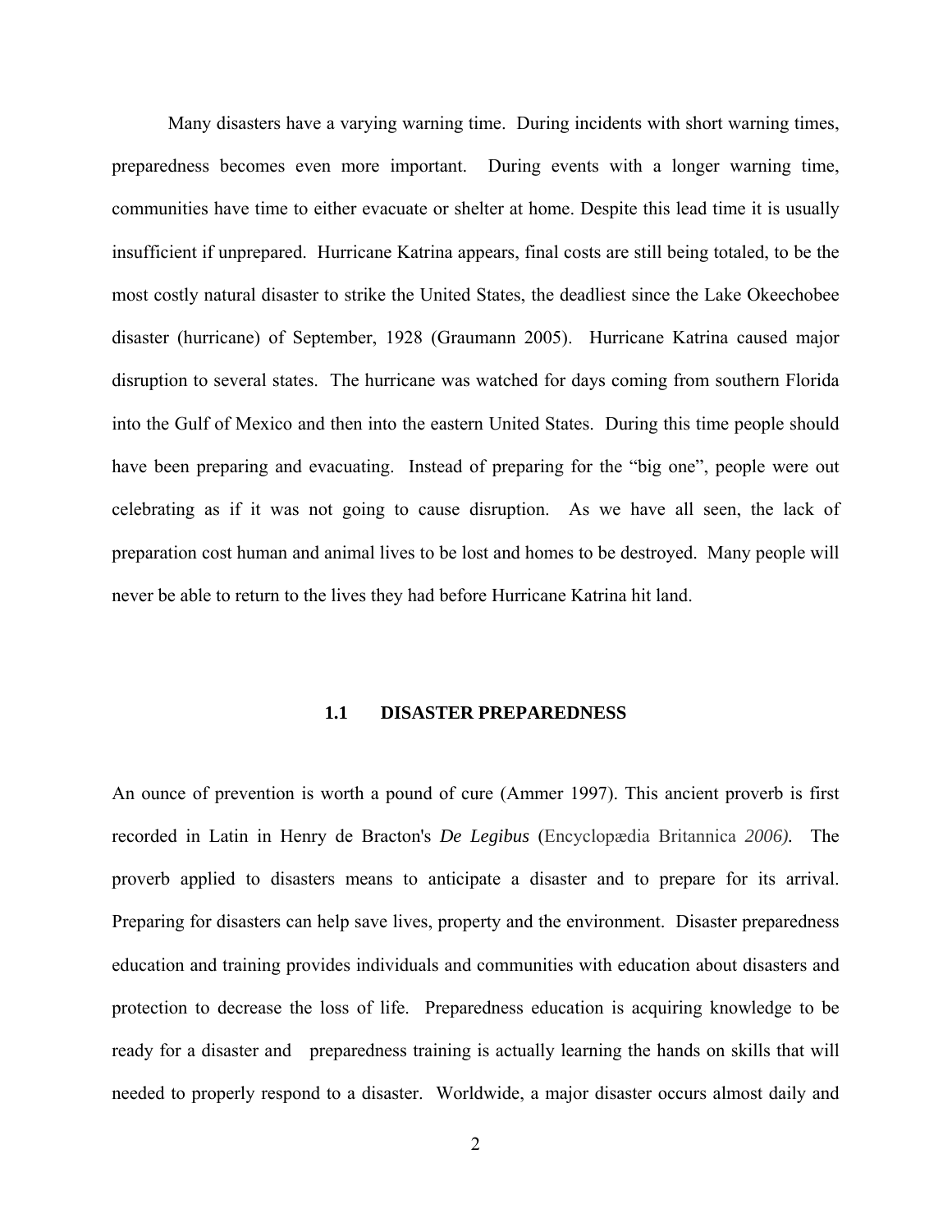Many disasters have a varying warning time. During incidents with short warning times, preparedness becomes even more important. During events with a longer warning time, communities have time to either evacuate or shelter at home. Despite this lead time it is usually insufficient if unprepared. Hurricane Katrina appears, final costs are still being totaled, to be the most costly natural disaster to strike the United States, the deadliest since the Lake Okeechobee disaster (hurricane) of September, 1928 (Graumann 2005). Hurricane Katrina caused major disruption to several states. The hurricane was watched for days coming from southern Florida into the Gulf of Mexico and then into the eastern United States. During this time people should have been preparing and evacuating. Instead of preparing for the "big one", people were out celebrating as if it was not going to cause disruption. As we have all seen, the lack of preparation cost human and animal lives to be lost and homes to be destroyed. Many people will never be able to return to the lives they had before Hurricane Katrina hit land.

## 1.1 DISASTER PREPAREDNESS

An ounce of prevention is worth a pound of cure (Ammer 1997). This ancient proverb is first recorded in Latin in Henry de Bracton's *De Legibus* (Encyclopædia Britannica *2006).* The proverb applied to disasters means to anticipate a disaster and to prepare for its arrival. Preparing for disasters can help save lives, property and the environment. Disaster preparedness education and training provides individuals and communities with education about disasters and protection to decrease the loss of life. Preparedness education is acquiring knowledge to be ready for a disaster and preparedness training is actually learning the hands on skills that will needed to properly respond to a disaster. Worldwide, a major disaster occurs almost daily and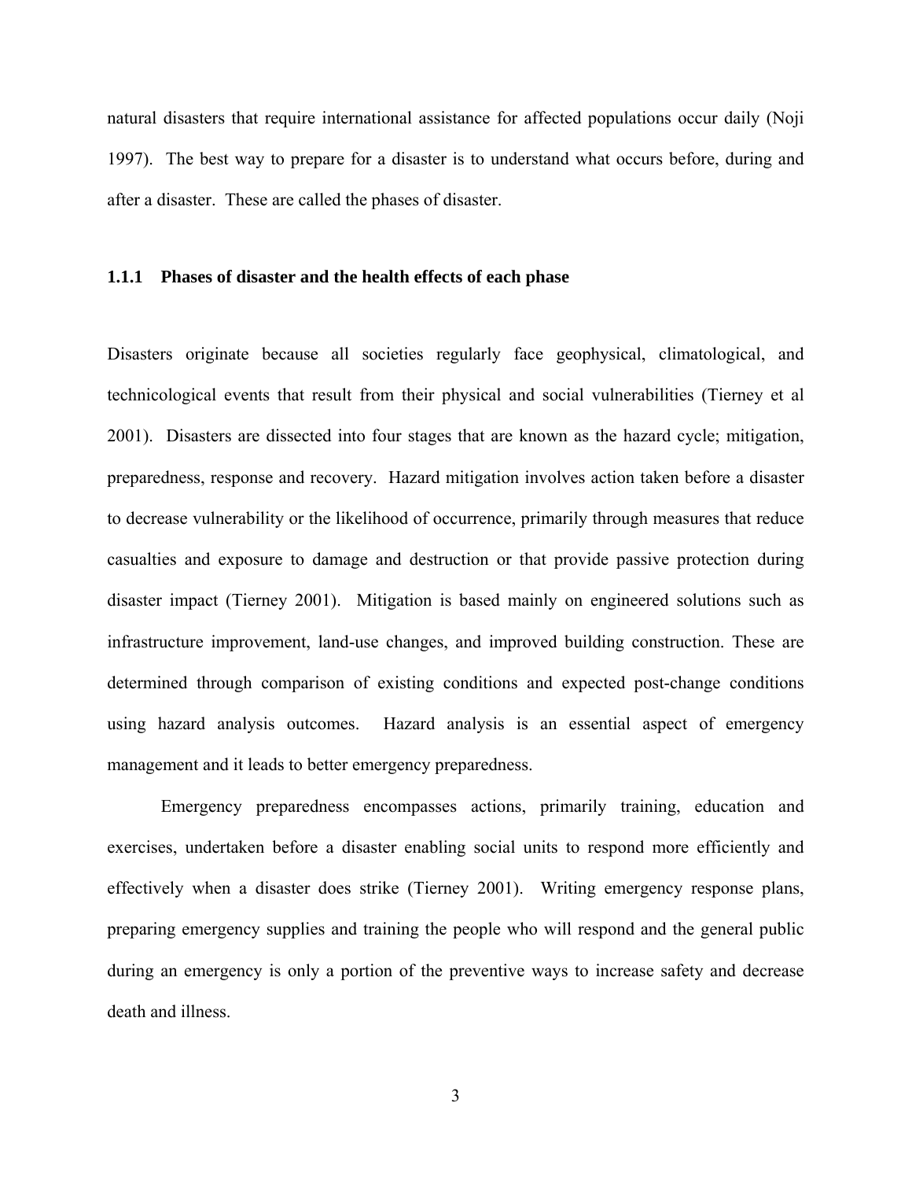natural disasters that require international assistance for affected populations occur daily (Noji 1997). The best way to prepare for a disaster is to understand what occurs before, during and after a disaster. These are called the phases of disaster.

### 1.1.1 Phases of disaster and the health effects of each phase

Disasters originate because all societies regularly face geophysical, climatological, and technicological events that result from their physical and social vulnerabilities (Tierney et al 2001). Disasters are dissected into four stages that are known as the hazard cycle; mitigation, preparedness, response and recovery. Hazard mitigation involves action taken before a disaster to decrease vulnerability or the likelihood of occurrence, primarily through measures that reduce casualties and exposure to damage and destruction or that provide passive protection during disaster impact (Tierney 2001). Mitigation is based mainly on engineered solutions such as infrastructure improvement, land-use changes, and improved building construction. These are determined through comparison of existing conditions and expected post-change conditions using hazard analysis outcomes. Hazard analysis is an essential aspect of emergency management and it leads to better emergency preparedness.

Emergency preparedness encompasses actions, primarily training, education and exercises, undertaken before a disaster enabling social units to respond more efficiently and effectively when a disaster does strike (Tierney 2001). Writing emergency response plans, preparing emergency supplies and training the people who will respond and the general public during an emergency is only a portion of the preventive ways to increase safety and decrease death and illness.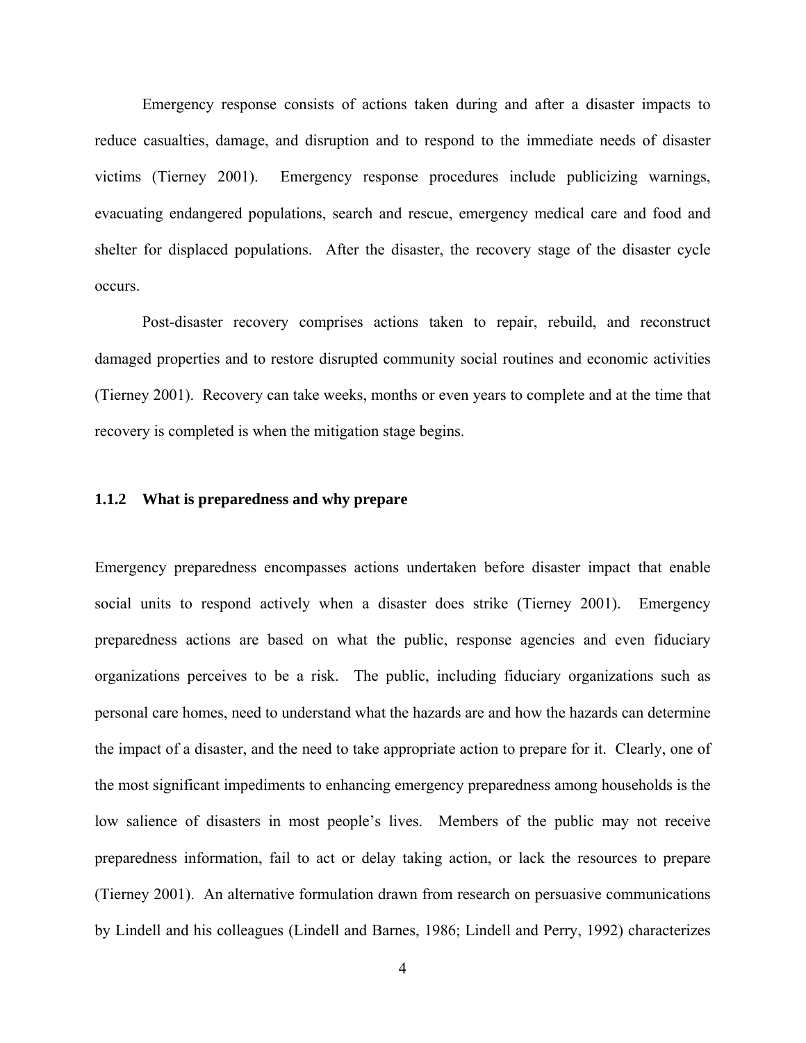Emergency response consists of actions taken during and after a disaster impacts to reduce casualties, damage, and disruption and to respond to the immediate needs of disaster victims (Tierney 2001). Emergency response procedures include publicizing warnings, evacuating endangered populations, search and rescue, emergency medical care and food and shelter for displaced populations. After the disaster, the recovery stage of the disaster cycle occurs.

Post-disaster recovery comprises actions taken to repair, rebuild, and reconstruct damaged properties and to restore disrupted community social routines and economic activities (Tierney 2001). Recovery can take weeks, months or even years to complete and at the time that recovery is completed is when the mitigation stage begins.

### 1.1.2 What is preparedness and why prepare

Emergency preparedness encompasses actions undertaken before disaster impact that enable social units to respond actively when a disaster does strike (Tierney 2001). Emergency preparedness actions are based on what the public, response agencies and even fiduciary organizations perceives to be a risk. The public, including fiduciary organizations such as personal care homes, need to understand what the hazards are and how the hazards can determine the impact of a disaster, and the need to take appropriate action to prepare for it. Clearly, one of the most significant impediments to enhancing emergency preparedness among households is the low salience of disasters in most people's lives. Members of the public may not receive preparedness information, fail to act or delay taking action, or lack the resources to prepare (Tierney 2001). An alternative formulation drawn from research on persuasive communications by Lindell and his colleagues (Lindell and Barnes, 1986; Lindell and Perry, 1992) characterizes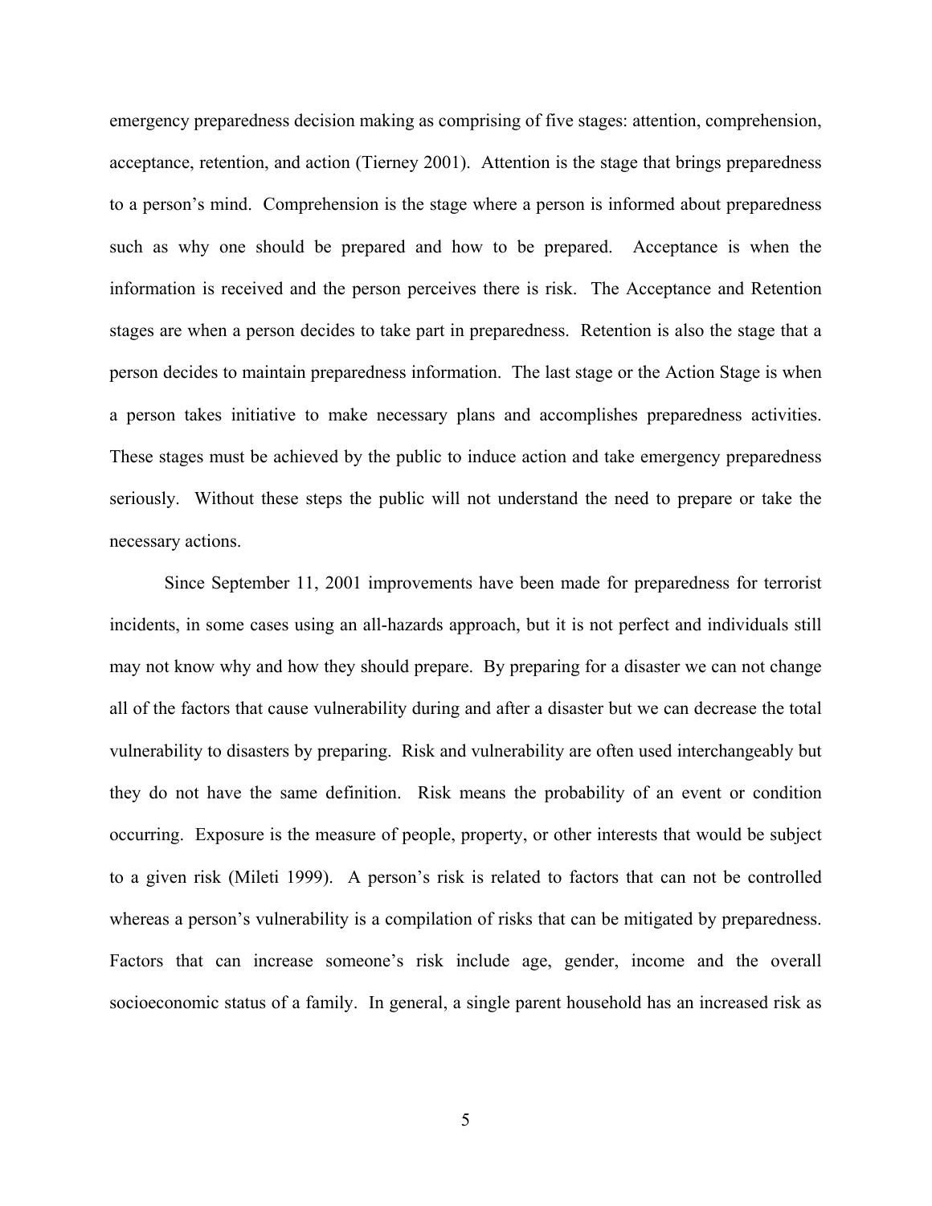emergency preparedness decision making as comprising of five stages: attention, comprehension, acceptance, retention, and action (Tierney 2001). Attention is the stage that brings preparedness to a person's mind. Comprehension is the stage where a person is informed about preparedness such as why one should be prepared and how to be prepared. Acceptance is when the information is received and the person perceives there is risk. The Acceptance and Retention stages are when a person decides to take part in preparedness. Retention is also the stage that a person decides to maintain preparedness information. The last stage or the Action Stage is when a person takes initiative to make necessary plans and accomplishes preparedness activities. These stages must be achieved by the public to induce action and take emergency preparedness seriously. Without these steps the public will not understand the need to prepare or take the necessary actions.

Since September 11, 2001 improvements have been made for preparedness for terrorist incidents, in some cases using an all-hazards approach, but it is not perfect and individuals still may not know why and how they should prepare. By preparing for a disaster we can not change all of the factors that cause vulnerability during and after a disaster but we can decrease the total vulnerability to disasters by preparing. Risk and vulnerability are often used interchangeably but they do not have the same definition. Risk means the probability of an event or condition occurring. Exposure is the measure of people, property, or other interests that would be subject to a given risk (Mileti 1999). A person's risk is related to factors that can not be controlled whereas a person's vulnerability is a compilation of risks that can be mitigated by preparedness. Factors that can increase someone's risk include age, gender, income and the overall socioeconomic status of a family. In general, a single parent household has an increased risk as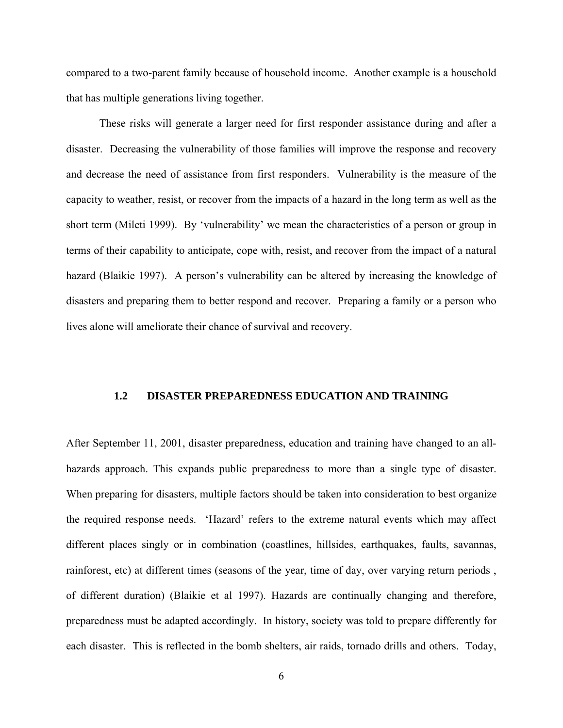compared to a two-parent family because of household income. Another example is a household that has multiple generations living together.

These risks will generate a larger need for first responder assistance during and after a disaster. Decreasing the vulnerability of those families will improve the response and recovery and decrease the need of assistance from first responders. Vulnerability is the measure of the capacity to weather, resist, or recover from the impacts of a hazard in the long term as well as the short term (Mileti 1999). By 'vulnerability' we mean the characteristics of a person or group in terms of their capability to anticipate, cope with, resist, and recover from the impact of a natural hazard (Blaikie 1997). A person's vulnerability can be altered by increasing the knowledge of disasters and preparing them to better respond and recover. Preparing a family or a person who lives alone will ameliorate their chance of survival and recovery.

## 1.2 DISASTER PREPAREDNESS EDUCATION AND TRAINING

After September 11, 2001, disaster preparedness, education and training have changed to an all-hazards approach. This expands public preparedness to more than a single type of disaster. When preparing for disasters, multiple factors should be taken into consideration to best organize the required response needs. 'Hazard' refers to the extreme natural events which may affect different places singly or in combination (coastlines, hillsides, earthquakes, faults, savannas, rainforest, etc) at different times (seasons of the year, time of day, over varying return periods , of different duration) (Blaikie et al 1997). Hazards are continually changing and therefore, preparedness must be adapted accordingly. In history, society was told to prepare differently for each disaster. This is reflected in the bomb shelters, air raids, tornado drills and others. Today,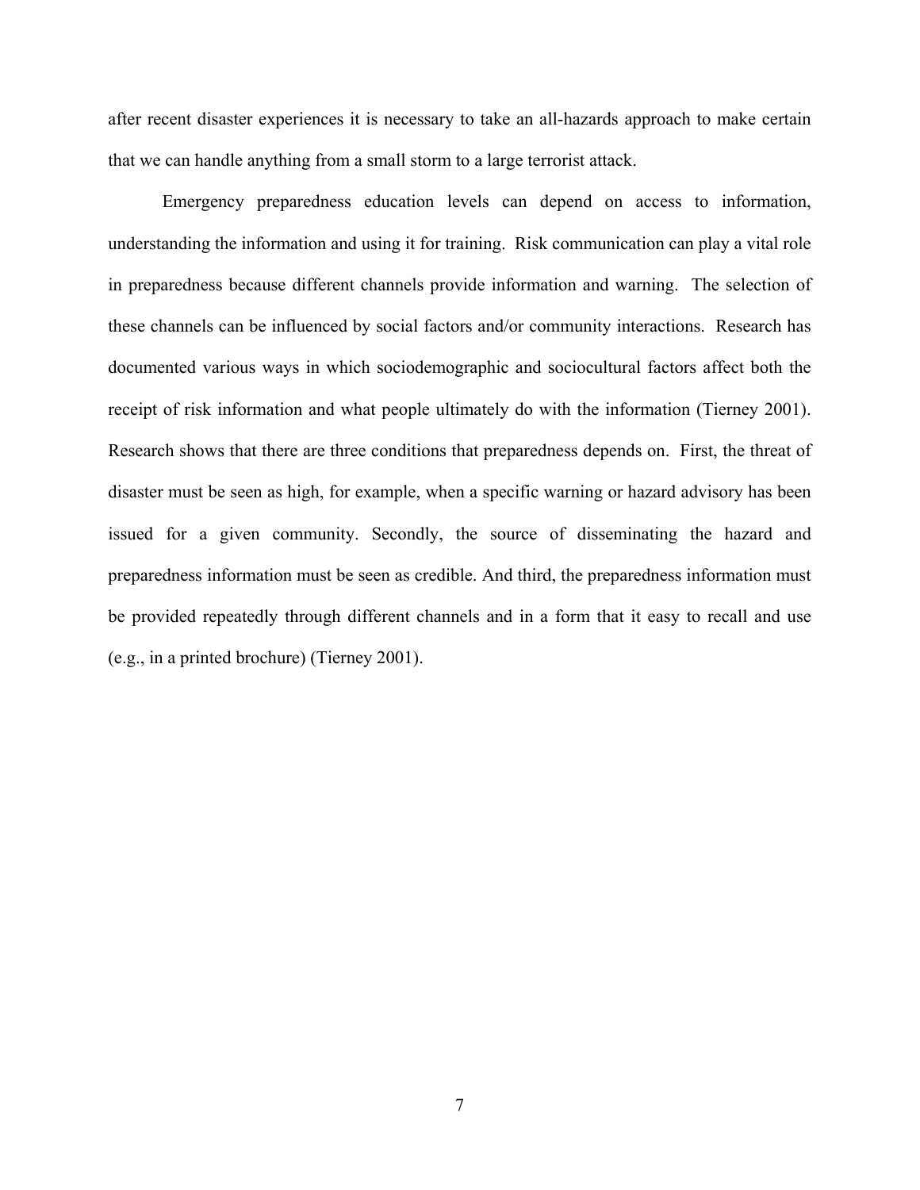after recent disaster experiences it is necessary to take an all-hazards approach to make certain that we can handle anything from a small storm to a large terrorist attack.

Emergency preparedness education levels can depend on access to information, understanding the information and using it for training. Risk communication can play a vital role in preparedness because different channels provide information and warning. The selection of these channels can be influenced by social factors and/or community interactions. Research has documented various ways in which sociodemographic and sociocultural factors affect both the receipt of risk information and what people ultimately do with the information (Tierney 2001). Research shows that there are three conditions that preparedness depends on. First, the threat of disaster must be seen as high, for example, when a specific warning or hazard advisory has been issued for a given community. Secondly, the source of disseminating the hazard and preparedness information must be seen as credible. And third, the preparedness information must be provided repeatedly through different channels and in a form that it easy to recall and use (e.g., in a printed brochure) (Tierney 2001).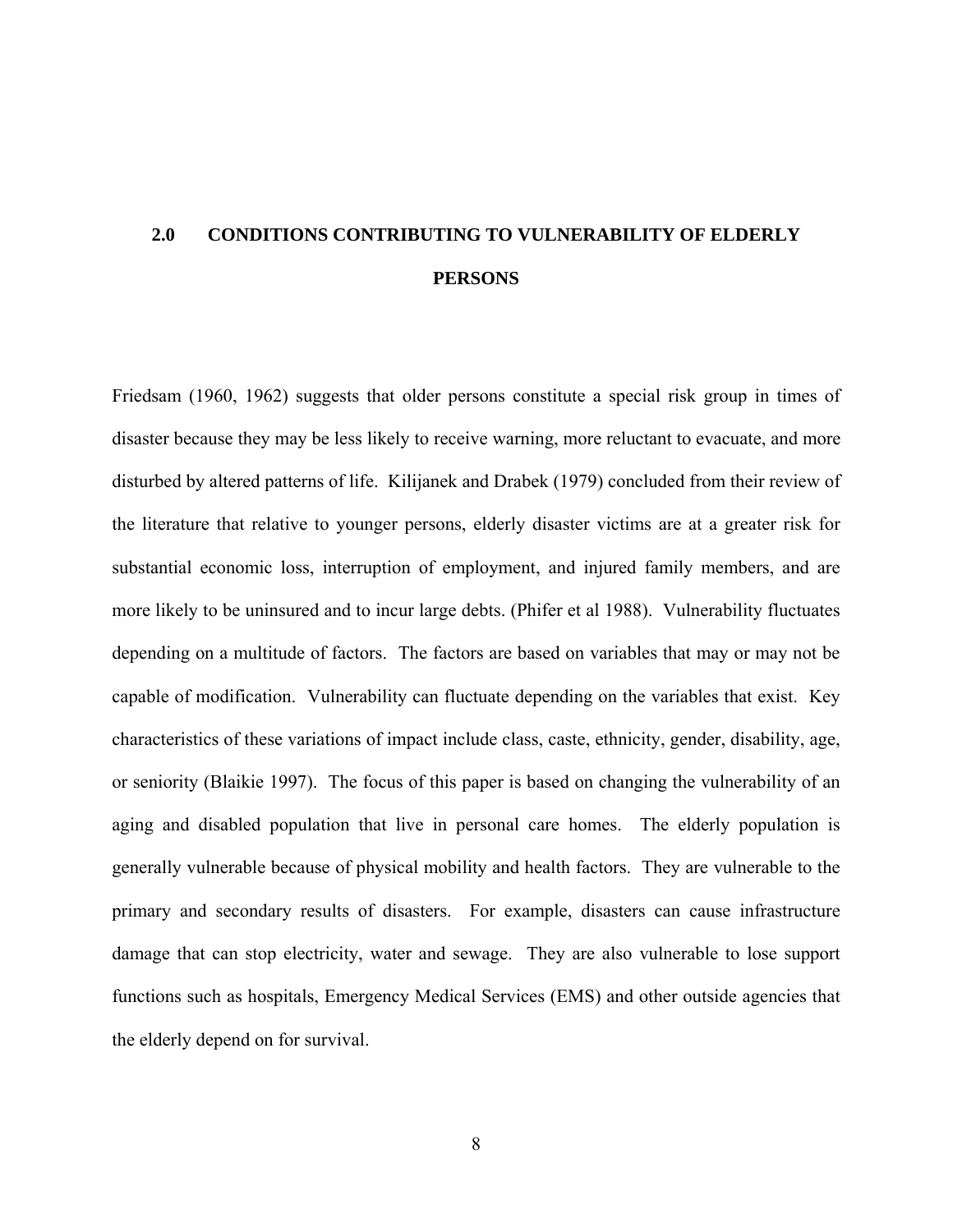# 2.0 CONDITIONS CONTRIBUTING TO VULNERABILITY OF ELDERLY PERSONS

Friedsam (1960, 1962) suggests that older persons constitute a special risk group in times of disaster because they may be less likely to receive warning, more reluctant to evacuate, and more disturbed by altered patterns of life. Kilijanek and Drabek (1979) concluded from their review of the literature that relative to younger persons, elderly disaster victims are at a greater risk for substantial economic loss, interruption of employment, and injured family members, and are more likely to be uninsured and to incur large debts. (Phifer et al 1988). Vulnerability fluctuates depending on a multitude of factors. The factors are based on variables that may or may not be capable of modification. Vulnerability can fluctuate depending on the variables that exist. Key characteristics of these variations of impact include class, caste, ethnicity, gender, disability, age, or seniority (Blaikie 1997). The focus of this paper is based on changing the vulnerability of an aging and disabled population that live in personal care homes. The elderly population is generally vulnerable because of physical mobility and health factors. They are vulnerable to the primary and secondary results of disasters. For example, disasters can cause infrastructure damage that can stop electricity, water and sewage. They are also vulnerable to lose support functions such as hospitals, Emergency Medical Services (EMS) and other outside agencies that the elderly depend on for survival.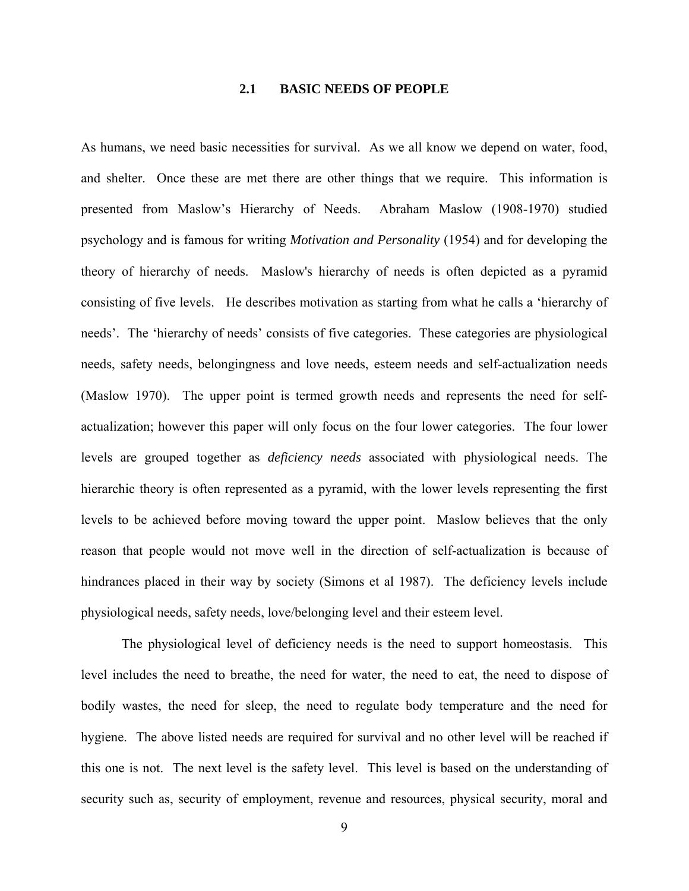## 2.1 BASIC NEEDS OF PEOPLE

As humans, we need basic necessities for survival. As we all know we depend on water, food, and shelter. Once these are met there are other things that we require. This information is presented from Maslow's Hierarchy of Needs. Abraham Maslow (1908-1970) studied psychology and is famous for writing *Motivation and Personality* (1954) and for developing the theory of hierarchy of needs. Maslow's hierarchy of needs is often depicted as a pyramid consisting of five levels. He describes motivation as starting from what he calls a 'hierarchy of needs'. The 'hierarchy of needs' consists of five categories. These categories are physiological needs, safety needs, belongingness and love needs, esteem needs and self-actualization needs (Maslow 1970). The upper point is termed growth needs and represents the need for self-actualization; however this paper will only focus on the four lower categories. The four lower levels are grouped together as *deficiency needs* associated with physiological needs. The hierarchic theory is often represented as a pyramid, with the lower levels representing the first levels to be achieved before moving toward the upper point. Maslow believes that the only reason that people would not move well in the direction of self-actualization is because of hindrances placed in their way by society (Simons et al 1987). The deficiency levels include physiological needs, safety needs, love/belonging level and their esteem level.

The physiological level of deficiency needs is the need to support homeostasis. This level includes the need to breathe, the need for water, the need to eat, the need to dispose of bodily wastes, the need for sleep, the need to regulate body temperature and the need for hygiene. The above listed needs are required for survival and no other level will be reached if this one is not. The next level is the safety level. This level is based on the understanding of security such as, security of employment, revenue and resources, physical security, moral and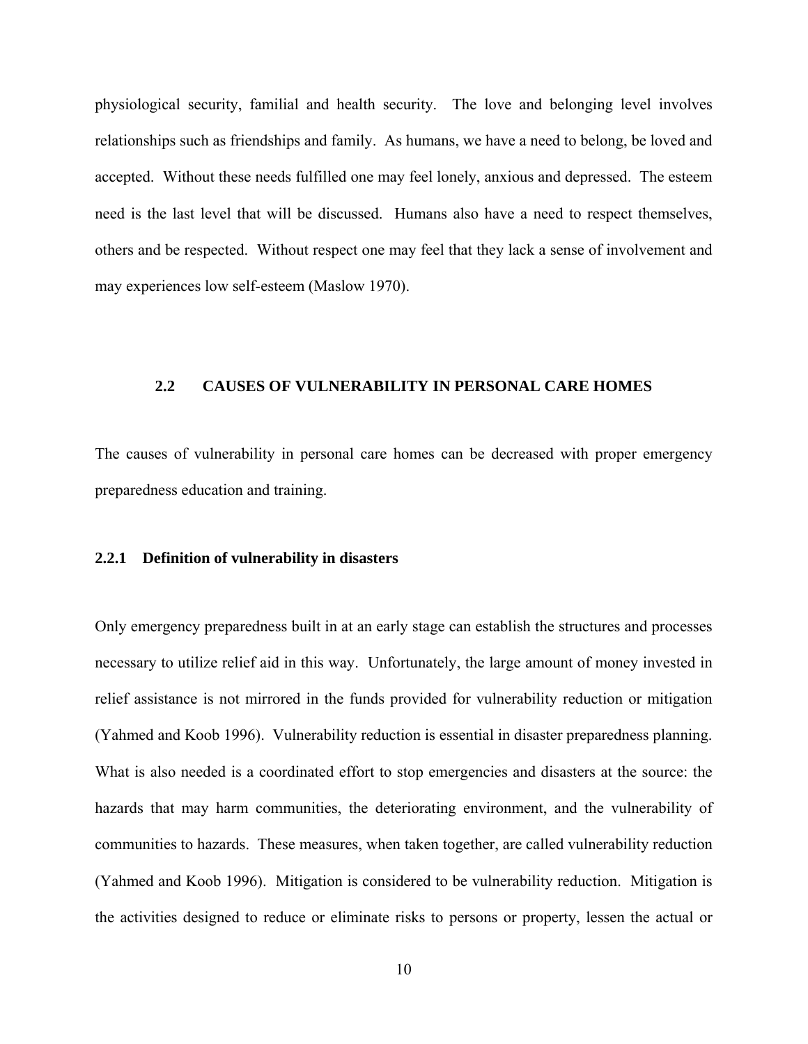physiological security, familial and health security. The love and belonging level involves relationships such as friendships and family. As humans, we have a need to belong, be loved and accepted. Without these needs fulfilled one may feel lonely, anxious and depressed. The esteem need is the last level that will be discussed. Humans also have a need to respect themselves, others and be respected. Without respect one may feel that they lack a sense of involvement and may experiences low self-esteem (Maslow 1970).

## 2.2 CAUSES OF VULNERABILITY IN PERSONAL CARE HOMES

The causes of vulnerability in personal care homes can be decreased with proper emergency preparedness education and training.

### 2.2.1 Definition of vulnerability in disasters

Only emergency preparedness built in at an early stage can establish the structures and processes necessary to utilize relief aid in this way. Unfortunately, the large amount of money invested in relief assistance is not mirrored in the funds provided for vulnerability reduction or mitigation (Yahmed and Koob 1996). Vulnerability reduction is essential in disaster preparedness planning. What is also needed is a coordinated effort to stop emergencies and disasters at the source: the hazards that may harm communities, the deteriorating environment, and the vulnerability of communities to hazards. These measures, when taken together, are called vulnerability reduction (Yahmed and Koob 1996). Mitigation is considered to be vulnerability reduction. Mitigation is the activities designed to reduce or eliminate risks to persons or property, lessen the actual or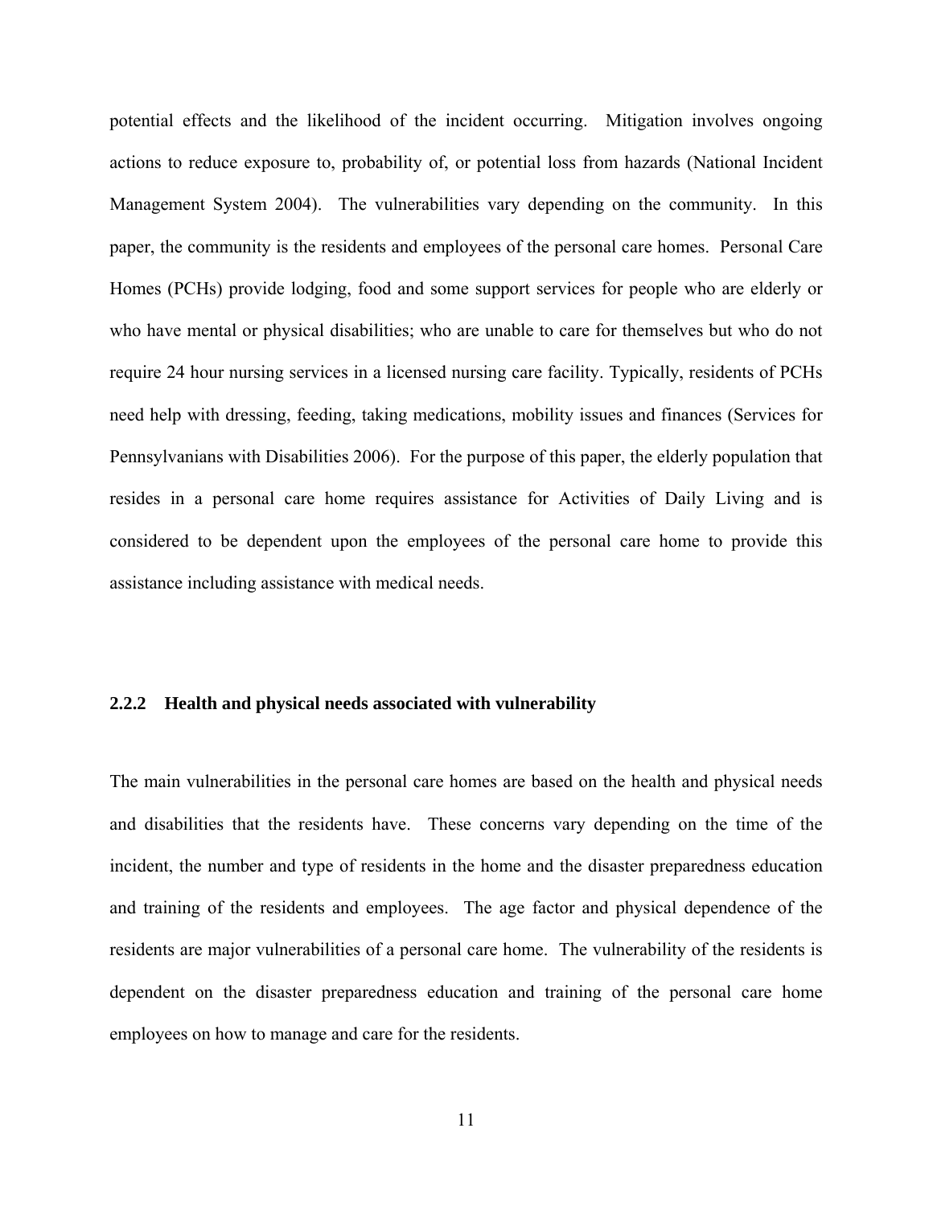potential effects and the likelihood of the incident occurring. Mitigation involves ongoing actions to reduce exposure to, probability of, or potential loss from hazards (National Incident Management System 2004). The vulnerabilities vary depending on the community. In this paper, the community is the residents and employees of the personal care homes. Personal Care Homes (PCHs) provide lodging, food and some support services for people who are elderly or who have mental or physical disabilities; who are unable to care for themselves but who do not require 24 hour nursing services in a licensed nursing care facility. Typically, residents of PCHs need help with dressing, feeding, taking medications, mobility issues and finances (Services for Pennsylvanians with Disabilities 2006). For the purpose of this paper, the elderly population that resides in a personal care home requires assistance for Activities of Daily Living and is considered to be dependent upon the employees of the personal care home to provide this assistance including assistance with medical needs.

### 2.2.2 Health and physical needs associated with vulnerability

The main vulnerabilities in the personal care homes are based on the health and physical needs and disabilities that the residents have. These concerns vary depending on the time of the incident, the number and type of residents in the home and the disaster preparedness education and training of the residents and employees. The age factor and physical dependence of the residents are major vulnerabilities of a personal care home. The vulnerability of the residents is dependent on the disaster preparedness education and training of the personal care home employees on how to manage and care for the residents.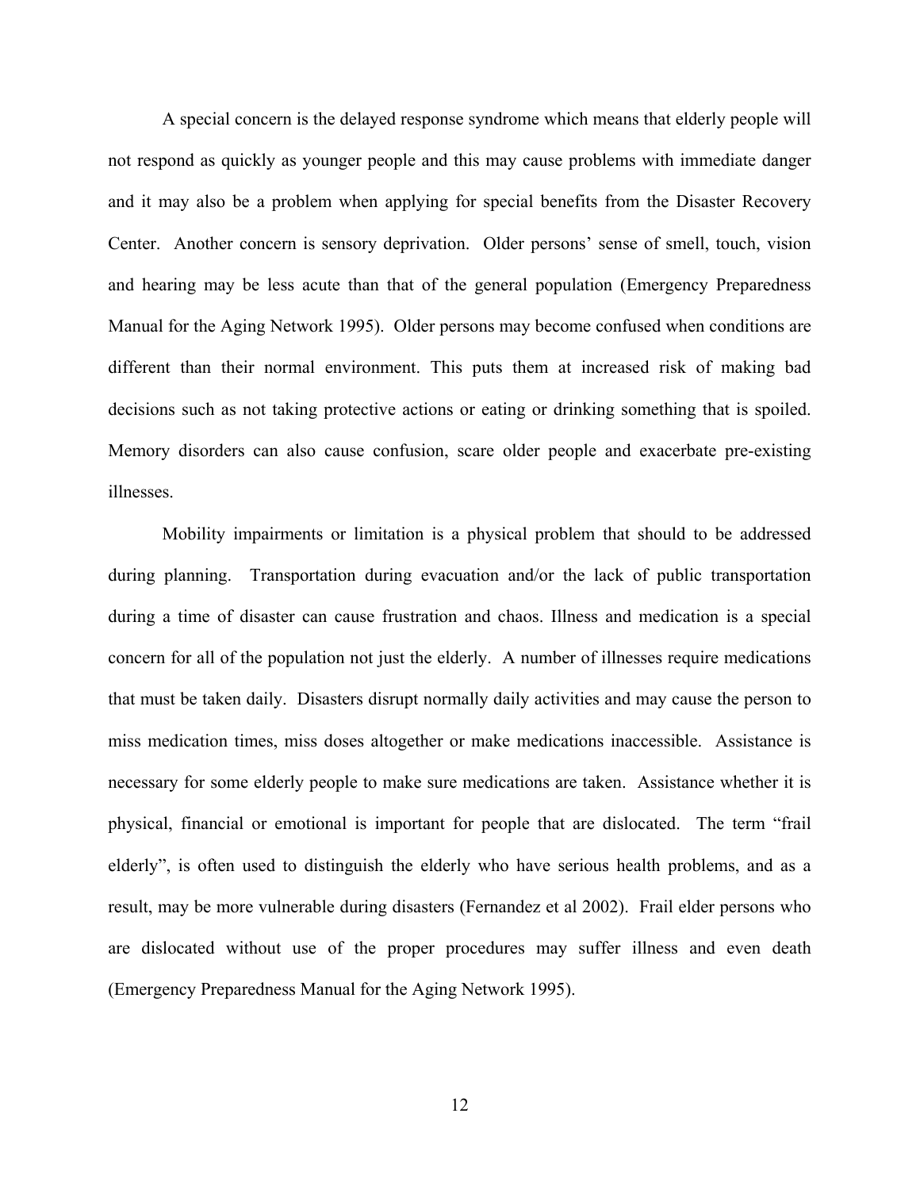A special concern is the delayed response syndrome which means that elderly people will not respond as quickly as younger people and this may cause problems with immediate danger and it may also be a problem when applying for special benefits from the Disaster Recovery Center. Another concern is sensory deprivation. Older persons' sense of smell, touch, vision and hearing may be less acute than that of the general population (Emergency Preparedness Manual for the Aging Network 1995). Older persons may become confused when conditions are different than their normal environment. This puts them at increased risk of making bad decisions such as not taking protective actions or eating or drinking something that is spoiled. Memory disorders can also cause confusion, scare older people and exacerbate pre-existing illnesses.

Mobility impairments or limitation is a physical problem that should to be addressed during planning. Transportation during evacuation and/or the lack of public transportation during a time of disaster can cause frustration and chaos. Illness and medication is a special concern for all of the population not just the elderly. A number of illnesses require medications that must be taken daily. Disasters disrupt normally daily activities and may cause the person to miss medication times, miss doses altogether or make medications inaccessible. Assistance is necessary for some elderly people to make sure medications are taken. Assistance whether it is physical, financial or emotional is important for people that are dislocated. The term "frail elderly", is often used to distinguish the elderly who have serious health problems, and as a result, may be more vulnerable during disasters (Fernandez et al 2002). Frail elder persons who are dislocated without use of the proper procedures may suffer illness and even death (Emergency Preparedness Manual for the Aging Network 1995).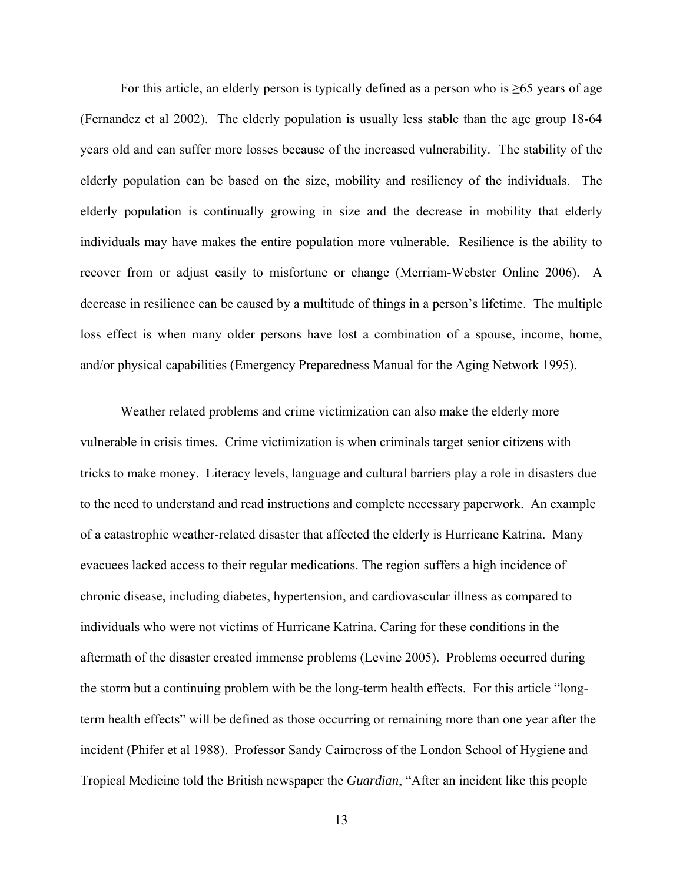For this article, an elderly person is typically defined as a person who is ≥65 years of age (Fernandez et al 2002). The elderly population is usually less stable than the age group 18-64 years old and can suffer more losses because of the increased vulnerability. The stability of the elderly population can be based on the size, mobility and resiliency of the individuals. The elderly population is continually growing in size and the decrease in mobility that elderly individuals may have makes the entire population more vulnerable. Resilience is the ability to recover from or adjust easily to misfortune or change (Merriam-Webster Online 2006). A decrease in resilience can be caused by a multitude of things in a person's lifetime. The multiple loss effect is when many older persons have lost a combination of a spouse, income, home, and/or physical capabilities (Emergency Preparedness Manual for the Aging Network 1995).

Weather related problems and crime victimization can also make the elderly more vulnerable in crisis times. Crime victimization is when criminals target senior citizens with tricks to make money. Literacy levels, language and cultural barriers play a role in disasters due to the need to understand and read instructions and complete necessary paperwork. An example of a catastrophic weather-related disaster that affected the elderly is Hurricane Katrina. Many evacuees lacked access to their regular medications. The region suffers a high incidence of chronic disease, including diabetes, hypertension, and cardiovascular illness as compared to individuals who were not victims of Hurricane Katrina. Caring for these conditions in the aftermath of the disaster created immense problems (Levine 2005). Problems occurred during the storm but a continuing problem with be the long-term health effects. For this article "long-term health effects" will be defined as those occurring or remaining more than one year after the incident (Phifer et al 1988). Professor Sandy Cairncross of the London School of Hygiene and Tropical Medicine told the British newspaper the *Guardian*, "After an incident like this people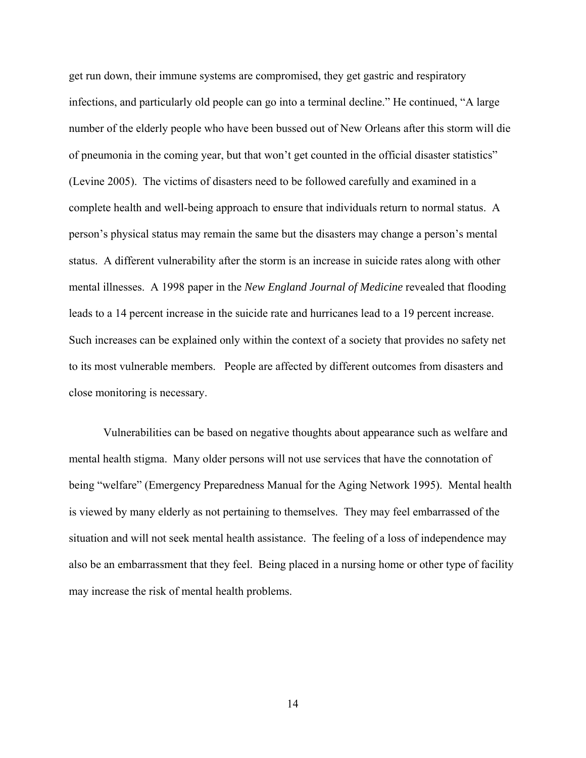get run down, their immune systems are compromised, they get gastric and respiratory infections, and particularly old people can go into a terminal decline." He continued, "A large number of the elderly people who have been bussed out of New Orleans after this storm will die of pneumonia in the coming year, but that won't get counted in the official disaster statistics" (Levine 2005). The victims of disasters need to be followed carefully and examined in a complete health and well-being approach to ensure that individuals return to normal status. A person's physical status may remain the same but the disasters may change a person's mental status. A different vulnerability after the storm is an increase in suicide rates along with other mental illnesses. A 1998 paper in the *New England Journal of Medicine* revealed that flooding leads to a 14 percent increase in the suicide rate and hurricanes lead to a 19 percent increase. Such increases can be explained only within the context of a society that provides no safety net to its most vulnerable members. People are affected by different outcomes from disasters and close monitoring is necessary.

Vulnerabilities can be based on negative thoughts about appearance such as welfare and mental health stigma. Many older persons will not use services that have the connotation of being "welfare" (Emergency Preparedness Manual for the Aging Network 1995). Mental health is viewed by many elderly as not pertaining to themselves. They may feel embarrassed of the situation and will not seek mental health assistance. The feeling of a loss of independence may also be an embarrassment that they feel. Being placed in a nursing home or other type of facility may increase the risk of mental health problems.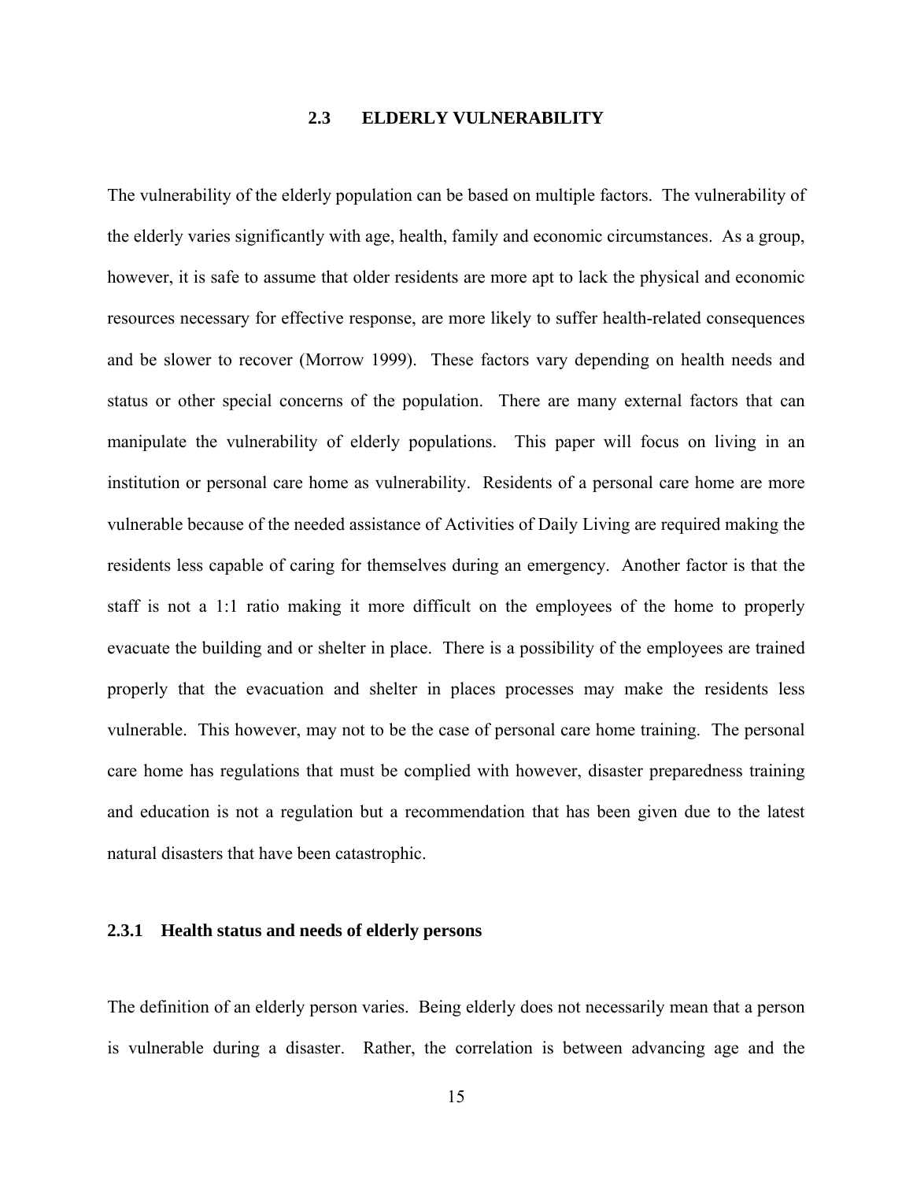## 2.3 ELDERLY VULNERABILITY

The vulnerability of the elderly population can be based on multiple factors. The vulnerability of the elderly varies significantly with age, health, family and economic circumstances. As a group, however, it is safe to assume that older residents are more apt to lack the physical and economic resources necessary for effective response, are more likely to suffer health-related consequences and be slower to recover (Morrow 1999). These factors vary depending on health needs and status or other special concerns of the population. There are many external factors that can manipulate the vulnerability of elderly populations. This paper will focus on living in an institution or personal care home as vulnerability. Residents of a personal care home are more vulnerable because of the needed assistance of Activities of Daily Living are required making the residents less capable of caring for themselves during an emergency. Another factor is that the staff is not a 1:1 ratio making it more difficult on the employees of the home to properly evacuate the building and or shelter in place. There is a possibility of the employees are trained properly that the evacuation and shelter in places processes may make the residents less vulnerable. This however, may not to be the case of personal care home training. The personal care home has regulations that must be complied with however, disaster preparedness training and education is not a regulation but a recommendation that has been given due to the latest natural disasters that have been catastrophic.

### 2.3.1 Health status and needs of elderly persons

The definition of an elderly person varies. Being elderly does not necessarily mean that a person is vulnerable during a disaster. Rather, the correlation is between advancing age and the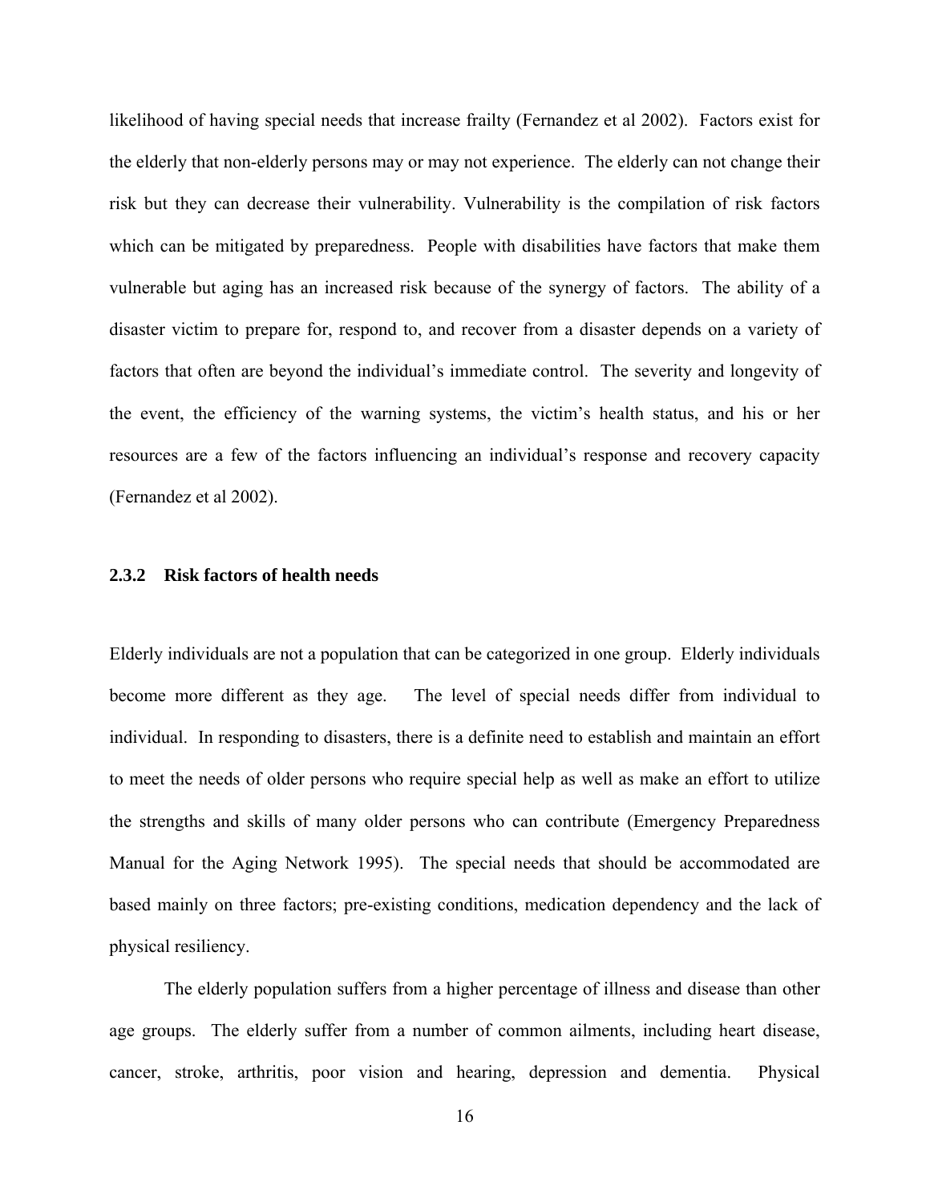likelihood of having special needs that increase frailty (Fernandez et al 2002). Factors exist for the elderly that non-elderly persons may or may not experience. The elderly can not change their risk but they can decrease their vulnerability. Vulnerability is the compilation of risk factors which can be mitigated by preparedness. People with disabilities have factors that make them vulnerable but aging has an increased risk because of the synergy of factors. The ability of a disaster victim to prepare for, respond to, and recover from a disaster depends on a variety of factors that often are beyond the individual's immediate control. The severity and longevity of the event, the efficiency of the warning systems, the victim's health status, and his or her resources are a few of the factors influencing an individual's response and recovery capacity (Fernandez et al 2002).

### 2.3.2 Risk factors of health needs

Elderly individuals are not a population that can be categorized in one group. Elderly individuals become more different as they age. The level of special needs differ from individual to individual. In responding to disasters, there is a definite need to establish and maintain an effort to meet the needs of older persons who require special help as well as make an effort to utilize the strengths and skills of many older persons who can contribute (Emergency Preparedness Manual for the Aging Network 1995). The special needs that should be accommodated are based mainly on three factors; pre-existing conditions, medication dependency and the lack of physical resiliency.

The elderly population suffers from a higher percentage of illness and disease than other age groups. The elderly suffer from a number of common ailments, including heart disease, cancer, stroke, arthritis, poor vision and hearing, depression and dementia. Physical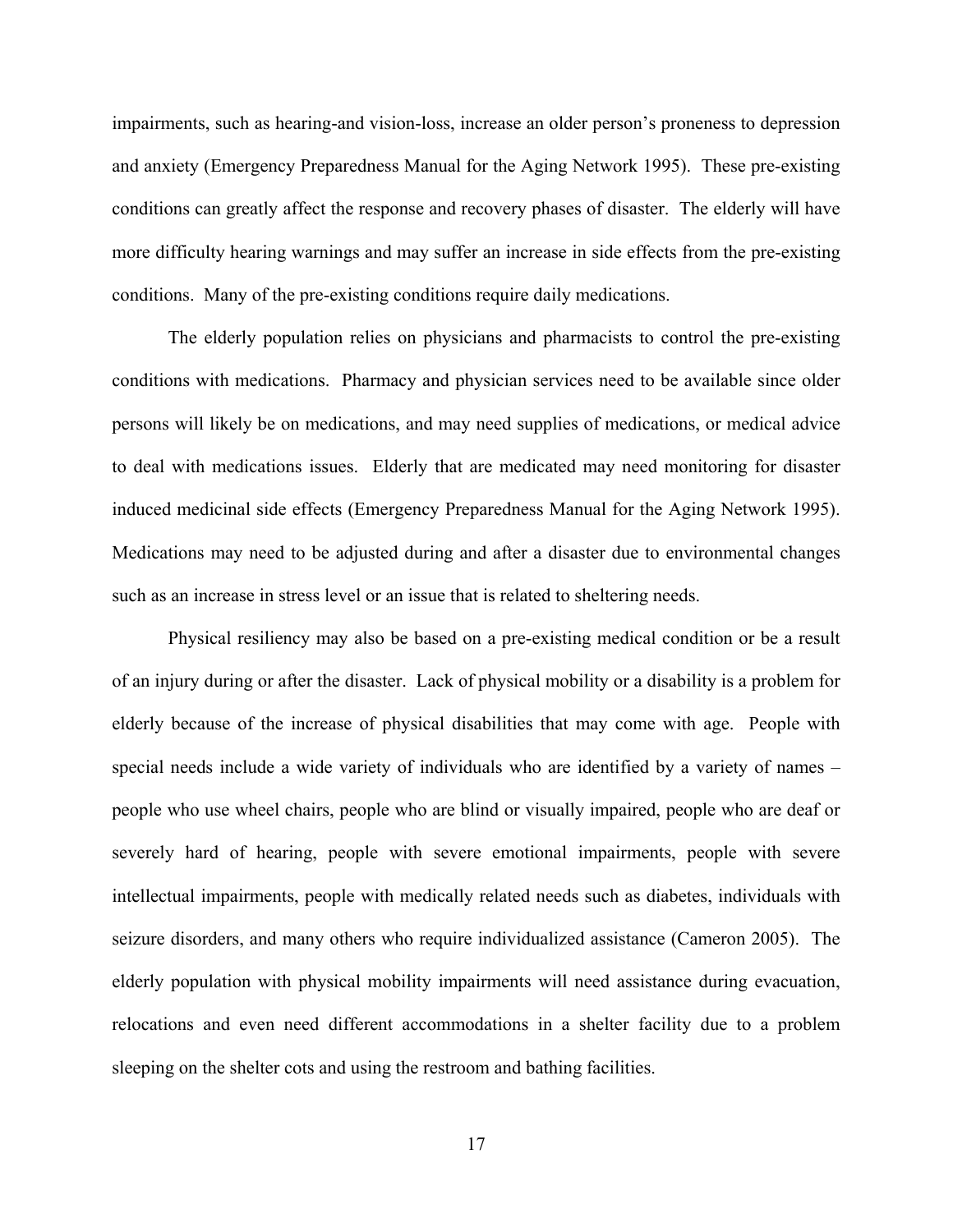impairments, such as hearing-and vision-loss, increase an older person's proneness to depression and anxiety (Emergency Preparedness Manual for the Aging Network 1995). These pre-existing conditions can greatly affect the response and recovery phases of disaster. The elderly will have more difficulty hearing warnings and may suffer an increase in side effects from the pre-existing conditions. Many of the pre-existing conditions require daily medications.

The elderly population relies on physicians and pharmacists to control the pre-existing conditions with medications. Pharmacy and physician services need to be available since older persons will likely be on medications, and may need supplies of medications, or medical advice to deal with medications issues. Elderly that are medicated may need monitoring for disaster induced medicinal side effects (Emergency Preparedness Manual for the Aging Network 1995). Medications may need to be adjusted during and after a disaster due to environmental changes such as an increase in stress level or an issue that is related to sheltering needs.

Physical resiliency may also be based on a pre-existing medical condition or be a result of an injury during or after the disaster. Lack of physical mobility or a disability is a problem for elderly because of the increase of physical disabilities that may come with age. People with special needs include a wide variety of individuals who are identified by a variety of names – people who use wheel chairs, people who are blind or visually impaired, people who are deaf or severely hard of hearing, people with severe emotional impairments, people with severe intellectual impairments, people with medically related needs such as diabetes, individuals with seizure disorders, and many others who require individualized assistance (Cameron 2005). The elderly population with physical mobility impairments will need assistance during evacuation, relocations and even need different accommodations in a shelter facility due to a problem sleeping on the shelter cots and using the restroom and bathing facilities.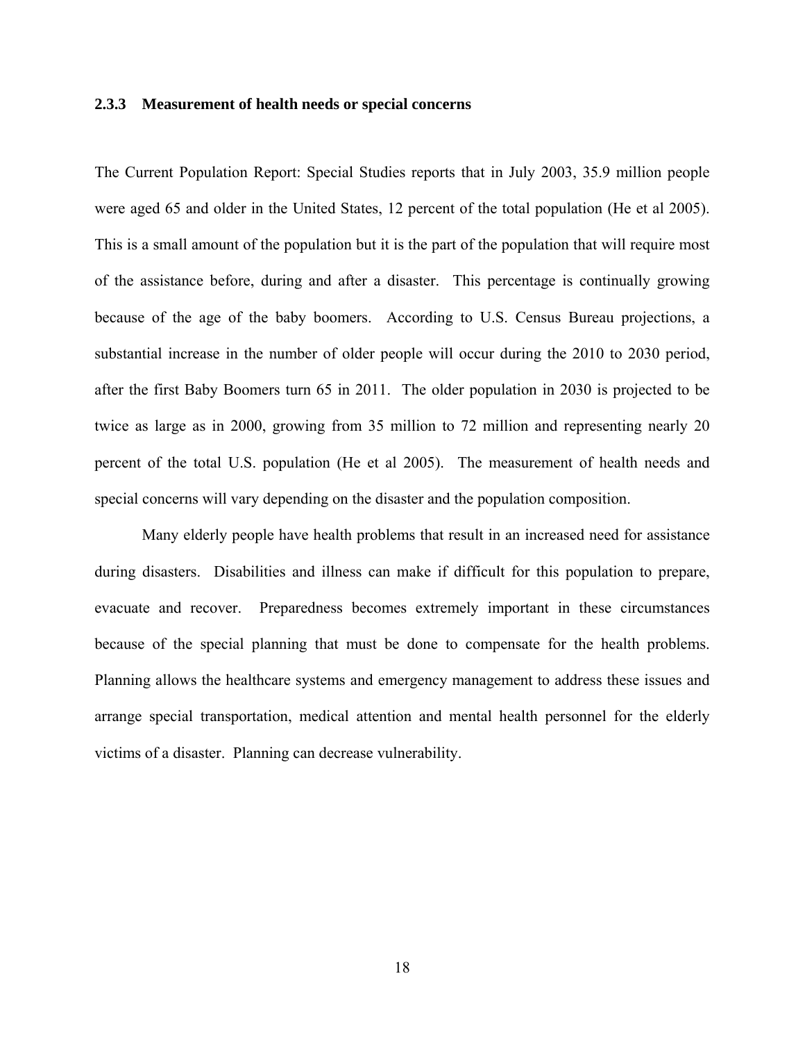### 2.3.3 Measurement of health needs or special concerns

The Current Population Report: Special Studies reports that in July 2003, 35.9 million people were aged 65 and older in the United States, 12 percent of the total population (He et al 2005). This is a small amount of the population but it is the part of the population that will require most of the assistance before, during and after a disaster. This percentage is continually growing because of the age of the baby boomers. According to U.S. Census Bureau projections, a substantial increase in the number of older people will occur during the 2010 to 2030 period, after the first Baby Boomers turn 65 in 2011. The older population in 2030 is projected to be twice as large as in 2000, growing from 35 million to 72 million and representing nearly 20 percent of the total U.S. population (He et al 2005). The measurement of health needs and special concerns will vary depending on the disaster and the population composition.

Many elderly people have health problems that result in an increased need for assistance during disasters. Disabilities and illness can make if difficult for this population to prepare, evacuate and recover. Preparedness becomes extremely important in these circumstances because of the special planning that must be done to compensate for the health problems. Planning allows the healthcare systems and emergency management to address these issues and arrange special transportation, medical attention and mental health personnel for the elderly victims of a disaster. Planning can decrease vulnerability.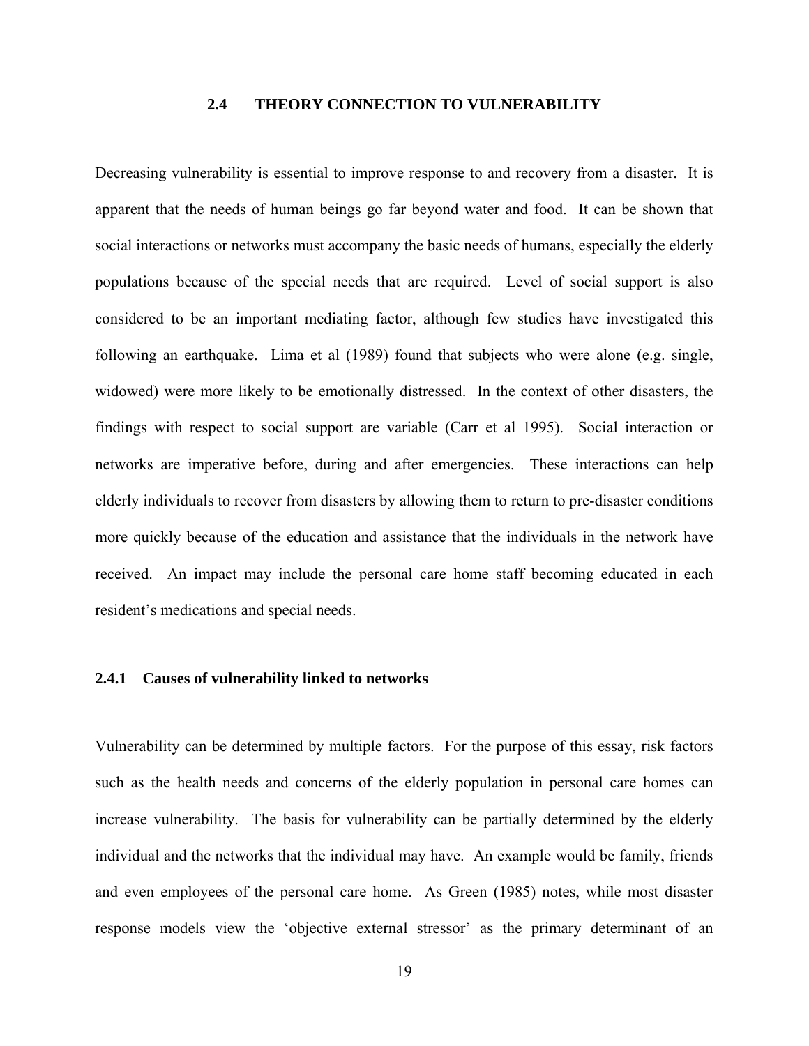## 2.4 THEORY CONNECTION TO VULNERABILITY

Decreasing vulnerability is essential to improve response to and recovery from a disaster. It is apparent that the needs of human beings go far beyond water and food. It can be shown that social interactions or networks must accompany the basic needs of humans, especially the elderly populations because of the special needs that are required. Level of social support is also considered to be an important mediating factor, although few studies have investigated this following an earthquake. Lima et al (1989) found that subjects who were alone (e.g. single, widowed) were more likely to be emotionally distressed. In the context of other disasters, the findings with respect to social support are variable (Carr et al 1995). Social interaction or networks are imperative before, during and after emergencies. These interactions can help elderly individuals to recover from disasters by allowing them to return to pre-disaster conditions more quickly because of the education and assistance that the individuals in the network have received. An impact may include the personal care home staff becoming educated in each resident's medications and special needs.

### 2.4.1 Causes of vulnerability linked to networks

Vulnerability can be determined by multiple factors. For the purpose of this essay, risk factors such as the health needs and concerns of the elderly population in personal care homes can increase vulnerability. The basis for vulnerability can be partially determined by the elderly individual and the networks that the individual may have. An example would be family, friends and even employees of the personal care home. As Green (1985) notes, while most disaster response models view the 'objective external stressor' as the primary determinant of an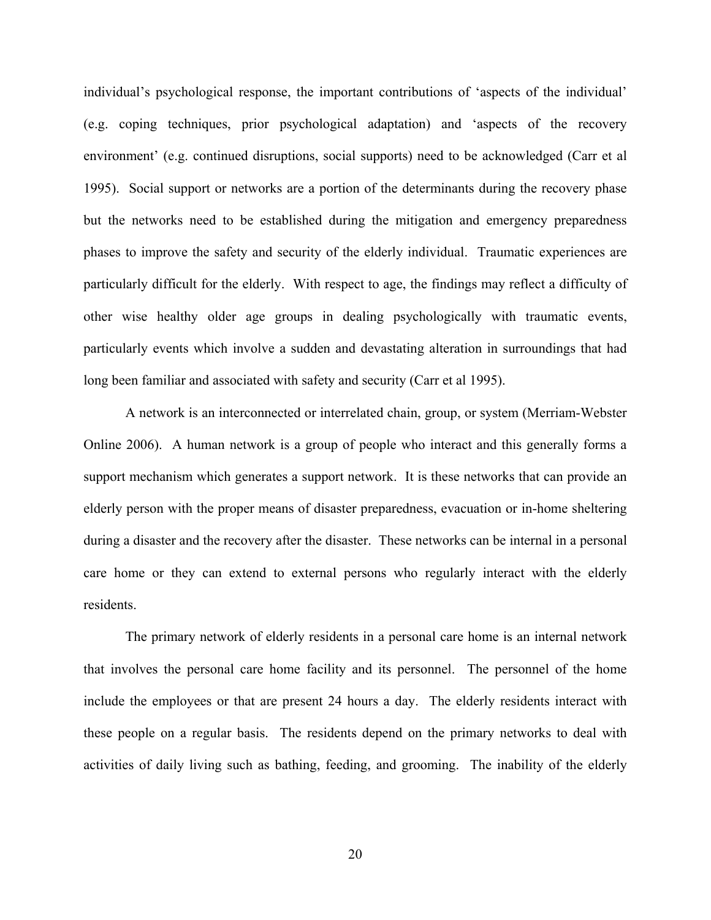individual's psychological response, the important contributions of 'aspects of the individual' (e.g. coping techniques, prior psychological adaptation) and 'aspects of the recovery environment' (e.g. continued disruptions, social supports) need to be acknowledged (Carr et al 1995). Social support or networks are a portion of the determinants during the recovery phase but the networks need to be established during the mitigation and emergency preparedness phases to improve the safety and security of the elderly individual. Traumatic experiences are particularly difficult for the elderly. With respect to age, the findings may reflect a difficulty of other wise healthy older age groups in dealing psychologically with traumatic events, particularly events which involve a sudden and devastating alteration in surroundings that had long been familiar and associated with safety and security (Carr et al 1995).

A network is an interconnected or interrelated chain, group, or system (Merriam-Webster Online 2006). A human network is a group of people who interact and this generally forms a support mechanism which generates a support network. It is these networks that can provide an elderly person with the proper means of disaster preparedness, evacuation or in-home sheltering during a disaster and the recovery after the disaster. These networks can be internal in a personal care home or they can extend to external persons who regularly interact with the elderly residents.

The primary network of elderly residents in a personal care home is an internal network that involves the personal care home facility and its personnel. The personnel of the home include the employees or that are present 24 hours a day. The elderly residents interact with these people on a regular basis. The residents depend on the primary networks to deal with activities of daily living such as bathing, feeding, and grooming. The inability of the elderly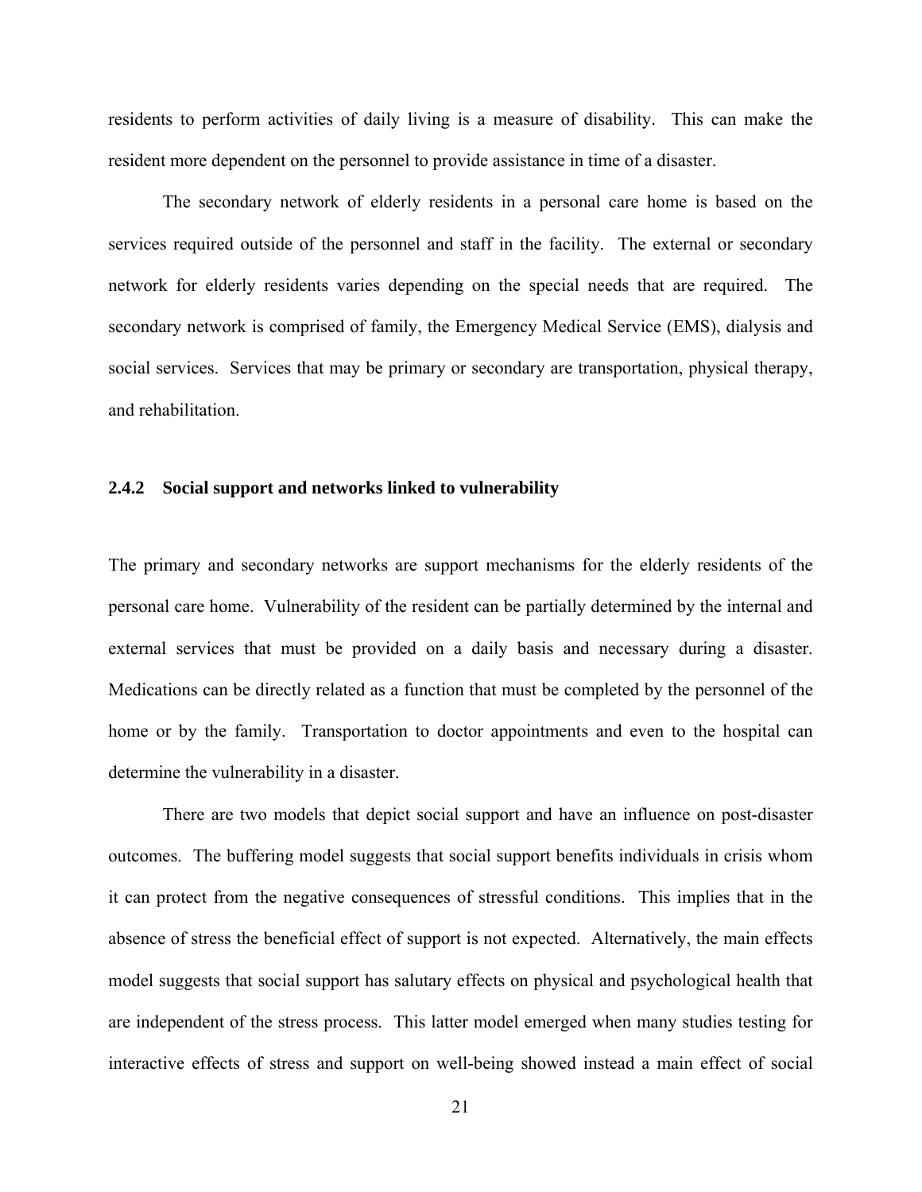residents to perform activities of daily living is a measure of disability. This can make the resident more dependent on the personnel to provide assistance in time of a disaster.

The secondary network of elderly residents in a personal care home is based on the services required outside of the personnel and staff in the facility. The external or secondary network for elderly residents varies depending on the special needs that are required. The secondary network is comprised of family, the Emergency Medical Service (EMS), dialysis and social services. Services that may be primary or secondary are transportation, physical therapy, and rehabilitation.

### 2.4.2 Social support and networks linked to vulnerability

The primary and secondary networks are support mechanisms for the elderly residents of the personal care home. Vulnerability of the resident can be partially determined by the internal and external services that must be provided on a daily basis and necessary during a disaster. Medications can be directly related as a function that must be completed by the personnel of the home or by the family. Transportation to doctor appointments and even to the hospital can determine the vulnerability in a disaster.

There are two models that depict social support and have an influence on post-disaster outcomes. The buffering model suggests that social support benefits individuals in crisis whom it can protect from the negative consequences of stressful conditions. This implies that in the absence of stress the beneficial effect of support is not expected. Alternatively, the main effects model suggests that social support has salutary effects on physical and psychological health that are independent of the stress process. This latter model emerged when many studies testing for interactive effects of stress and support on well-being showed instead a main effect of social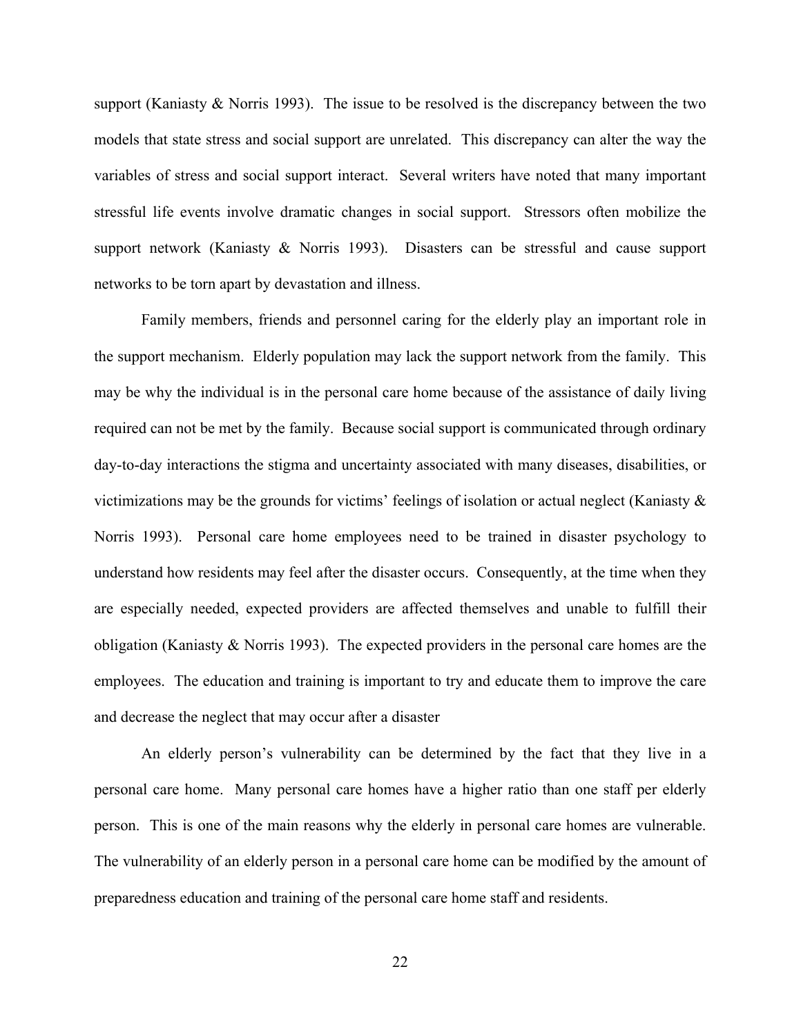support (Kaniasty & Norris 1993). The issue to be resolved is the discrepancy between the two models that state stress and social support are unrelated. This discrepancy can alter the way the variables of stress and social support interact. Several writers have noted that many important stressful life events involve dramatic changes in social support. Stressors often mobilize the support network (Kaniasty & Norris 1993). Disasters can be stressful and cause support networks to be torn apart by devastation and illness.

Family members, friends and personnel caring for the elderly play an important role in the support mechanism. Elderly population may lack the support network from the family. This may be why the individual is in the personal care home because of the assistance of daily living required can not be met by the family. Because social support is communicated through ordinary day-to-day interactions the stigma and uncertainty associated with many diseases, disabilities, or victimizations may be the grounds for victims' feelings of isolation or actual neglect (Kaniasty & Norris 1993). Personal care home employees need to be trained in disaster psychology to understand how residents may feel after the disaster occurs. Consequently, at the time when they are especially needed, expected providers are affected themselves and unable to fulfill their obligation (Kaniasty & Norris 1993). The expected providers in the personal care homes are the employees. The education and training is important to try and educate them to improve the care and decrease the neglect that may occur after a disaster

An elderly person's vulnerability can be determined by the fact that they live in a personal care home. Many personal care homes have a higher ratio than one staff per elderly person. This is one of the main reasons why the elderly in personal care homes are vulnerable. The vulnerability of an elderly person in a personal care home can be modified by the amount of preparedness education and training of the personal care home staff and residents.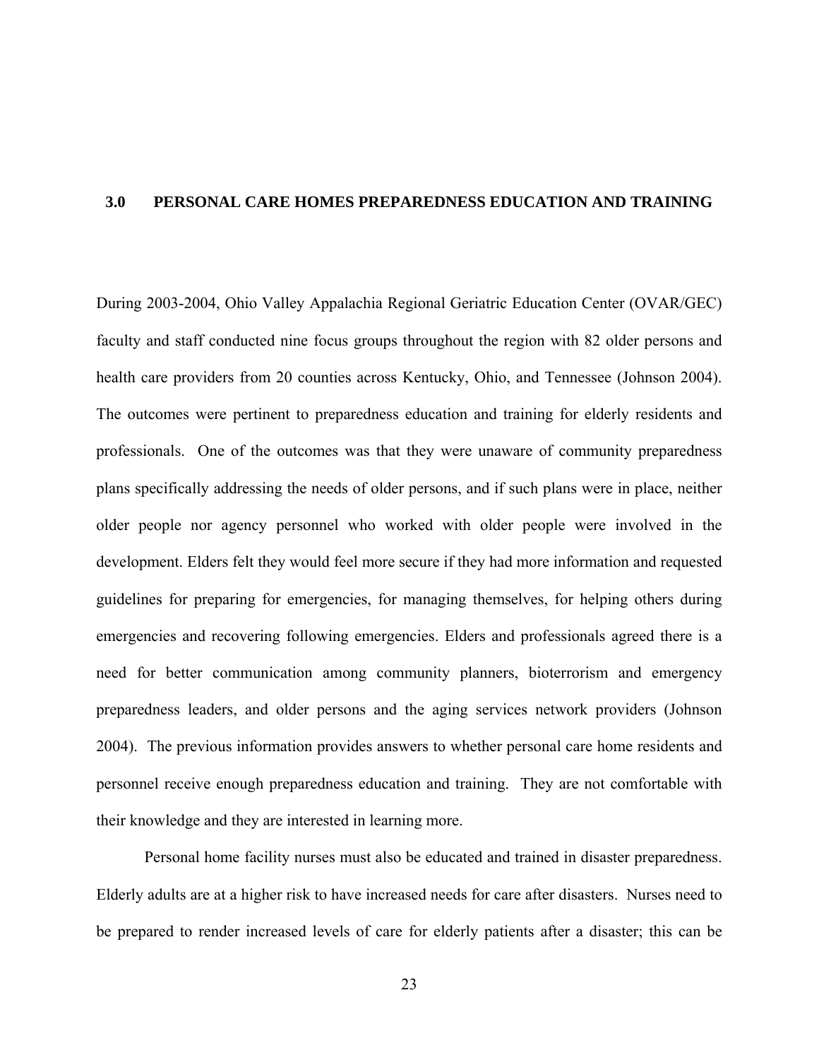# 3.0 PERSONAL CARE HOMES PREPAREDNESS EDUCATION AND TRAINING

During 2003-2004, Ohio Valley Appalachia Regional Geriatric Education Center (OVAR/GEC) faculty and staff conducted nine focus groups throughout the region with 82 older persons and health care providers from 20 counties across Kentucky, Ohio, and Tennessee (Johnson 2004). The outcomes were pertinent to preparedness education and training for elderly residents and professionals. One of the outcomes was that they were unaware of community preparedness plans specifically addressing the needs of older persons, and if such plans were in place, neither older people nor agency personnel who worked with older people were involved in the development. Elders felt they would feel more secure if they had more information and requested guidelines for preparing for emergencies, for managing themselves, for helping others during emergencies and recovering following emergencies. Elders and professionals agreed there is a need for better communication among community planners, bioterrorism and emergency preparedness leaders, and older persons and the aging services network providers (Johnson 2004). The previous information provides answers to whether personal care home residents and personnel receive enough preparedness education and training. They are not comfortable with their knowledge and they are interested in learning more.

Personal home facility nurses must also be educated and trained in disaster preparedness. Elderly adults are at a higher risk to have increased needs for care after disasters. Nurses need to be prepared to render increased levels of care for elderly patients after a disaster; this can be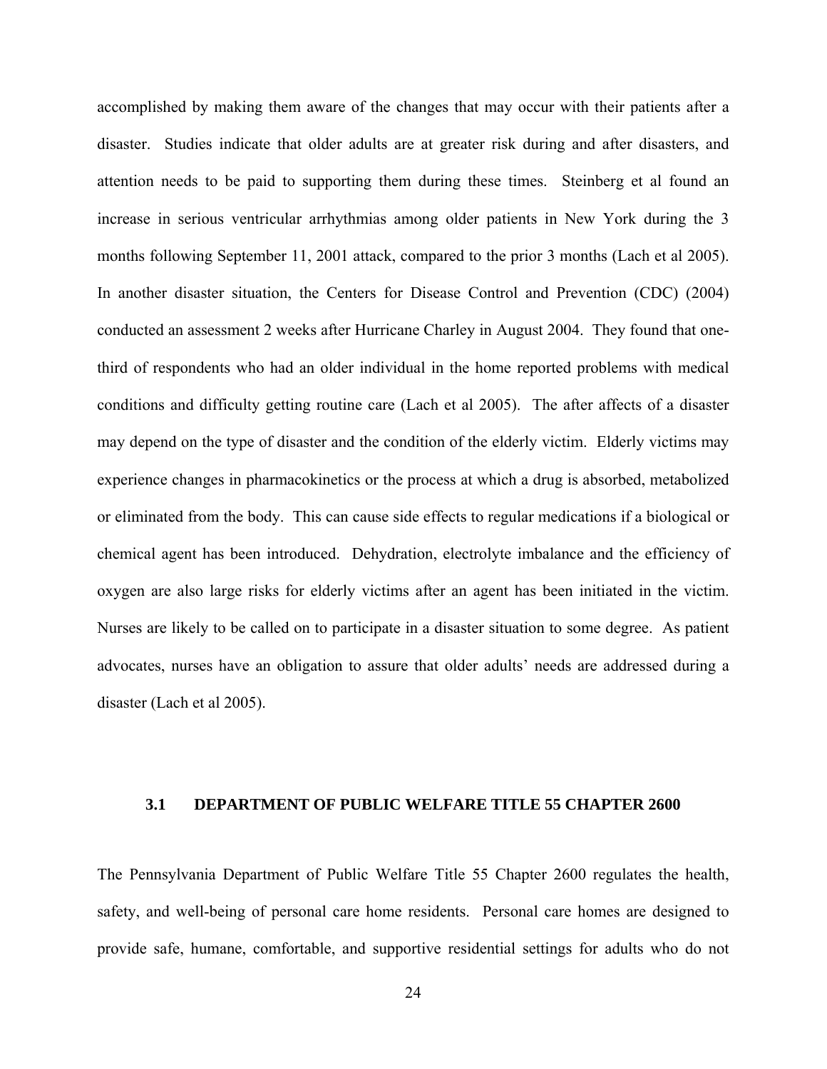accomplished by making them aware of the changes that may occur with their patients after a disaster. Studies indicate that older adults are at greater risk during and after disasters, and attention needs to be paid to supporting them during these times. Steinberg et al found an increase in serious ventricular arrhythmias among older patients in New York during the 3 months following September 11, 2001 attack, compared to the prior 3 months (Lach et al 2005). In another disaster situation, the Centers for Disease Control and Prevention (CDC) (2004) conducted an assessment 2 weeks after Hurricane Charley in August 2004. They found that one-third of respondents who had an older individual in the home reported problems with medical conditions and difficulty getting routine care (Lach et al 2005). The after affects of a disaster may depend on the type of disaster and the condition of the elderly victim. Elderly victims may experience changes in pharmacokinetics or the process at which a drug is absorbed, metabolized or eliminated from the body. This can cause side effects to regular medications if a biological or chemical agent has been introduced. Dehydration, electrolyte imbalance and the efficiency of oxygen are also large risks for elderly victims after an agent has been initiated in the victim. Nurses are likely to be called on to participate in a disaster situation to some degree. As patient advocates, nurses have an obligation to assure that older adults' needs are addressed during a disaster (Lach et al 2005).

### 3.1 DEPARTMENT OF PUBLIC WELFARE TITLE 55 CHAPTER 2600

The Pennsylvania Department of Public Welfare Title 55 Chapter 2600 regulates the health, safety, and well-being of personal care home residents. Personal care homes are designed to provide safe, humane, comfortable, and supportive residential settings for adults who do not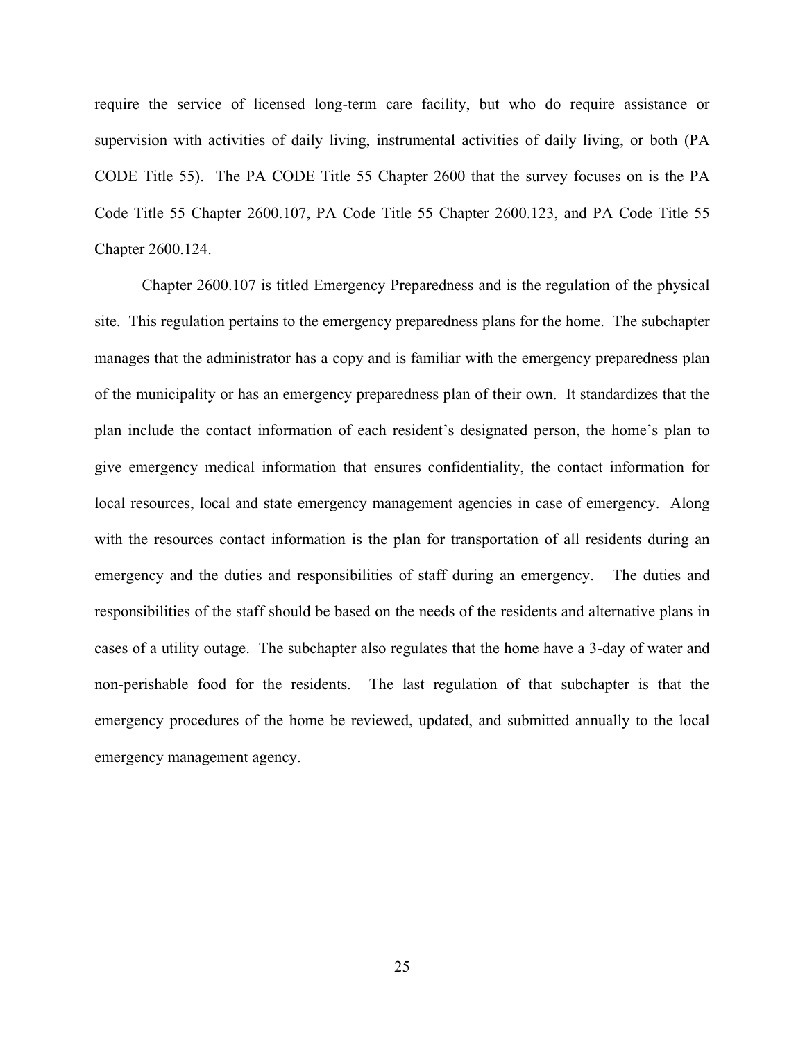require the service of licensed long-term care facility, but who do require assistance or supervision with activities of daily living, instrumental activities of daily living, or both (PA CODE Title 55). The PA CODE Title 55 Chapter 2600 that the survey focuses on is the PA Code Title 55 Chapter 2600.107, PA Code Title 55 Chapter 2600.123, and PA Code Title 55 Chapter 2600.124.

Chapter 2600.107 is titled Emergency Preparedness and is the regulation of the physical site. This regulation pertains to the emergency preparedness plans for the home. The subchapter manages that the administrator has a copy and is familiar with the emergency preparedness plan of the municipality or has an emergency preparedness plan of their own. It standardizes that the plan include the contact information of each resident's designated person, the home's plan to give emergency medical information that ensures confidentiality, the contact information for local resources, local and state emergency management agencies in case of emergency. Along with the resources contact information is the plan for transportation of all residents during an emergency and the duties and responsibilities of staff during an emergency. The duties and responsibilities of the staff should be based on the needs of the residents and alternative plans in cases of a utility outage. The subchapter also regulates that the home have a 3-day of water and non-perishable food for the residents. The last regulation of that subchapter is that the emergency procedures of the home be reviewed, updated, and submitted annually to the local emergency management agency.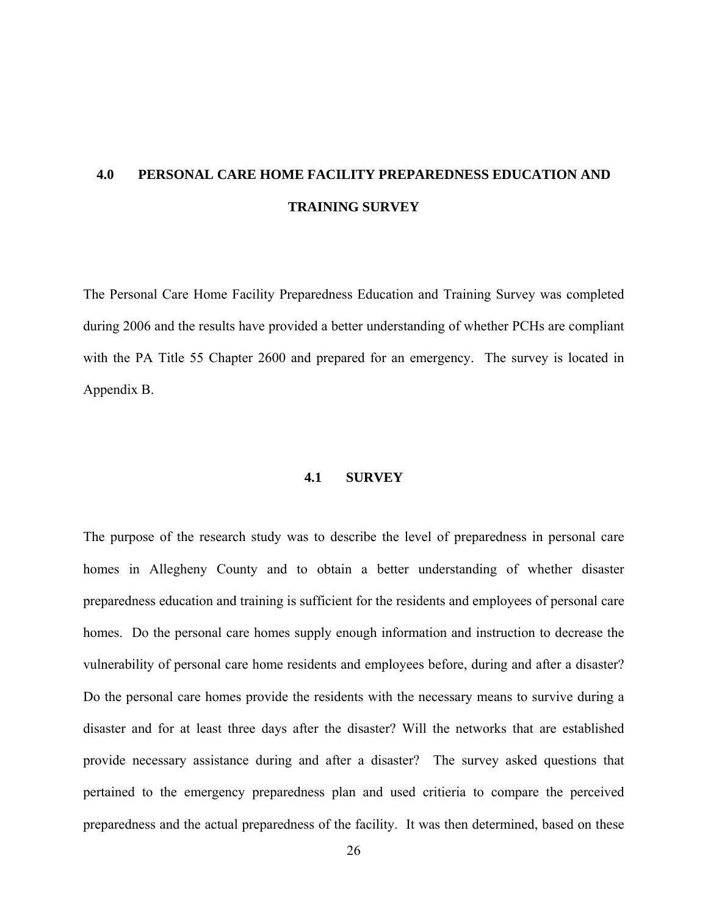# 4.0 PERSONAL CARE HOME FACILITY PREPAREDNESS EDUCATION AND TRAINING SURVEY

The Personal Care Home Facility Preparedness Education and Training Survey was completed during 2006 and the results have provided a better understanding of whether PCHs are compliant with the PA Title 55 Chapter 2600 and prepared for an emergency. The survey is located in Appendix B.

## 4.1 SURVEY

The purpose of the research study was to describe the level of preparedness in personal care homes in Allegheny County and to obtain a better understanding of whether disaster preparedness education and training is sufficient for the residents and employees of personal care homes. Do the personal care homes supply enough information and instruction to decrease the vulnerability of personal care home residents and employees before, during and after a disaster? Do the personal care homes provide the residents with the necessary means to survive during a disaster and for at least three days after the disaster? Will the networks that are established provide necessary assistance during and after a disaster? The survey asked questions that pertained to the emergency preparedness plan and used critieria to compare the perceived preparedness and the actual preparedness of the facility. It was then determined, based on these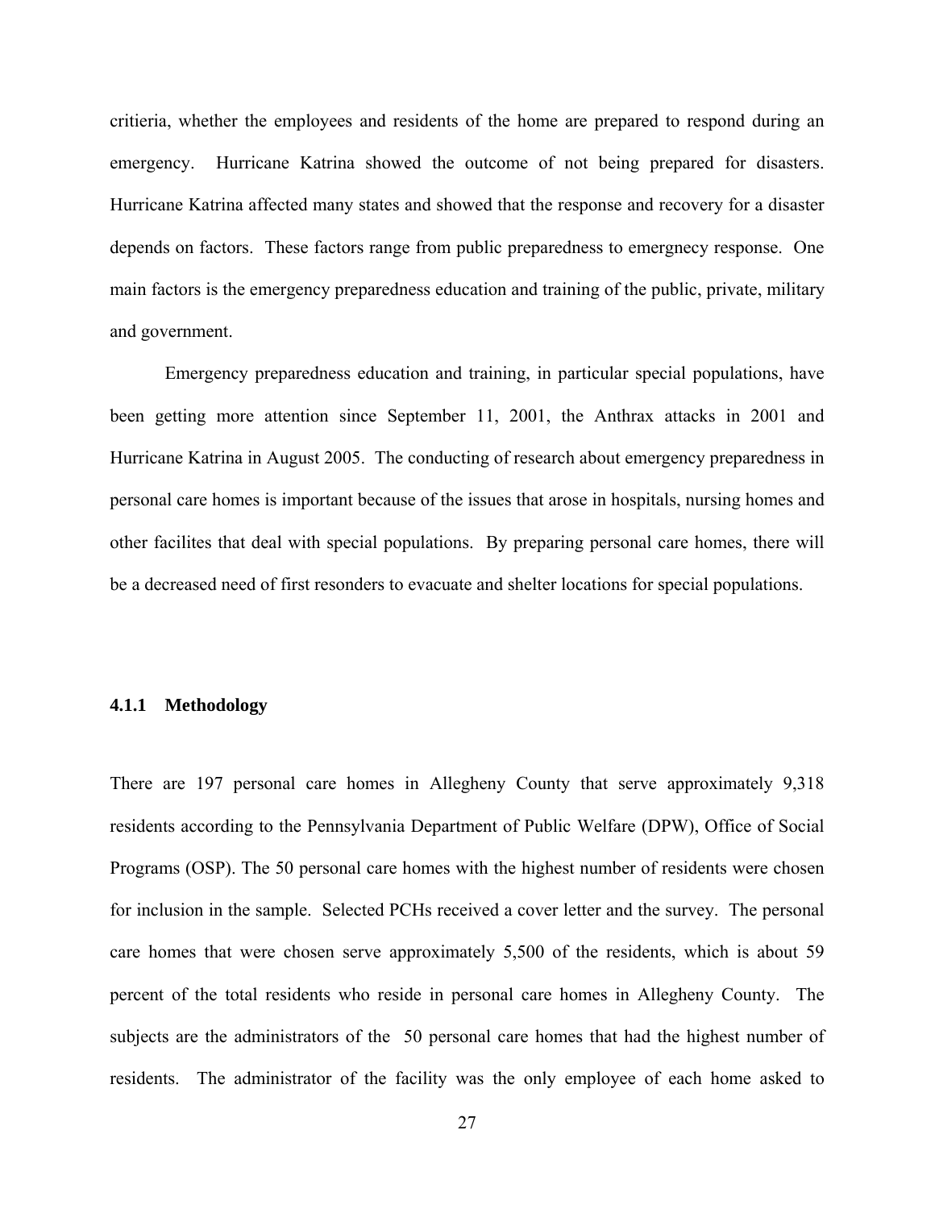critieria, whether the employees and residents of the home are prepared to respond during an emergency. Hurricane Katrina showed the outcome of not being prepared for disasters. Hurricane Katrina affected many states and showed that the response and recovery for a disaster depends on factors. These factors range from public preparedness to emergnecy response. One main factors is the emergency preparedness education and training of the public, private, military and government.

Emergency preparedness education and training, in particular special populations, have been getting more attention since September 11, 2001, the Anthrax attacks in 2001 and Hurricane Katrina in August 2005. The conducting of research about emergency preparedness in personal care homes is important because of the issues that arose in hospitals, nursing homes and other facilites that deal with special populations. By preparing personal care homes, there will be a decreased need of first resonders to evacuate and shelter locations for special populations.

### 4.1.1 Methodology

There are 197 personal care homes in Allegheny County that serve approximately 9,318 residents according to the Pennsylvania Department of Public Welfare (DPW), Office of Social Programs (OSP). The 50 personal care homes with the highest number of residents were chosen for inclusion in the sample. Selected PCHs received a cover letter and the survey. The personal care homes that were chosen serve approximately 5,500 of the residents, which is about 59 percent of the total residents who reside in personal care homes in Allegheny County. The subjects are the administrators of the 50 personal care homes that had the highest number of residents. The administrator of the facility was the only employee of each home asked to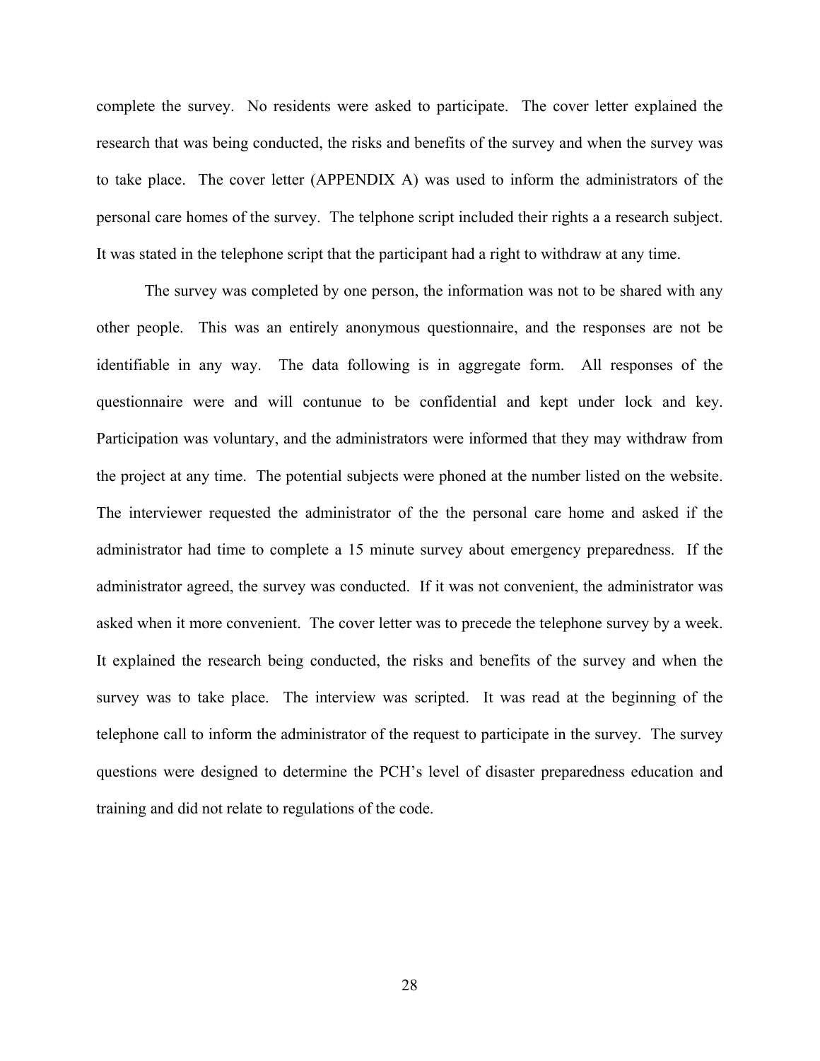complete the survey. No residents were asked to participate. The cover letter explained the research that was being conducted, the risks and benefits of the survey and when the survey was to take place. The cover letter (APPENDIX A) was used to inform the administrators of the personal care homes of the survey. The telphone script included their rights a a research subject. It was stated in the telephone script that the participant had a right to withdraw at any time.

The survey was completed by one person, the information was not to be shared with any other people. This was an entirely anonymous questionnaire, and the responses are not be identifiable in any way. The data following is in aggregate form. All responses of the questionnaire were and will contunue to be confidential and kept under lock and key. Participation was voluntary, and the administrators were informed that they may withdraw from the project at any time. The potential subjects were phoned at the number listed on the website. The interviewer requested the administrator of the the personal care home and asked if the administrator had time to complete a 15 minute survey about emergency preparedness. If the administrator agreed, the survey was conducted. If it was not convenient, the administrator was asked when it more convenient. The cover letter was to precede the telephone survey by a week. It explained the research being conducted, the risks and benefits of the survey and when the survey was to take place. The interview was scripted. It was read at the beginning of the telephone call to inform the administrator of the request to participate in the survey. The survey questions were designed to determine the PCH's level of disaster preparedness education and training and did not relate to regulations of the code.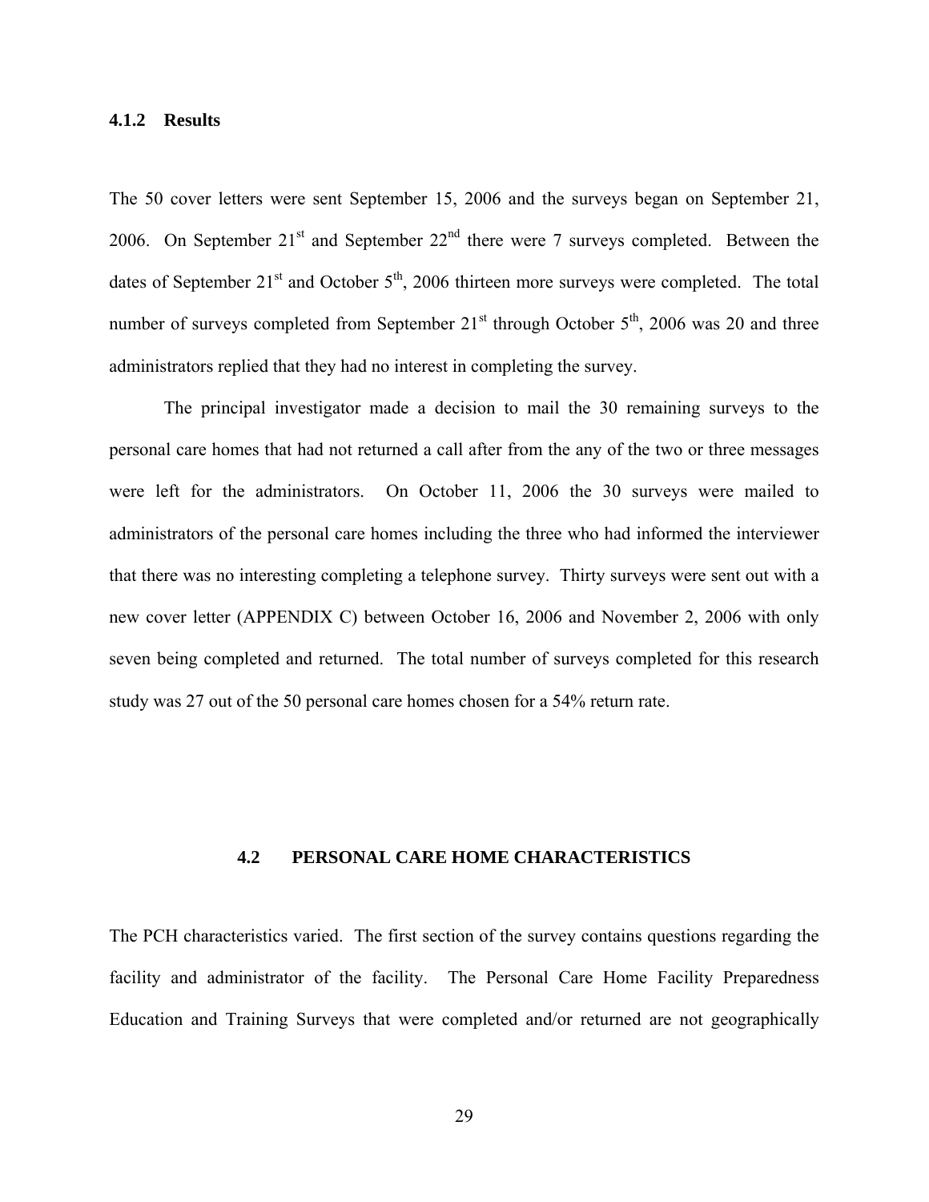### 4.1.2 Results

The 50 cover letters were sent September 15, 2006 and the surveys began on September 21, 2006. On September 21st and September 22nd there were 7 surveys completed. Between the dates of September 21st and October 5th, 2006 thirteen more surveys were completed. The total number of surveys completed from September 21st through October 5th, 2006 was 20 and three administrators replied that they had no interest in completing the survey.

The principal investigator made a decision to mail the 30 remaining surveys to the personal care homes that had not returned a call after from the any of the two or three messages were left for the administrators. On October 11, 2006 the 30 surveys were mailed to administrators of the personal care homes including the three who had informed the interviewer that there was no interesting completing a telephone survey. Thirty surveys were sent out with a new cover letter (APPENDIX C) between October 16, 2006 and November 2, 2006 with only seven being completed and returned. The total number of surveys completed for this research study was 27 out of the 50 personal care homes chosen for a 54% return rate.

## 4.2 PERSONAL CARE HOME CHARACTERISTICS

The PCH characteristics varied. The first section of the survey contains questions regarding the facility and administrator of the facility. The Personal Care Home Facility Preparedness Education and Training Surveys that were completed and/or returned are not geographically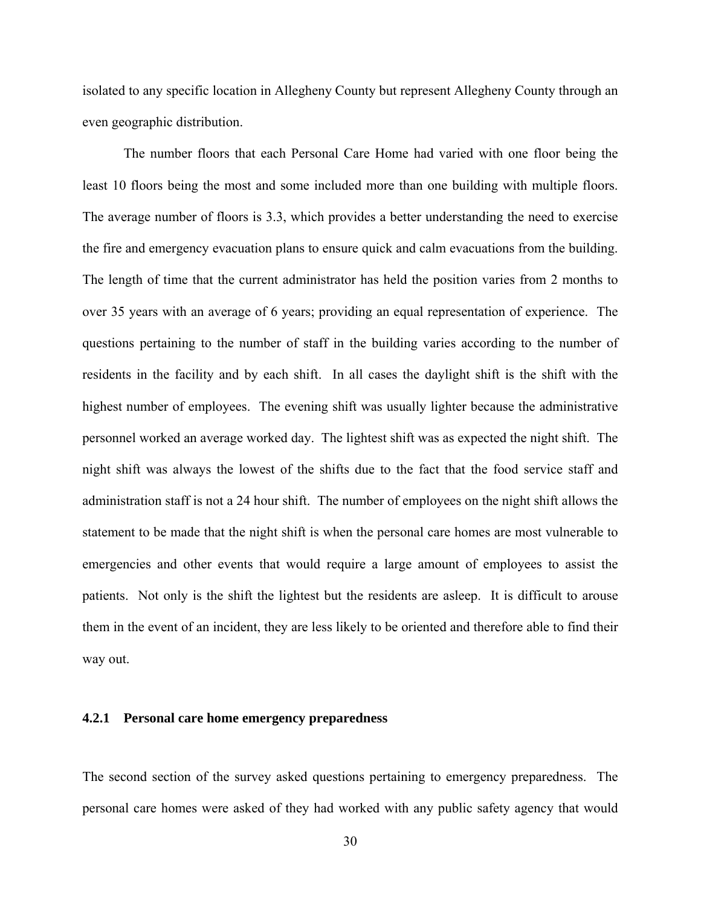isolated to any specific location in Allegheny County but represent Allegheny County through an even geographic distribution.

The number floors that each Personal Care Home had varied with one floor being the least 10 floors being the most and some included more than one building with multiple floors. The average number of floors is 3.3, which provides a better understanding the need to exercise the fire and emergency evacuation plans to ensure quick and calm evacuations from the building. The length of time that the current administrator has held the position varies from 2 months to over 35 years with an average of 6 years; providing an equal representation of experience. The questions pertaining to the number of staff in the building varies according to the number of residents in the facility and by each shift. In all cases the daylight shift is the shift with the highest number of employees. The evening shift was usually lighter because the administrative personnel worked an average worked day. The lightest shift was as expected the night shift. The night shift was always the lowest of the shifts due to the fact that the food service staff and administration staff is not a 24 hour shift. The number of employees on the night shift allows the statement to be made that the night shift is when the personal care homes are most vulnerable to emergencies and other events that would require a large amount of employees to assist the patients. Not only is the shift the lightest but the residents are asleep. It is difficult to arouse them in the event of an incident, they are less likely to be oriented and therefore able to find their way out.

### 4.2.1 Personal care home emergency preparedness

The second section of the survey asked questions pertaining to emergency preparedness. The personal care homes were asked of they had worked with any public safety agency that would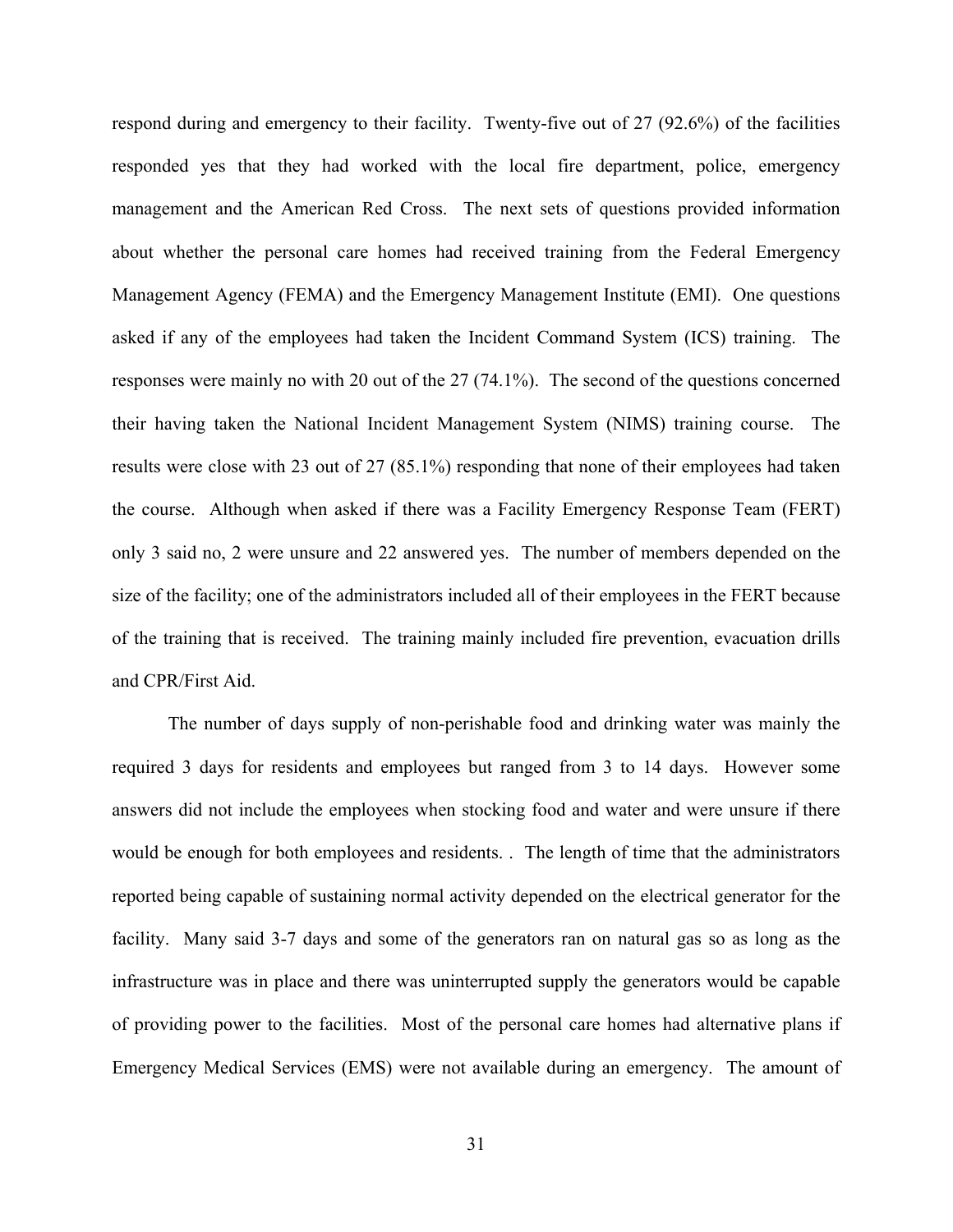respond during and emergency to their facility. Twenty-five out of 27 (92.6%) of the facilities responded yes that they had worked with the local fire department, police, emergency management and the American Red Cross. The next sets of questions provided information about whether the personal care homes had received training from the Federal Emergency Management Agency (FEMA) and the Emergency Management Institute (EMI). One questions asked if any of the employees had taken the Incident Command System (ICS) training. The responses were mainly no with 20 out of the 27 (74.1%). The second of the questions concerned their having taken the National Incident Management System (NIMS) training course. The results were close with 23 out of 27 (85.1%) responding that none of their employees had taken the course. Although when asked if there was a Facility Emergency Response Team (FERT) only 3 said no, 2 were unsure and 22 answered yes. The number of members depended on the size of the facility; one of the administrators included all of their employees in the FERT because of the training that is received. The training mainly included fire prevention, evacuation drills and CPR/First Aid.

The number of days supply of non-perishable food and drinking water was mainly the required 3 days for residents and employees but ranged from 3 to 14 days. However some answers did not include the employees when stocking food and water and were unsure if there would be enough for both employees and residents. . The length of time that the administrators reported being capable of sustaining normal activity depended on the electrical generator for the facility. Many said 3-7 days and some of the generators ran on natural gas so as long as the infrastructure was in place and there was uninterrupted supply the generators would be capable of providing power to the facilities. Most of the personal care homes had alternative plans if Emergency Medical Services (EMS) were not available during an emergency. The amount of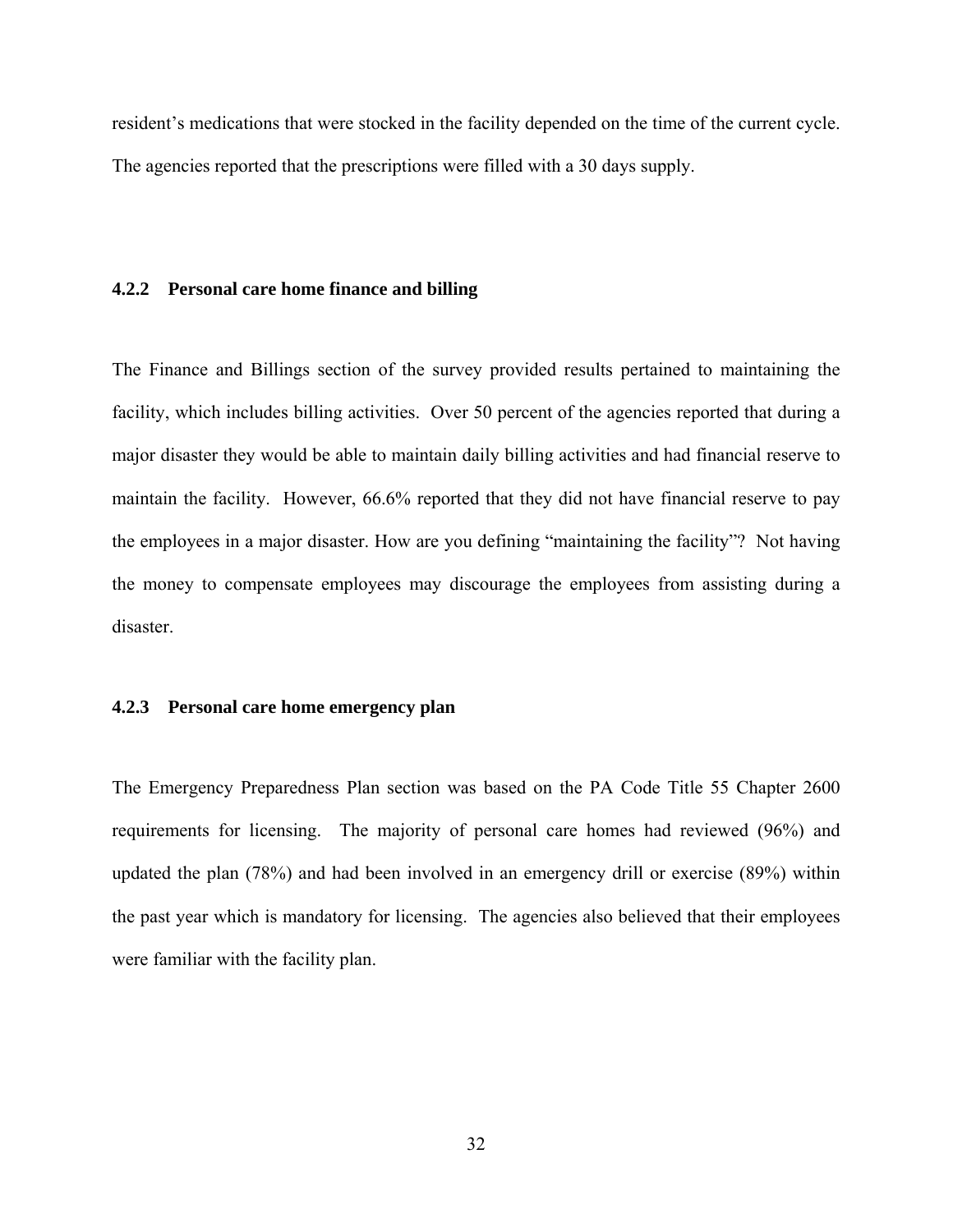resident's medications that were stocked in the facility depended on the time of the current cycle. The agencies reported that the prescriptions were filled with a 30 days supply.

### 4.2.2 Personal care home finance and billing

The Finance and Billings section of the survey provided results pertained to maintaining the facility, which includes billing activities. Over 50 percent of the agencies reported that during a major disaster they would be able to maintain daily billing activities and had financial reserve to maintain the facility. However, 66.6% reported that they did not have financial reserve to pay the employees in a major disaster. How are you defining "maintaining the facility"? Not having the money to compensate employees may discourage the employees from assisting during a disaster.

### 4.2.3 Personal care home emergency plan

The Emergency Preparedness Plan section was based on the PA Code Title 55 Chapter 2600 requirements for licensing. The majority of personal care homes had reviewed (96%) and updated the plan (78%) and had been involved in an emergency drill or exercise (89%) within the past year which is mandatory for licensing. The agencies also believed that their employees were familiar with the facility plan.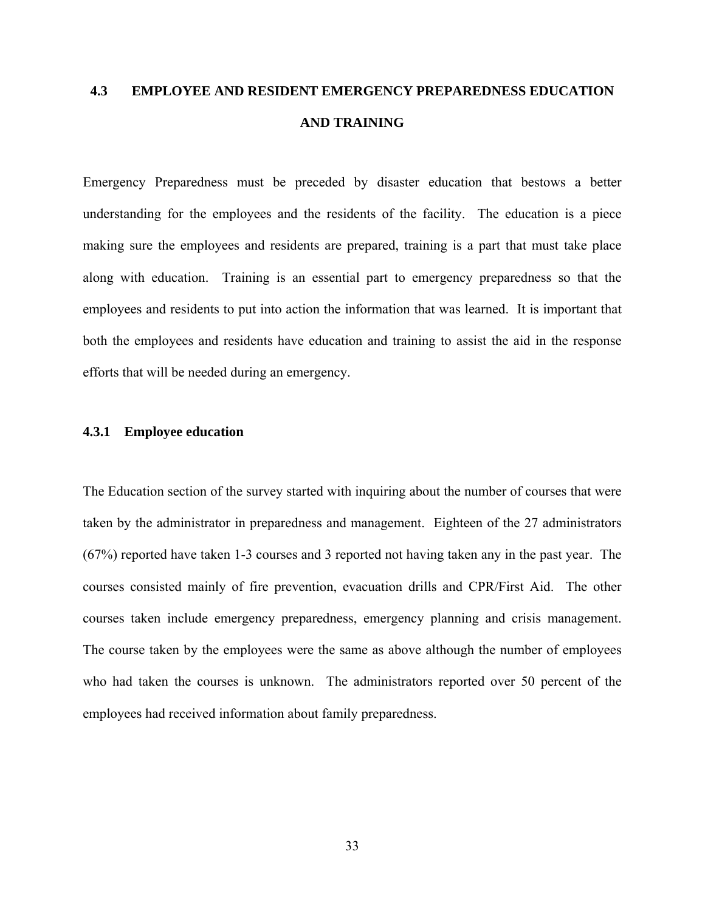## 4.3 EMPLOYEE AND RESIDENT EMERGENCY PREPAREDNESS EDUCATION AND TRAINING

Emergency Preparedness must be preceded by disaster education that bestows a better understanding for the employees and the residents of the facility. The education is a piece making sure the employees and residents are prepared, training is a part that must take place along with education. Training is an essential part to emergency preparedness so that the employees and residents to put into action the information that was learned. It is important that both the employees and residents have education and training to assist the aid in the response efforts that will be needed during an emergency.

### 4.3.1 Employee education

The Education section of the survey started with inquiring about the number of courses that were taken by the administrator in preparedness and management. Eighteen of the 27 administrators (67%) reported have taken 1-3 courses and 3 reported not having taken any in the past year. The courses consisted mainly of fire prevention, evacuation drills and CPR/First Aid. The other courses taken include emergency preparedness, emergency planning and crisis management. The course taken by the employees were the same as above although the number of employees who had taken the courses is unknown. The administrators reported over 50 percent of the employees had received information about family preparedness.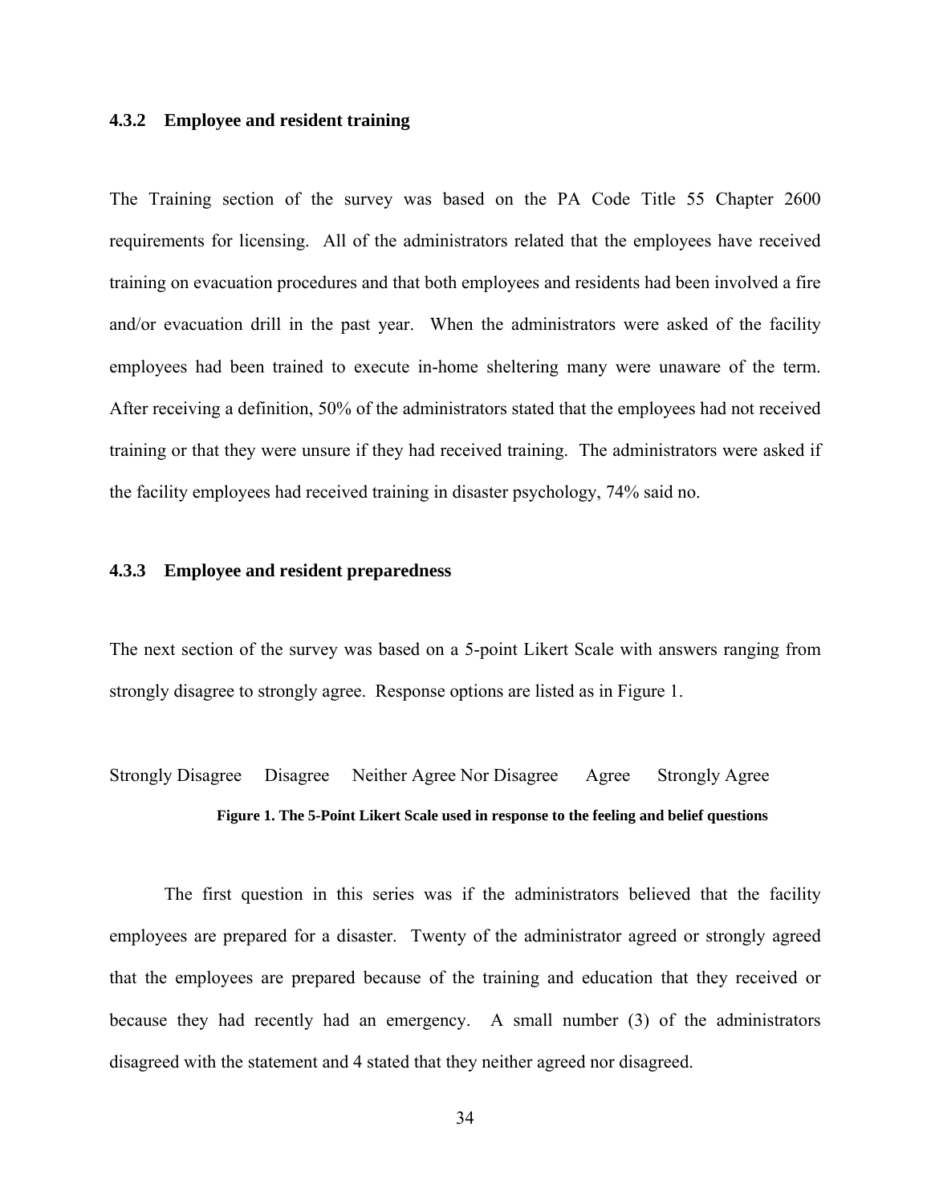### 4.3.2 Employee and resident training

The Training section of the survey was based on the PA Code Title 55 Chapter 2600 requirements for licensing. All of the administrators related that the employees have received training on evacuation procedures and that both employees and residents had been involved a fire and/or evacuation drill in the past year. When the administrators were asked of the facility employees had been trained to execute in-home sheltering many were unaware of the term. After receiving a definition, 50% of the administrators stated that the employees had not received training or that they were unsure if they had received training. The administrators were asked if the facility employees had received training in disaster psychology, 74% said no.

### 4.3.3 Employee and resident preparedness

The next section of the survey was based on a 5-point Likert Scale with answers ranging from strongly disagree to strongly agree. Response options are listed as in Figure 1.

Strongly Disagree     Disagree     Neither Agree Nor Disagree     Agree     Strongly Agree

**Figure 1. The 5-Point Likert Scale used in response to the feeling and belief questions**

The first question in this series was if the administrators believed that the facility employees are prepared for a disaster. Twenty of the administrator agreed or strongly agreed that the employees are prepared because of the training and education that they received or because they had recently had an emergency. A small number (3) of the administrators disagreed with the statement and 4 stated that they neither agreed nor disagreed.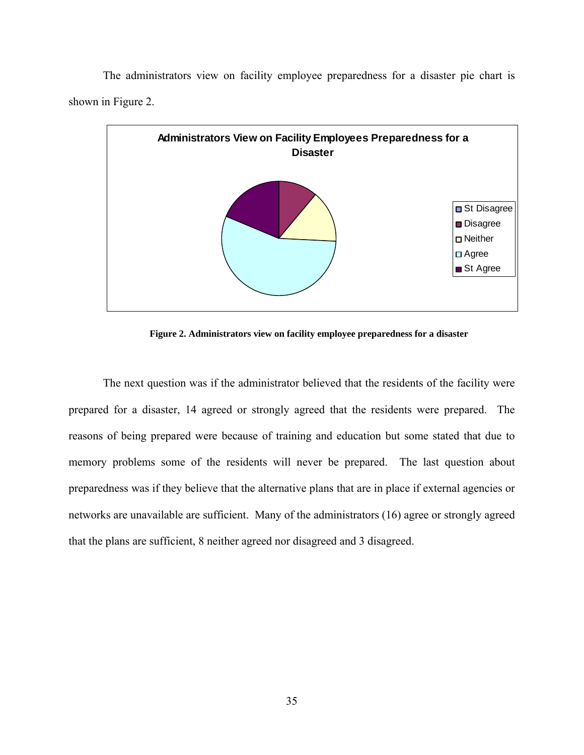The administrators view on facility employee preparedness for a disaster pie chart is shown in Figure 2.

**Figure 2. Administrators view on facility employee preparedness for a disaster**

The next question was if the administrator believed that the residents of the facility were prepared for a disaster, 14 agreed or strongly agreed that the residents were prepared. The reasons of being prepared were because of training and education but some stated that due to memory problems some of the residents will never be prepared. The last question about preparedness was if they believe that the alternative plans that are in place if external agencies or networks are unavailable are sufficient. Many of the administrators (16) agree or strongly agreed that the plans are sufficient, 8 neither agreed nor disagreed and 3 disagreed.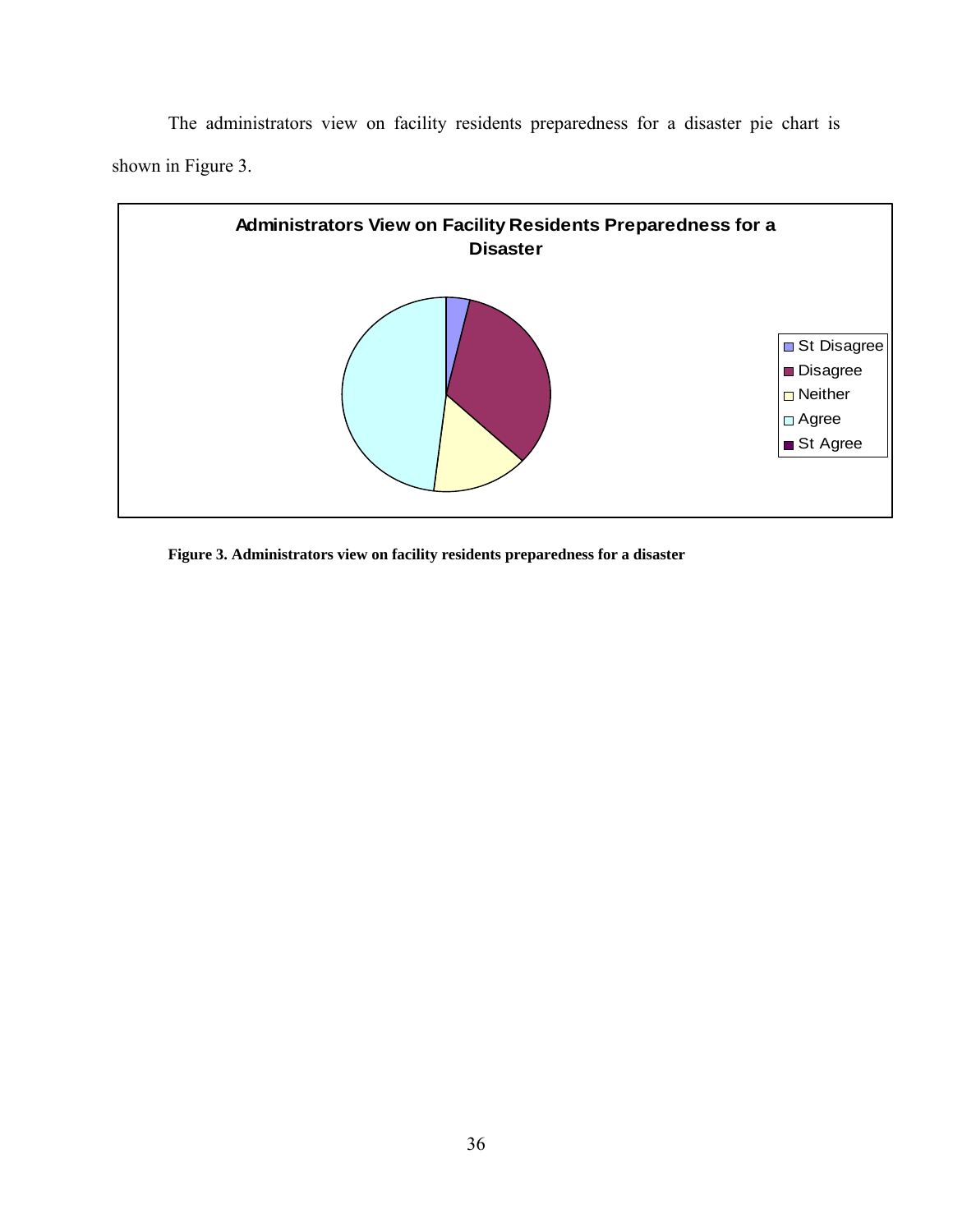The administrators view on facility residents preparedness for a disaster pie chart is shown in Figure 3.

**Administrators View on Facility Residents Preparedness for a Disaster**

St Disagree
Disagree
Neither
Agree
St Agree

**Figure 3. Administrators view on facility residents preparedness for a disaster**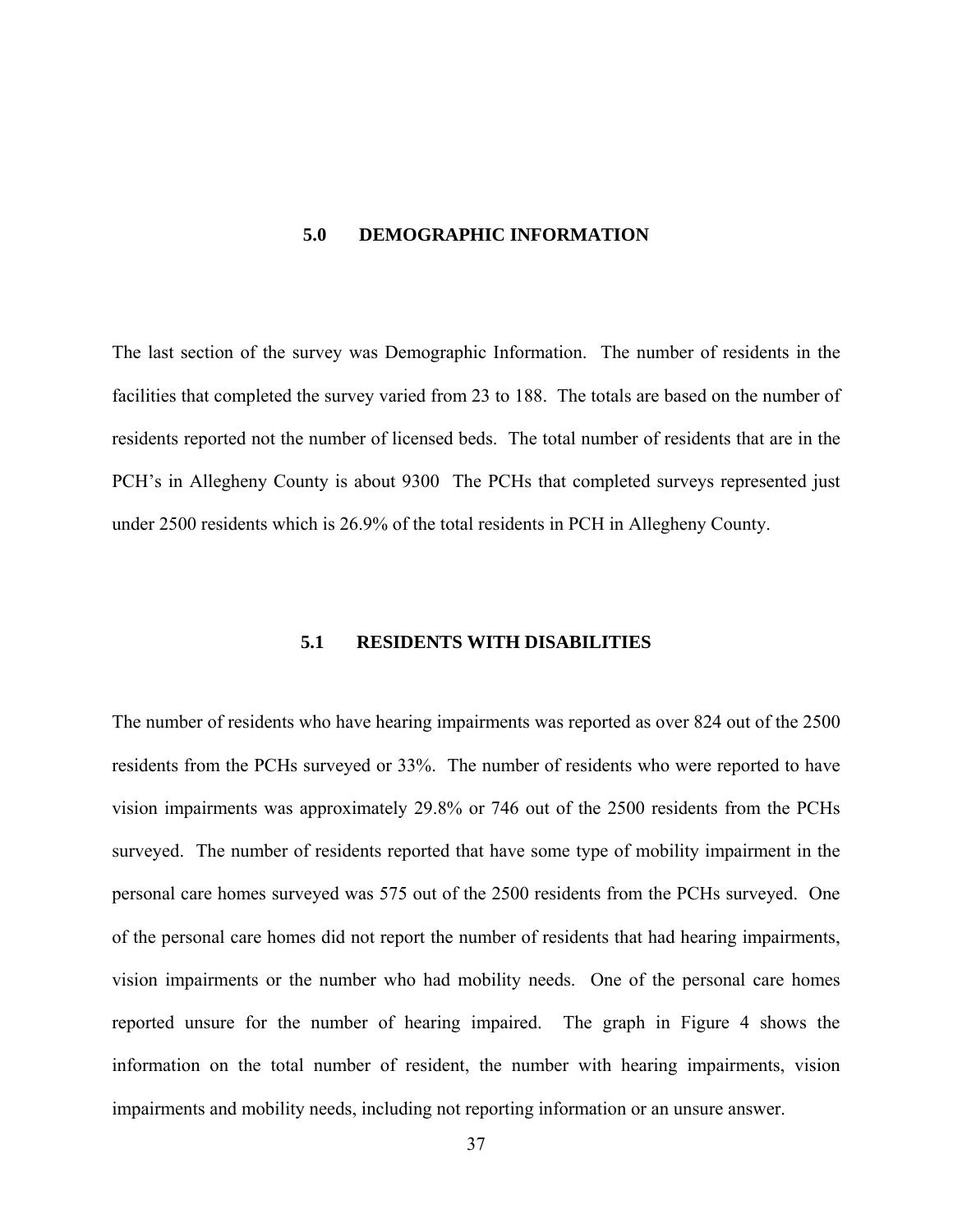## 5.0 DEMOGRAPHIC INFORMATION

The last section of the survey was Demographic Information. The number of residents in the facilities that completed the survey varied from 23 to 188. The totals are based on the number of residents reported not the number of licensed beds. The total number of residents that are in the PCH's in Allegheny County is about 9300 The PCHs that completed surveys represented just under 2500 residents which is 26.9% of the total residents in PCH in Allegheny County.

### 5.1 RESIDENTS WITH DISABILITIES

The number of residents who have hearing impairments was reported as over 824 out of the 2500 residents from the PCHs surveyed or 33%. The number of residents who were reported to have vision impairments was approximately 29.8% or 746 out of the 2500 residents from the PCHs surveyed. The number of residents reported that have some type of mobility impairment in the personal care homes surveyed was 575 out of the 2500 residents from the PCHs surveyed. One of the personal care homes did not report the number of residents that had hearing impairments, vision impairments or the number who had mobility needs. One of the personal care homes reported unsure for the number of hearing impaired. The graph in Figure 4 shows the information on the total number of resident, the number with hearing impairments, vision impairments and mobility needs, including not reporting information or an unsure answer.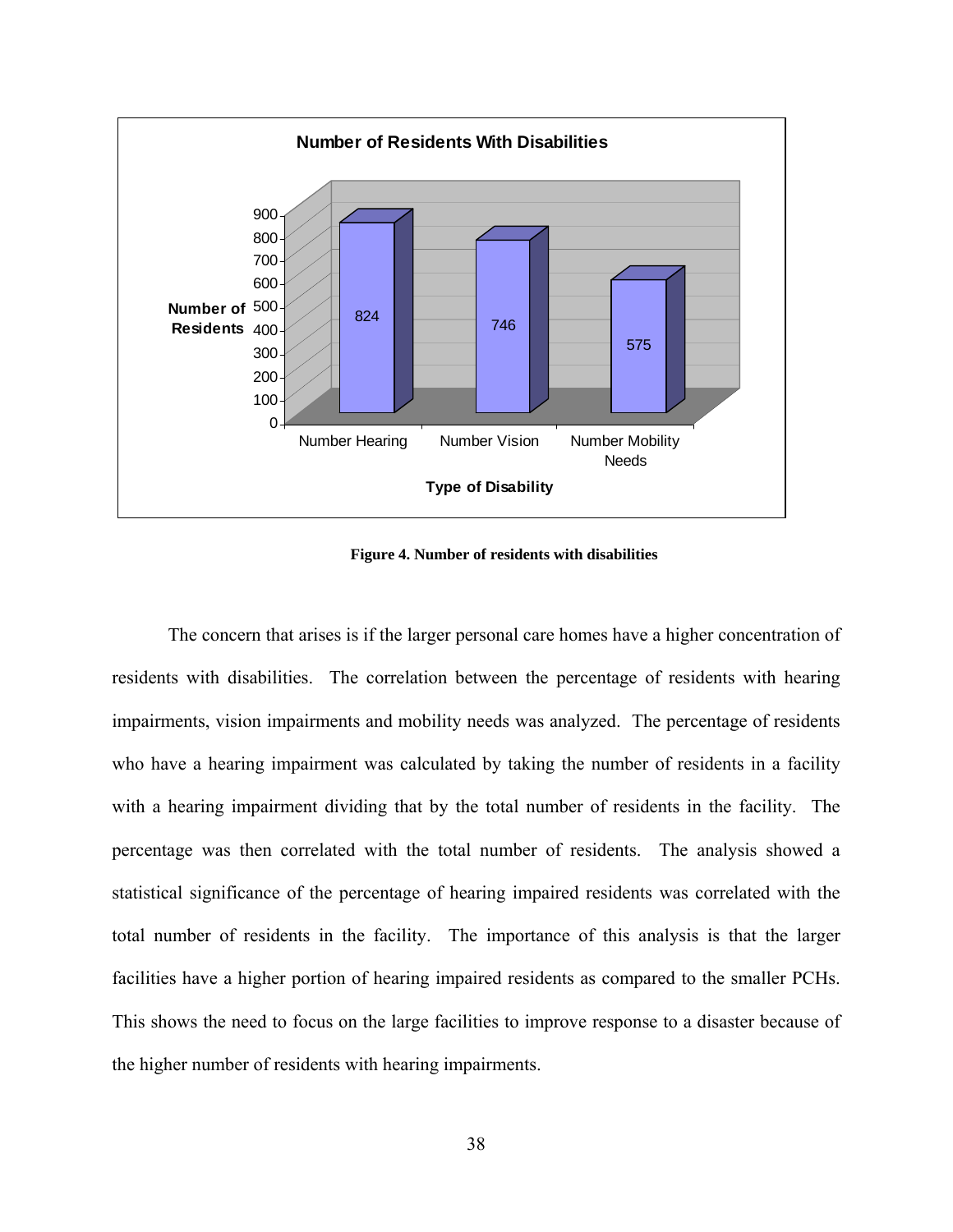**Number of Residents With Disabilities**

| Type of Disability | Number of Residents |
|---|---|
| Number Hearing | 824 |
| Number Vision | 746 |
| Number Mobility Needs | 575 |

**Figure 4. Number of residents with disabilities**

The concern that arises is if the larger personal care homes have a higher concentration of residents with disabilities. The correlation between the percentage of residents with hearing impairments, vision impairments and mobility needs was analyzed. The percentage of residents who have a hearing impairment was calculated by taking the number of residents in a facility with a hearing impairment dividing that by the total number of residents in the facility. The percentage was then correlated with the total number of residents. The analysis showed a statistical significance of the percentage of hearing impaired residents was correlated with the total number of residents in the facility. The importance of this analysis is that the larger facilities have a higher portion of hearing impaired residents as compared to the smaller PCHs. This shows the need to focus on the large facilities to improve response to a disaster because of the higher number of residents with hearing impairments.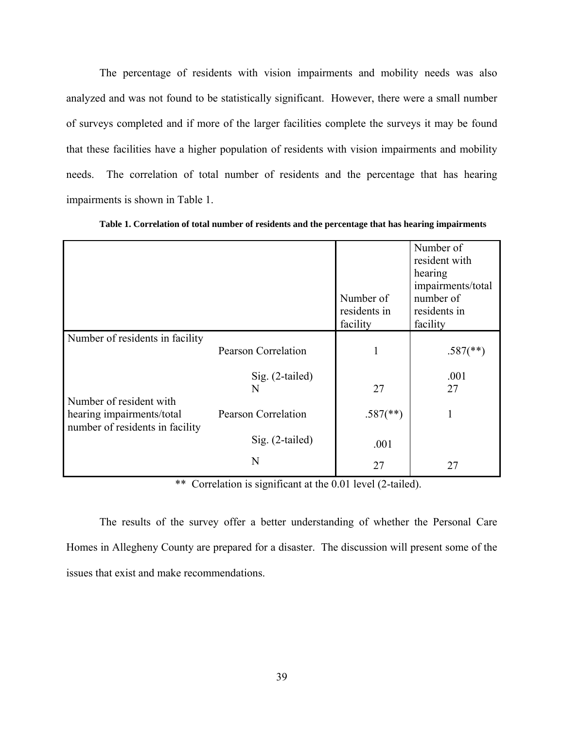The percentage of residents with vision impairments and mobility needs was also analyzed and was not found to be statistically significant. However, there were a small number of surveys completed and if more of the larger facilities complete the surveys it may be found that these facilities have a higher population of residents with vision impairments and mobility needs. The correlation of total number of residents and the percentage that has hearing impairments is shown in Table 1.

**Table 1. Correlation of total number of residents and the percentage that has hearing impairments**

| | | Number of residents in facility | Number of resident with hearing impairments/total number of residents in facility |
|---|---|---|---|
| Number of residents in facility | Pearson Correlation | 1 | .587(**) |
| | Sig. (2-tailed) | | .001 |
| | N | 27 | 27 |
| Number of resident with hearing impairments/total number of residents in facility | Pearson Correlation | .587(**) | 1 |
| | Sig. (2-tailed) | .001 | |
| | N | 27 | 27 |

** Correlation is significant at the 0.01 level (2-tailed).

The results of the survey offer a better understanding of whether the Personal Care Homes in Allegheny County are prepared for a disaster. The discussion will present some of the issues that exist and make recommendations.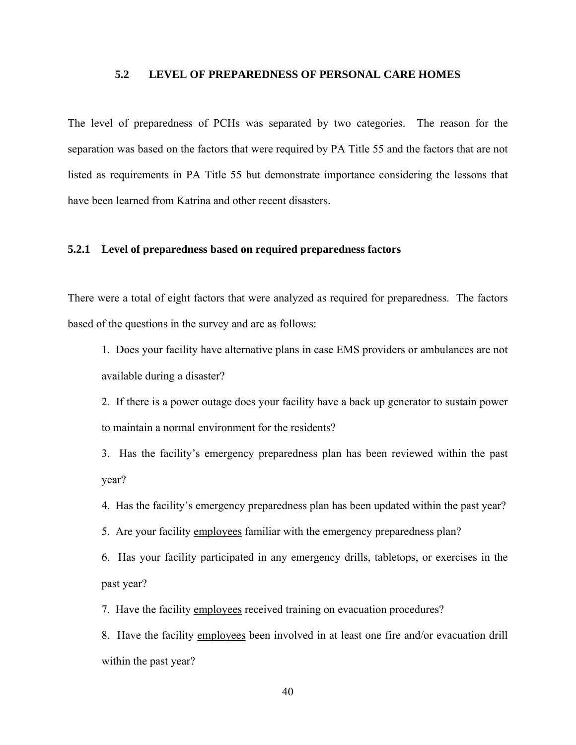## 5.2 LEVEL OF PREPAREDNESS OF PERSONAL CARE HOMES

The level of preparedness of PCHs was separated by two categories. The reason for the separation was based on the factors that were required by PA Title 55 and the factors that are not listed as requirements in PA Title 55 but demonstrate importance considering the lessons that have been learned from Katrina and other recent disasters.

### 5.2.1 Level of preparedness based on required preparedness factors

There were a total of eight factors that were analyzed as required for preparedness. The factors based of the questions in the survey and are as follows:

1. Does your facility have alternative plans in case EMS providers or ambulances are not available during a disaster?
2. If there is a power outage does your facility have a back up generator to sustain power to maintain a normal environment for the residents?
3. Has the facility's emergency preparedness plan has been reviewed within the past year?
4. Has the facility's emergency preparedness plan has been updated within the past year?
5. Are your facility <u>employees</u> familiar with the emergency preparedness plan?
6. Has your facility participated in any emergency drills, tabletops, or exercises in the past year?
7. Have the facility <u>employees</u> received training on evacuation procedures?
8. Have the facility <u>employees</u> been involved in at least one fire and/or evacuation drill within the past year?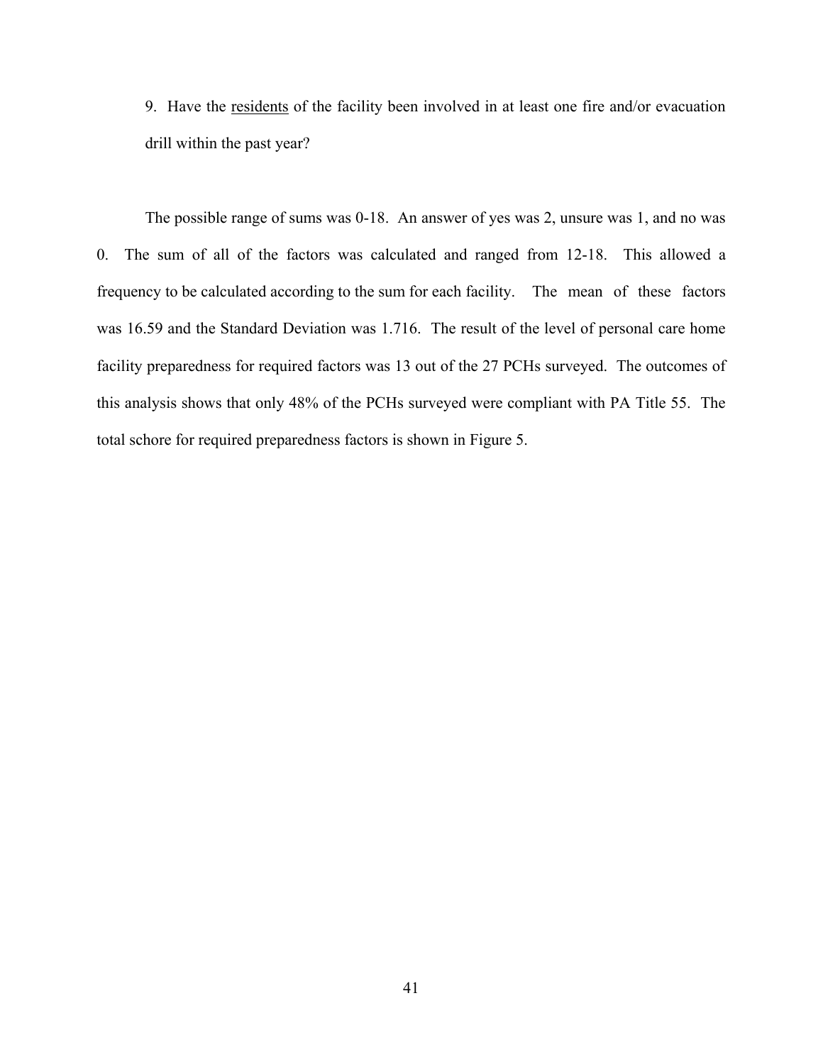9. Have the <u>residents</u> of the facility been involved in at least one fire and/or evacuation drill within the past year?

The possible range of sums was 0-18. An answer of yes was 2, unsure was 1, and no was 0. The sum of all of the factors was calculated and ranged from 12-18. This allowed a frequency to be calculated according to the sum for each facility. The mean of these factors was 16.59 and the Standard Deviation was 1.716. The result of the level of personal care home facility preparedness for required factors was 13 out of the 27 PCHs surveyed. The outcomes of this analysis shows that only 48% of the PCHs surveyed were compliant with PA Title 55. The total schore for required preparedness factors is shown in Figure 5.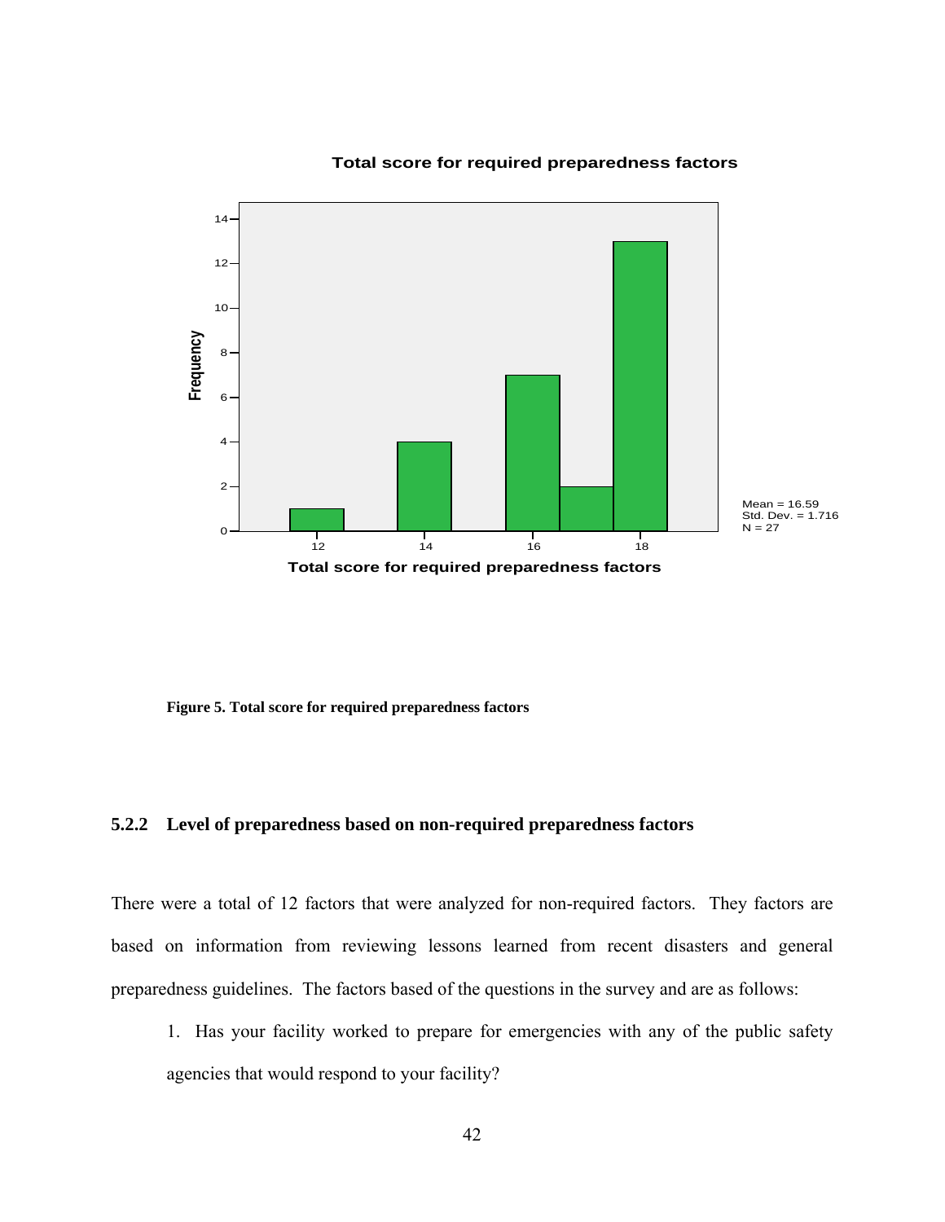**Figure 5. Total score for required preparedness factors**

### 5.2.2 Level of preparedness based on non-required preparedness factors

There were a total of 12 factors that were analyzed for non-required factors. They factors are based on information from reviewing lessons learned from recent disasters and general preparedness guidelines. The factors based of the questions in the survey and are as follows:

1. Has your facility worked to prepare for emergencies with any of the public safety agencies that would respond to your facility?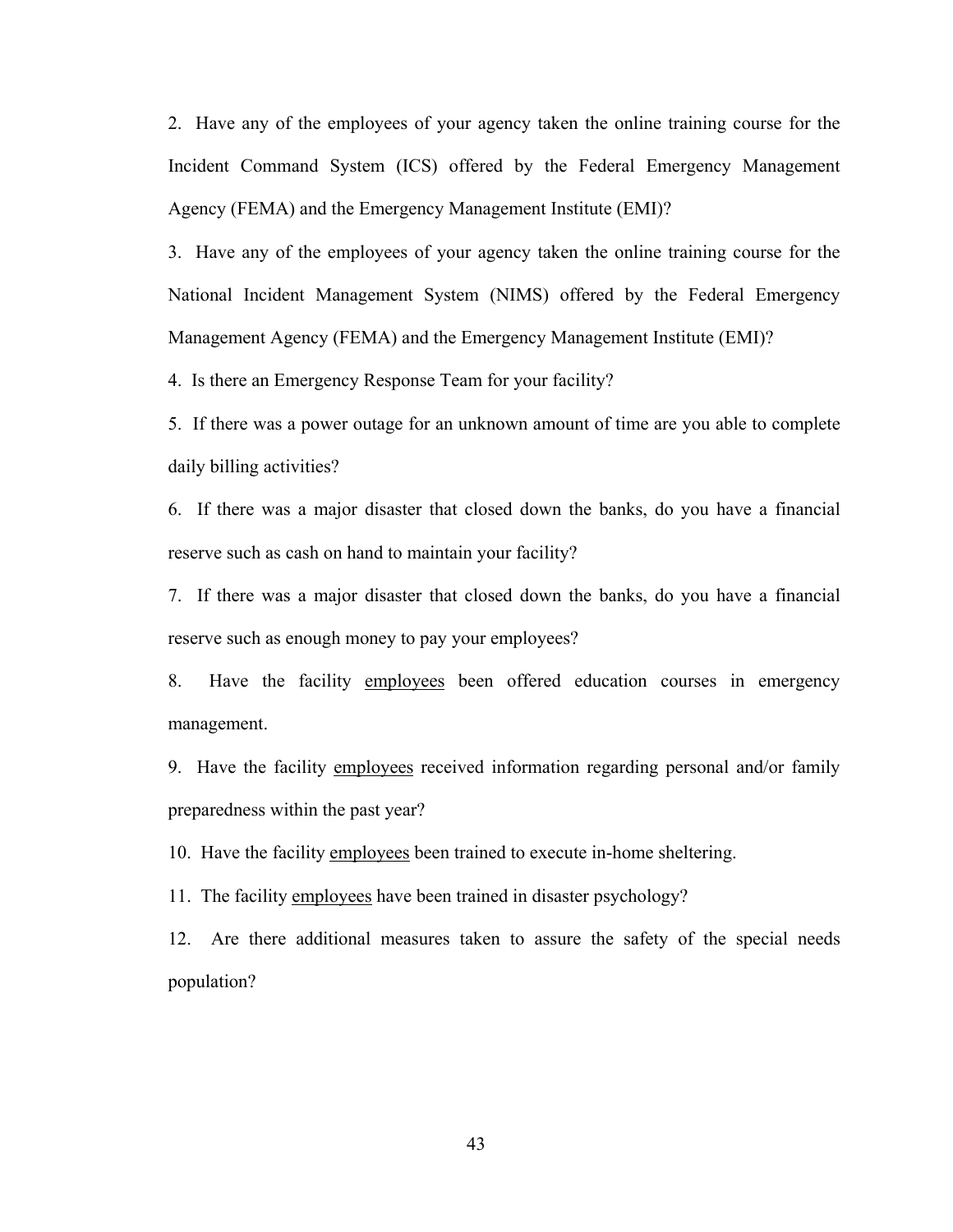2. Have any of the employees of your agency taken the online training course for the Incident Command System (ICS) offered by the Federal Emergency Management Agency (FEMA) and the Emergency Management Institute (EMI)?

3. Have any of the employees of your agency taken the online training course for the National Incident Management System (NIMS) offered by the Federal Emergency Management Agency (FEMA) and the Emergency Management Institute (EMI)?

4. Is there an Emergency Response Team for your facility?

5. If there was a power outage for an unknown amount of time are you able to complete daily billing activities?

6. If there was a major disaster that closed down the banks, do you have a financial reserve such as cash on hand to maintain your facility?

7. If there was a major disaster that closed down the banks, do you have a financial reserve such as enough money to pay your employees?

8. Have the facility <u>employees</u> been offered education courses in emergency management.

9. Have the facility <u>employees</u> received information regarding personal and/or family preparedness within the past year?

10. Have the facility <u>employees</u> been trained to execute in-home sheltering.

11. The facility <u>employees</u> have been trained in disaster psychology?

12. Are there additional measures taken to assure the safety of the special needs population?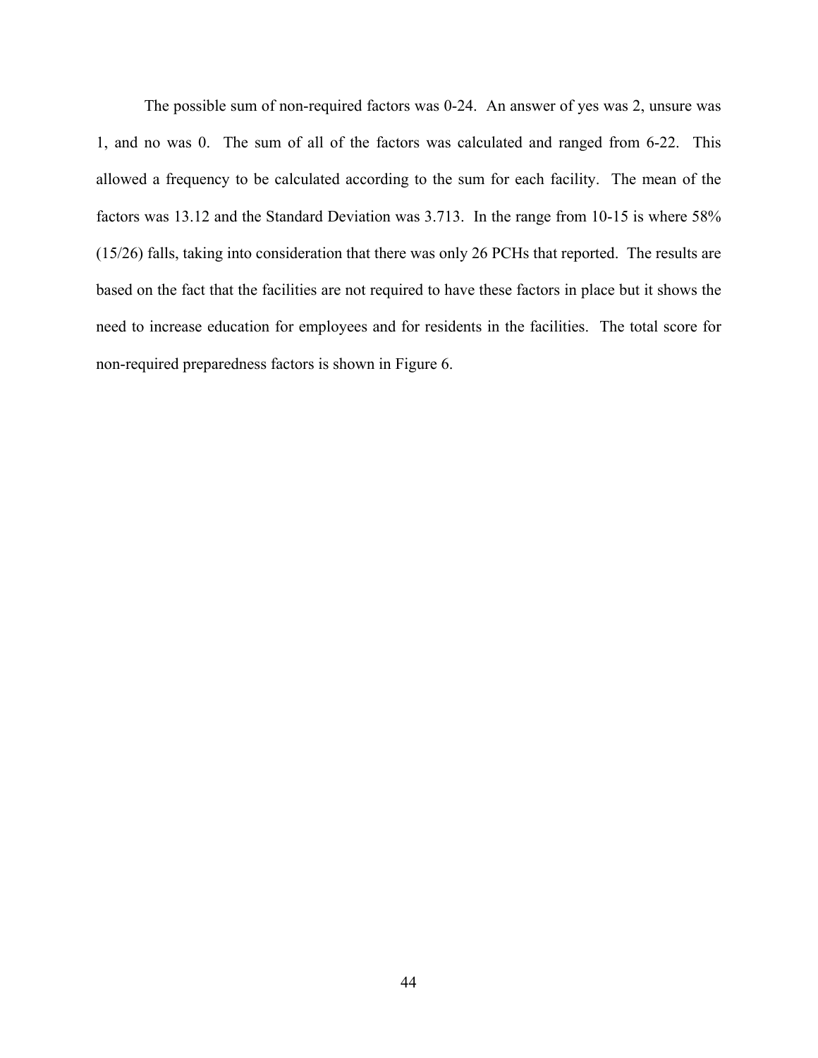The possible sum of non-required factors was 0-24. An answer of yes was 2, unsure was 1, and no was 0. The sum of all of the factors was calculated and ranged from 6-22. This allowed a frequency to be calculated according to the sum for each facility. The mean of the factors was 13.12 and the Standard Deviation was 3.713. In the range from 10-15 is where 58% (15/26) falls, taking into consideration that there was only 26 PCHs that reported. The results are based on the fact that the facilities are not required to have these factors in place but it shows the need to increase education for employees and for residents in the facilities. The total score for non-required preparedness factors is shown in Figure 6.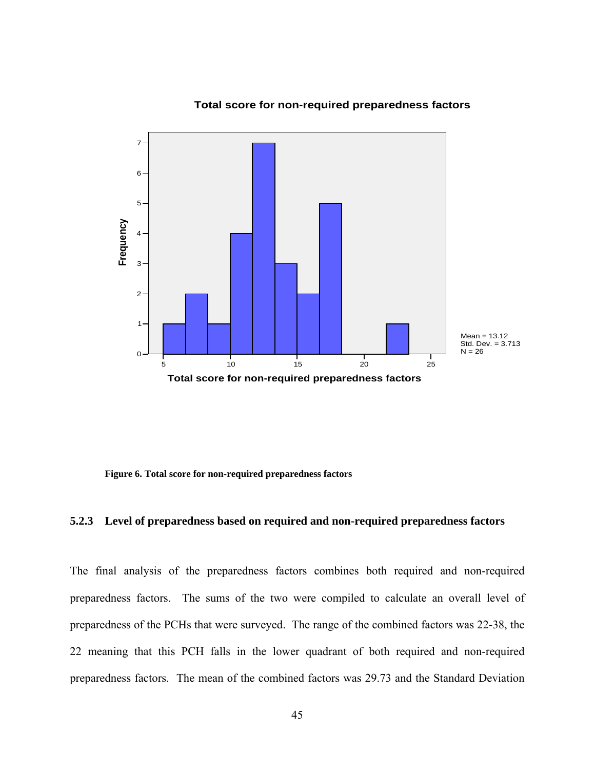**Figure 6. Total score for non-required preparedness factors**

### 5.2.3 Level of preparedness based on required and non-required preparedness factors

The final analysis of the preparedness factors combines both required and non-required preparedness factors. The sums of the two were compiled to calculate an overall level of preparedness of the PCHs that were surveyed. The range of the combined factors was 22-38, the 22 meaning that this PCH falls in the lower quadrant of both required and non-required preparedness factors. The mean of the combined factors was 29.73 and the Standard Deviation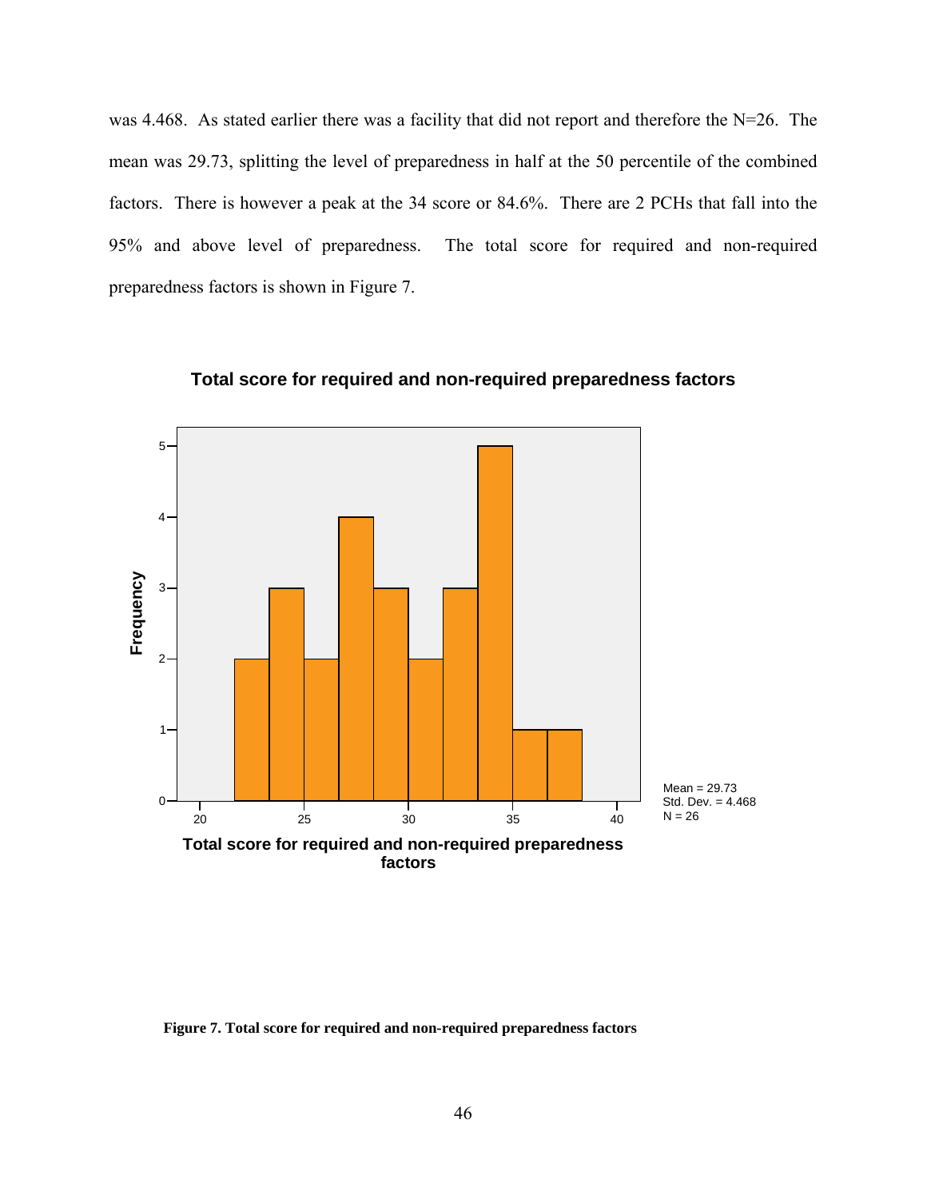was 4.468. As stated earlier there was a facility that did not report and therefore the N=26. The mean was 29.73, splitting the level of preparedness in half at the 50 percentile of the combined factors. There is however a peak at the 34 score or 84.6%. There are 2 PCHs that fall into the 95% and above level of preparedness. The total score for required and non-required preparedness factors is shown in Figure 7.

**Figure 7. Total score for required and non-required preparedness factors**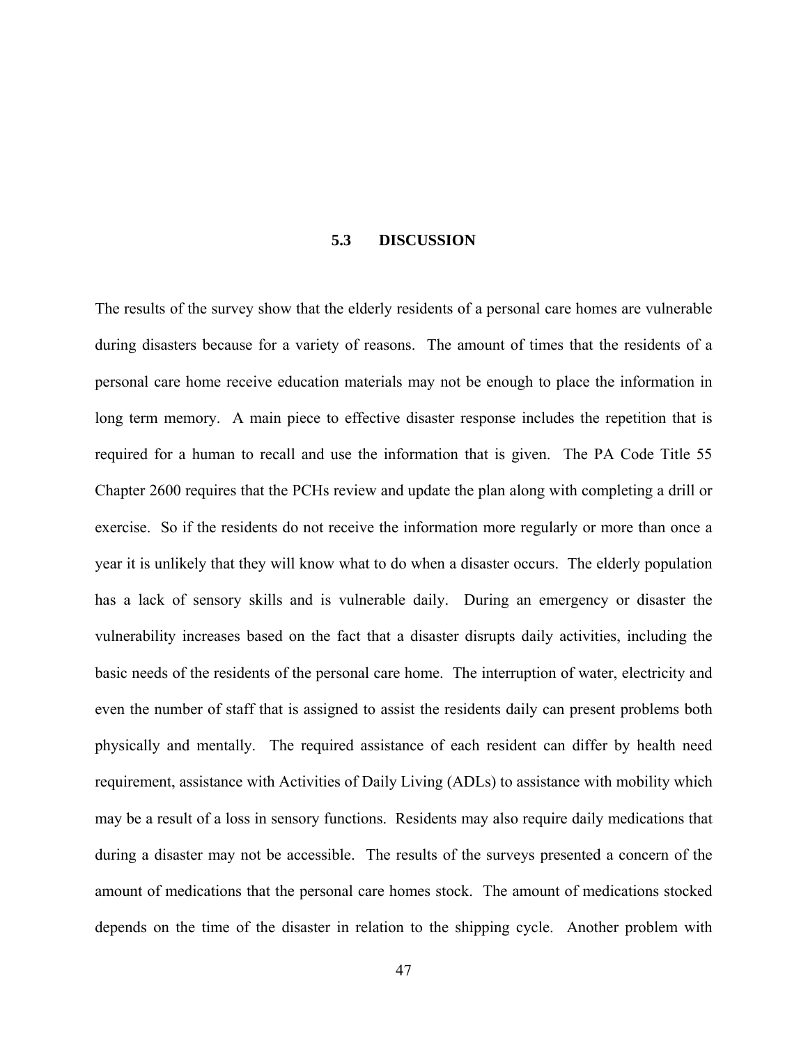### 5.3 DISCUSSION

The results of the survey show that the elderly residents of a personal care homes are vulnerable during disasters because for a variety of reasons. The amount of times that the residents of a personal care home receive education materials may not be enough to place the information in long term memory. A main piece to effective disaster response includes the repetition that is required for a human to recall and use the information that is given. The PA Code Title 55 Chapter 2600 requires that the PCHs review and update the plan along with completing a drill or exercise. So if the residents do not receive the information more regularly or more than once a year it is unlikely that they will know what to do when a disaster occurs. The elderly population has a lack of sensory skills and is vulnerable daily. During an emergency or disaster the vulnerability increases based on the fact that a disaster disrupts daily activities, including the basic needs of the residents of the personal care home. The interruption of water, electricity and even the number of staff that is assigned to assist the residents daily can present problems both physically and mentally. The required assistance of each resident can differ by health need requirement, assistance with Activities of Daily Living (ADLs) to assistance with mobility which may be a result of a loss in sensory functions. Residents may also require daily medications that during a disaster may not be accessible. The results of the surveys presented a concern of the amount of medications that the personal care homes stock. The amount of medications stocked depends on the time of the disaster in relation to the shipping cycle. Another problem with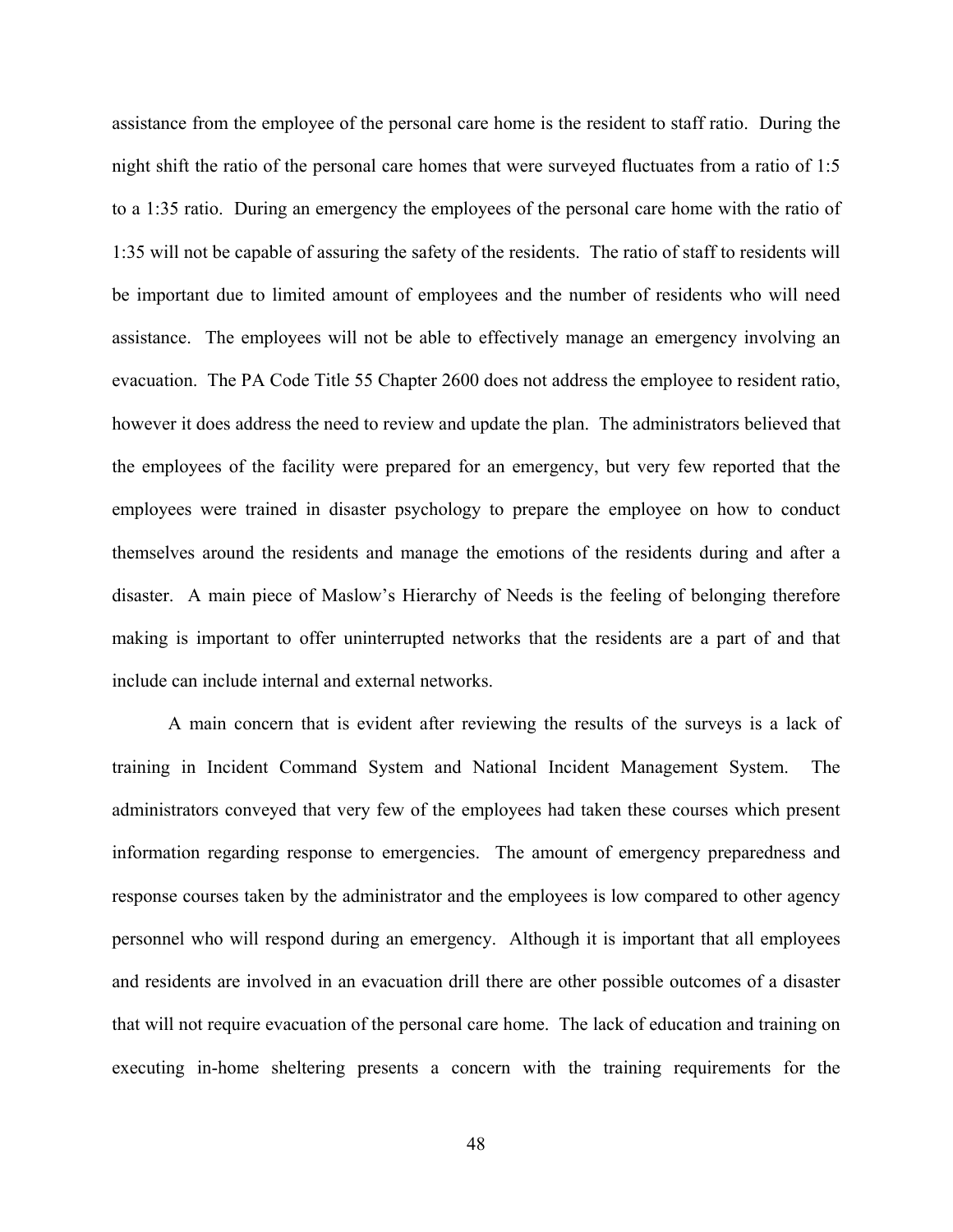assistance from the employee of the personal care home is the resident to staff ratio. During the night shift the ratio of the personal care homes that were surveyed fluctuates from a ratio of 1:5 to a 1:35 ratio. During an emergency the employees of the personal care home with the ratio of 1:35 will not be capable of assuring the safety of the residents. The ratio of staff to residents will be important due to limited amount of employees and the number of residents who will need assistance. The employees will not be able to effectively manage an emergency involving an evacuation. The PA Code Title 55 Chapter 2600 does not address the employee to resident ratio, however it does address the need to review and update the plan. The administrators believed that the employees of the facility were prepared for an emergency, but very few reported that the employees were trained in disaster psychology to prepare the employee on how to conduct themselves around the residents and manage the emotions of the residents during and after a disaster. A main piece of Maslow's Hierarchy of Needs is the feeling of belonging therefore making is important to offer uninterrupted networks that the residents are a part of and that include can include internal and external networks.

A main concern that is evident after reviewing the results of the surveys is a lack of training in Incident Command System and National Incident Management System. The administrators conveyed that very few of the employees had taken these courses which present information regarding response to emergencies. The amount of emergency preparedness and response courses taken by the administrator and the employees is low compared to other agency personnel who will respond during an emergency. Although it is important that all employees and residents are involved in an evacuation drill there are other possible outcomes of a disaster that will not require evacuation of the personal care home. The lack of education and training on executing in-home sheltering presents a concern with the training requirements for the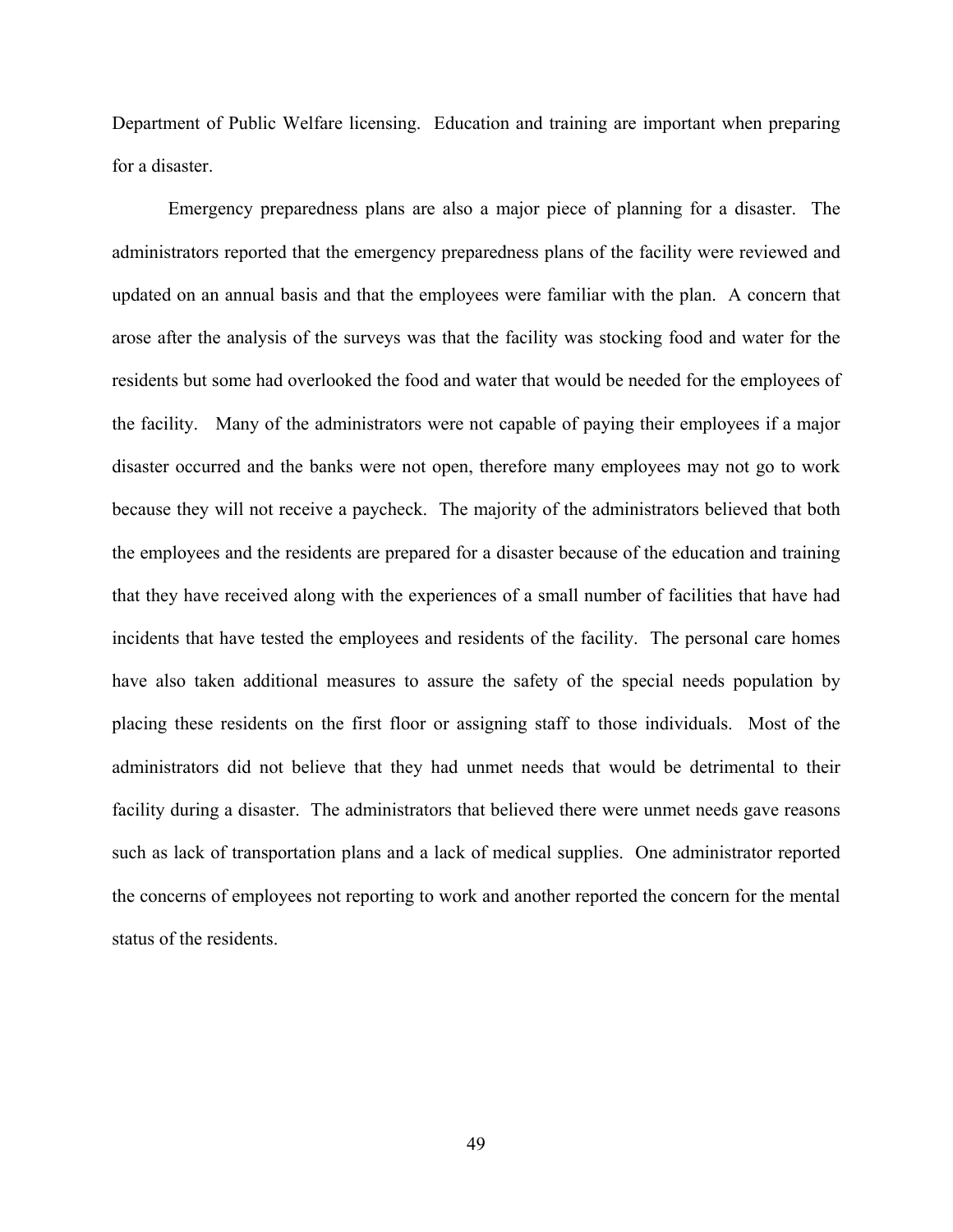Department of Public Welfare licensing. Education and training are important when preparing for a disaster.

Emergency preparedness plans are also a major piece of planning for a disaster. The administrators reported that the emergency preparedness plans of the facility were reviewed and updated on an annual basis and that the employees were familiar with the plan. A concern that arose after the analysis of the surveys was that the facility was stocking food and water for the residents but some had overlooked the food and water that would be needed for the employees of the facility. Many of the administrators were not capable of paying their employees if a major disaster occurred and the banks were not open, therefore many employees may not go to work because they will not receive a paycheck. The majority of the administrators believed that both the employees and the residents are prepared for a disaster because of the education and training that they have received along with the experiences of a small number of facilities that have had incidents that have tested the employees and residents of the facility. The personal care homes have also taken additional measures to assure the safety of the special needs population by placing these residents on the first floor or assigning staff to those individuals. Most of the administrators did not believe that they had unmet needs that would be detrimental to their facility during a disaster. The administrators that believed there were unmet needs gave reasons such as lack of transportation plans and a lack of medical supplies. One administrator reported the concerns of employees not reporting to work and another reported the concern for the mental status of the residents.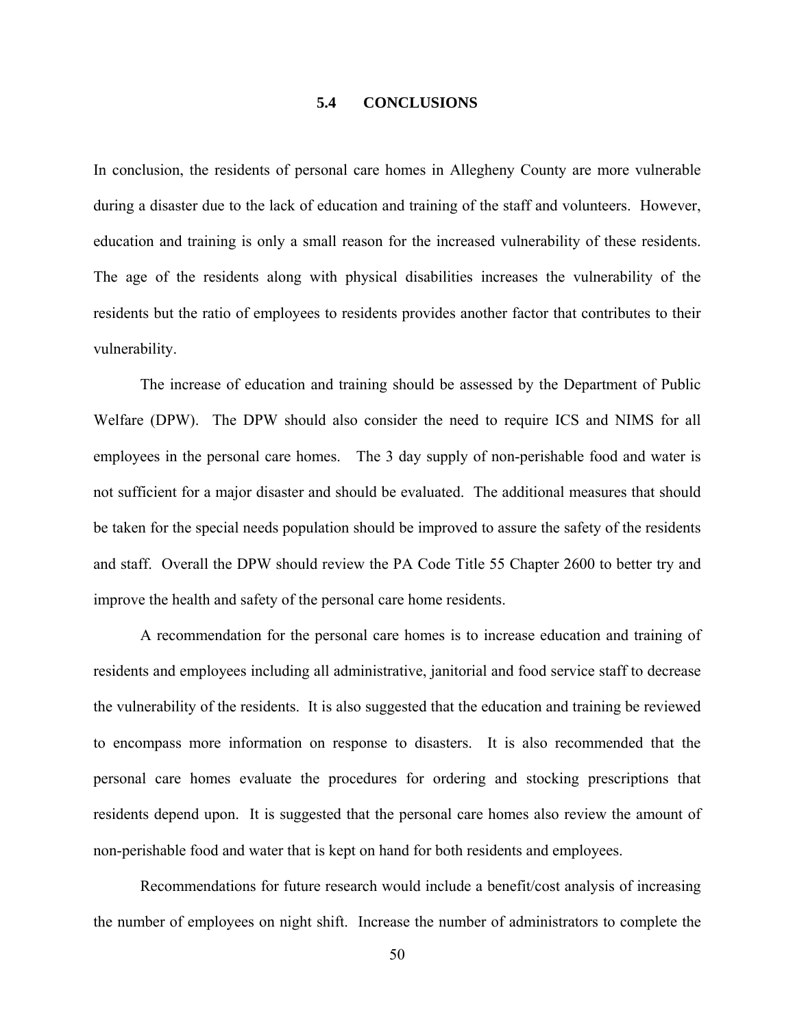## 5.4 CONCLUSIONS

In conclusion, the residents of personal care homes in Allegheny County are more vulnerable during a disaster due to the lack of education and training of the staff and volunteers. However, education and training is only a small reason for the increased vulnerability of these residents. The age of the residents along with physical disabilities increases the vulnerability of the residents but the ratio of employees to residents provides another factor that contributes to their vulnerability.

The increase of education and training should be assessed by the Department of Public Welfare (DPW). The DPW should also consider the need to require ICS and NIMS for all employees in the personal care homes. The 3 day supply of non-perishable food and water is not sufficient for a major disaster and should be evaluated. The additional measures that should be taken for the special needs population should be improved to assure the safety of the residents and staff. Overall the DPW should review the PA Code Title 55 Chapter 2600 to better try and improve the health and safety of the personal care home residents.

A recommendation for the personal care homes is to increase education and training of residents and employees including all administrative, janitorial and food service staff to decrease the vulnerability of the residents. It is also suggested that the education and training be reviewed to encompass more information on response to disasters. It is also recommended that the personal care homes evaluate the procedures for ordering and stocking prescriptions that residents depend upon. It is suggested that the personal care homes also review the amount of non-perishable food and water that is kept on hand for both residents and employees.

Recommendations for future research would include a benefit/cost analysis of increasing the number of employees on night shift. Increase the number of administrators to complete the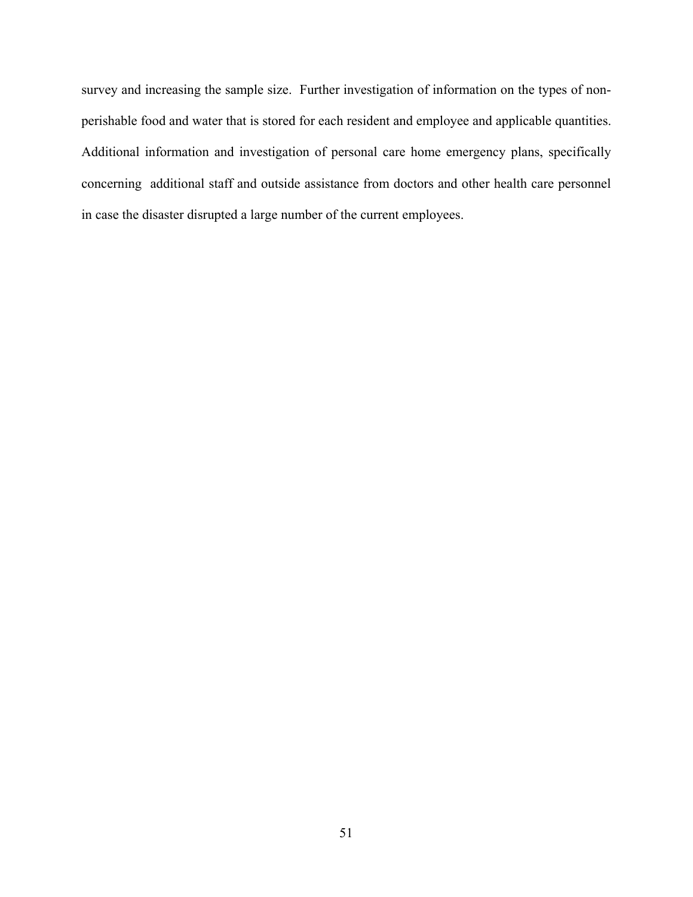survey and increasing the sample size. Further investigation of information on the types of non-perishable food and water that is stored for each resident and employee and applicable quantities. Additional information and investigation of personal care home emergency plans, specifically concerning additional staff and outside assistance from doctors and other health care personnel in case the disaster disrupted a large number of the current employees.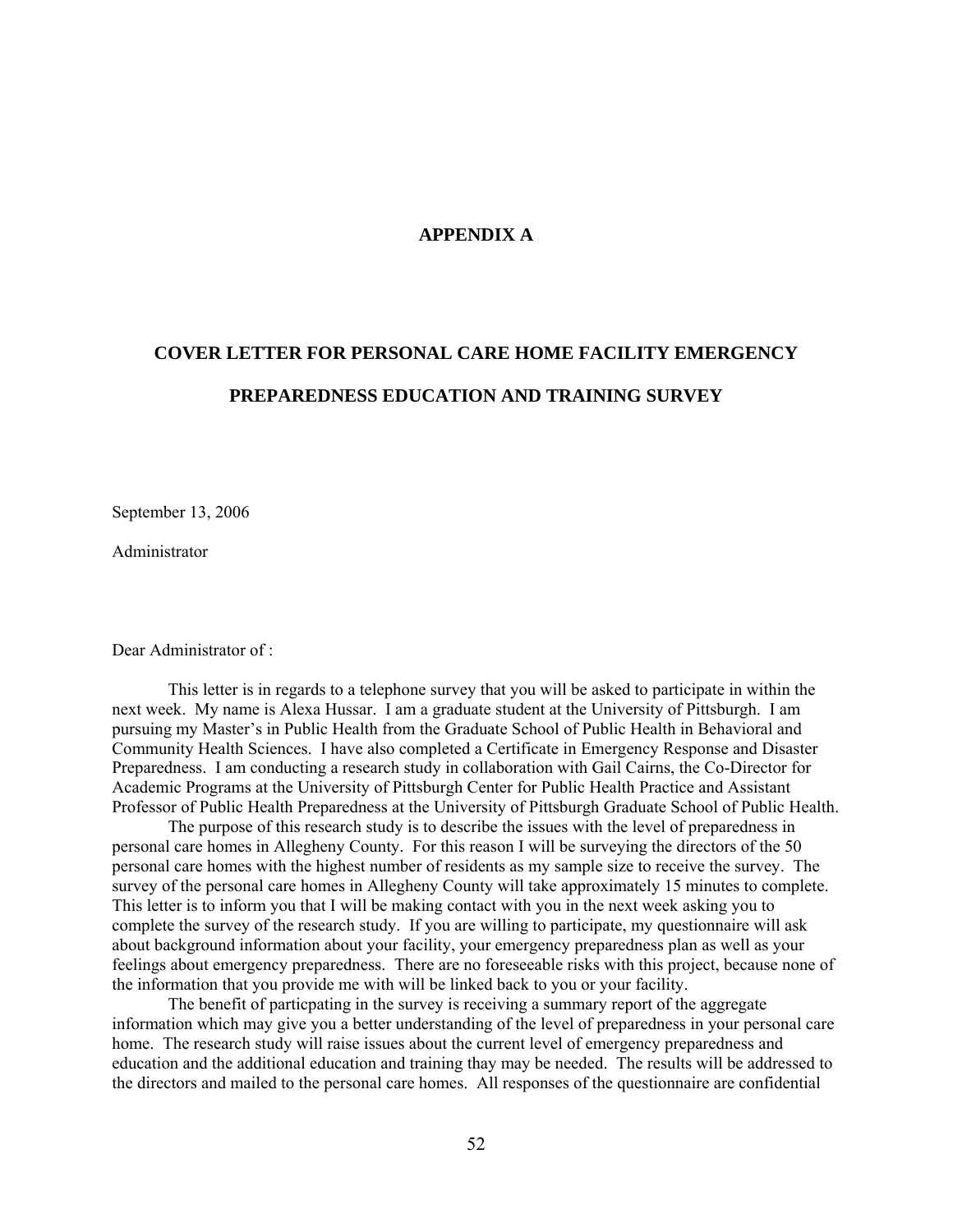# APPENDIX A

## COVER LETTER FOR PERSONAL CARE HOME FACILITY EMERGENCY PREPAREDNESS EDUCATION AND TRAINING SURVEY

September 13, 2006

Administrator

Dear Administrator of :

This letter is in regards to a telephone survey that you will be asked to participate in within the next week. My name is Alexa Hussar. I am a graduate student at the University of Pittsburgh. I am pursuing my Master's in Public Health from the Graduate School of Public Health in Behavioral and Community Health Sciences. I have also completed a Certificate in Emergency Response and Disaster Preparedness. I am conducting a research study in collaboration with Gail Cairns, the Co-Director for Academic Programs at the University of Pittsburgh Center for Public Health Practice and Assistant Professor of Public Health Preparedness at the University of Pittsburgh Graduate School of Public Health.

The purpose of this research study is to describe the issues with the level of preparedness in personal care homes in Allegheny County. For this reason I will be surveying the directors of the 50 personal care homes with the highest number of residents as my sample size to receive the survey. The survey of the personal care homes in Allegheny County will take approximately 15 minutes to complete. This letter is to inform you that I will be making contact with you in the next week asking you to complete the survey of the research study. If you are willing to participate, my questionnaire will ask about background information about your facility, your emergency preparedness plan as well as your feelings about emergency preparedness. There are no foreseeable risks with this project, because none of the information that you provide me with will be linked back to you or your facility.

The benefit of particpating in the survey is receiving a summary report of the aggregate information which may give you a better understanding of the level of preparedness in your personal care home. The research study will raise issues about the current level of emergency preparedness and education and the additional education and training thay may be needed. The results will be addressed to the directors and mailed to the personal care homes. All responses of the questionnaire are confidential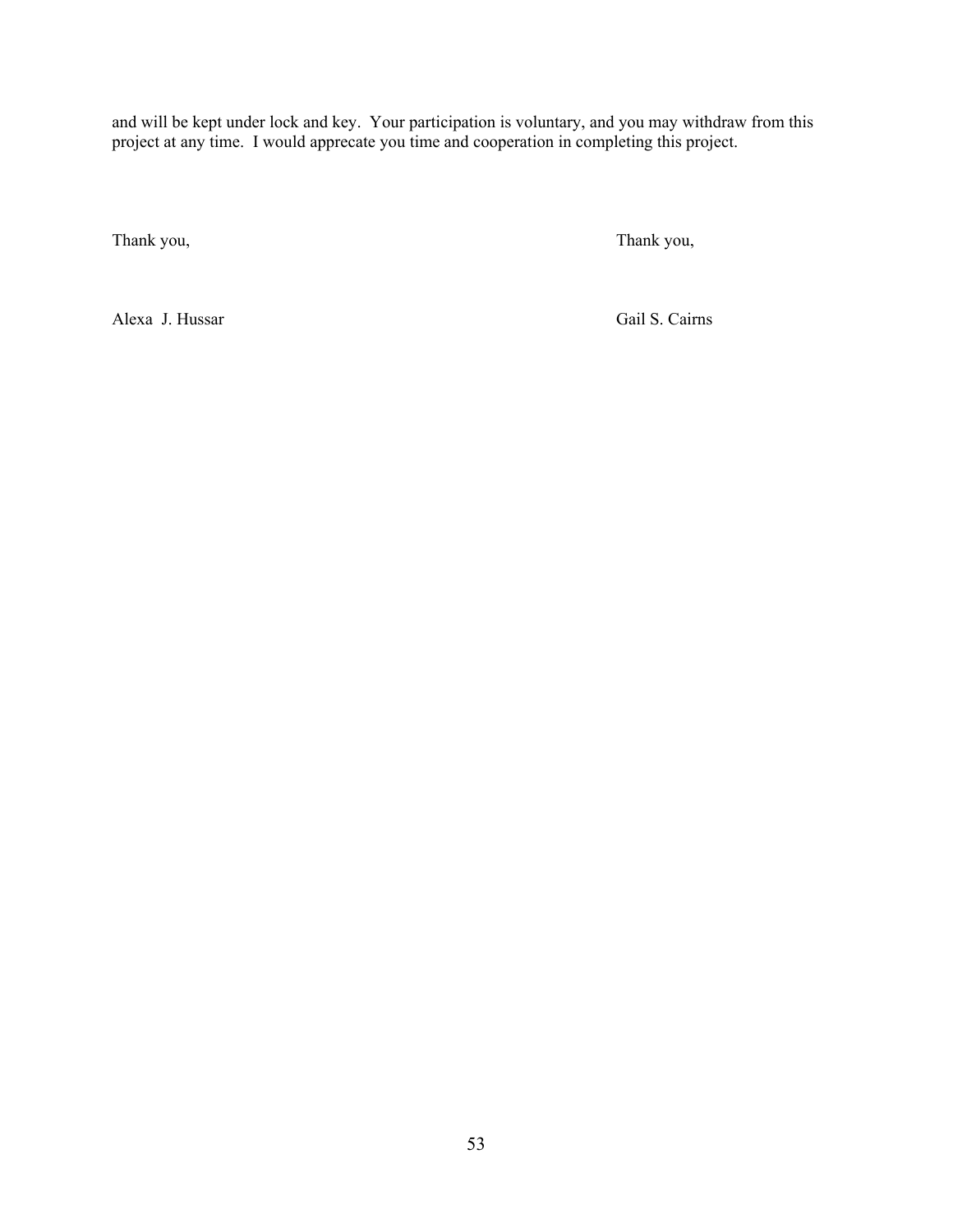and will be kept under lock and key. Your participation is voluntary, and you may withdraw from this project at any time. I would apprecate you time and cooperation in completing this project.

Thank you, Thank you,

Alexa J. Hussar Gail S. Cairns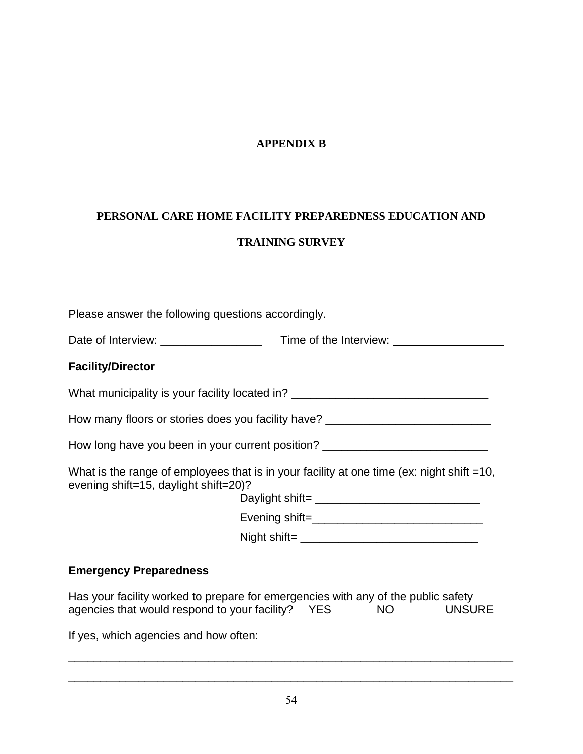# APPENDIX B

## PERSONAL CARE HOME FACILITY PREPAREDNESS EDUCATION AND TRAINING SURVEY

Please answer the following questions accordingly.

Date of Interview: ________________ Time of the Interview: __________________

**Facility/Director**

What municipality is your facility located in? _______________________________

How many floors or stories does you facility have? __________________________

How long have you been in your current position? __________________________

What is the range of employees that is in your facility at one time (ex: night shift =10, evening shift=15, daylight shift=20)?

Daylight shift= __________________________

Evening shift=___________________________

Night shift= ____________________________

**Emergency Preparedness**

Has your facility worked to prepare for emergencies with any of the public safety agencies that would respond to your facility? YES NO UNSURE

If yes, which agencies and how often:

________________________________________________________________________

________________________________________________________________________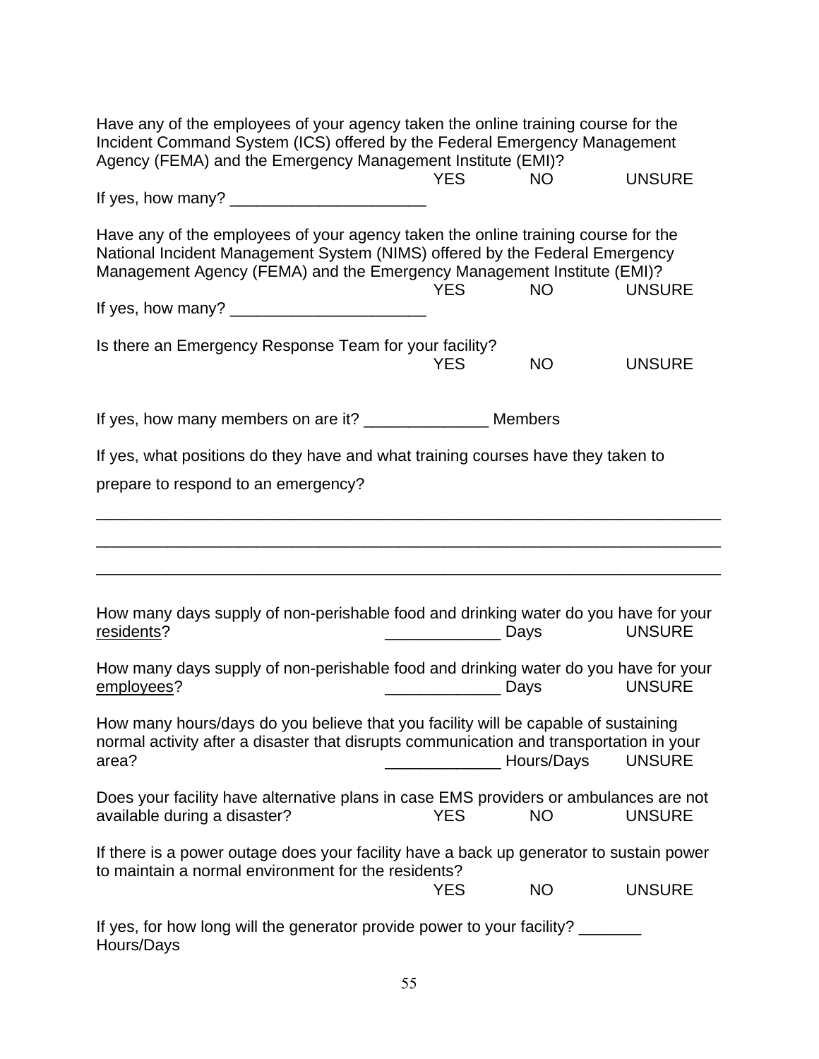Have any of the employees of your agency taken the online training course for the Incident Command System (ICS) offered by the Federal Emergency Management Agency (FEMA) and the Emergency Management Institute (EMI)?

YES NO UNSURE

If yes, how many? ______________________

Have any of the employees of your agency taken the online training course for the National Incident Management System (NIMS) offered by the Federal Emergency Management Agency (FEMA) and the Emergency Management Institute (EMI)?

YES NO UNSURE

If yes, how many? ______________________

Is there an Emergency Response Team for your facility?

YES NO UNSURE

If yes, how many members on are it? ______________ Members

If yes, what positions do they have and what training courses have they taken to prepare to respond to an emergency?

_______________________________________________________________________

_______________________________________________________________________

_______________________________________________________________________

How many days supply of non-perishable food and drinking water do you have for your <u>residents</u>? _____________ Days UNSURE

How many days supply of non-perishable food and drinking water do you have for your <u>employees</u>? _____________ Days UNSURE

How many hours/days do you believe that you facility will be capable of sustaining normal activity after a disaster that disrupts communication and transportation in your area? _____________ Hours/Days UNSURE

Does your facility have alternative plans in case EMS providers or ambulances are not available during a disaster? YES NO UNSURE

If there is a power outage does your facility have a back up generator to sustain power to maintain a normal environment for the residents?

YES NO UNSURE

If yes, for how long will the generator provide power to your facility? _______ Hours/Days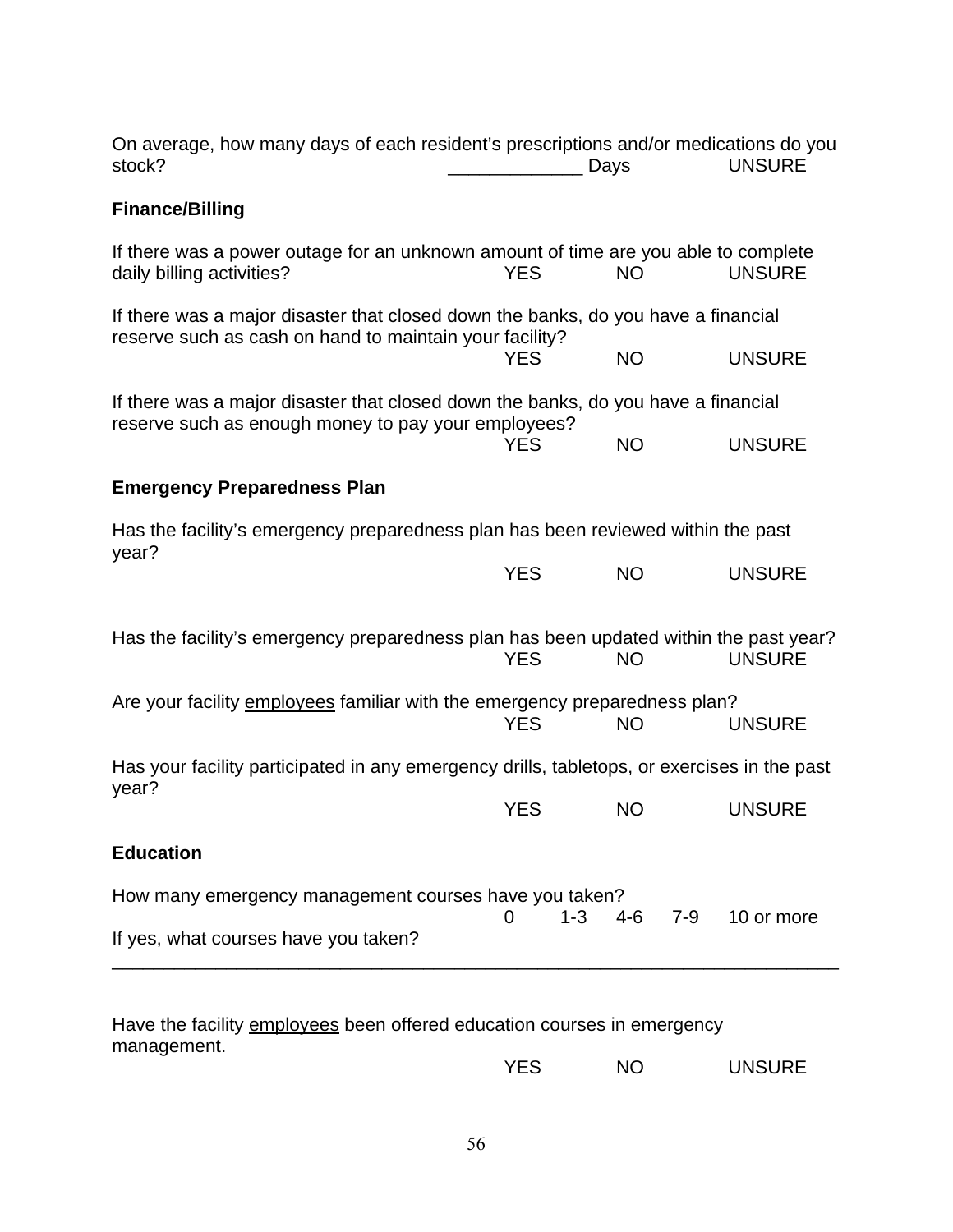On average, how many days of each resident's prescriptions and/or medications do you stock? _____________ Days UNSURE

**Finance/Billing**

If there was a power outage for an unknown amount of time are you able to complete daily billing activities? YES NO UNSURE

If there was a major disaster that closed down the banks, do you have a financial reserve such as cash on hand to maintain your facility?

YES NO UNSURE

If there was a major disaster that closed down the banks, do you have a financial reserve such as enough money to pay your employees?

YES NO UNSURE

**Emergency Preparedness Plan**

Has the facility's emergency preparedness plan has been reviewed within the past year?

YES NO UNSURE

Has the facility's emergency preparedness plan has been updated within the past year?

YES NO UNSURE

Are your facility <u>employees</u> familiar with the emergency preparedness plan?

YES NO UNSURE

Has your facility participated in any emergency drills, tabletops, or exercises in the past year?

YES NO UNSURE

**Education**

How many emergency management courses have you taken?

0 1-3 4-6 7-9 10 or more

If yes, what courses have you taken?

_______________________________________________________________________

Have the facility <u>employees</u> been offered education courses in emergency management.

YES NO UNSURE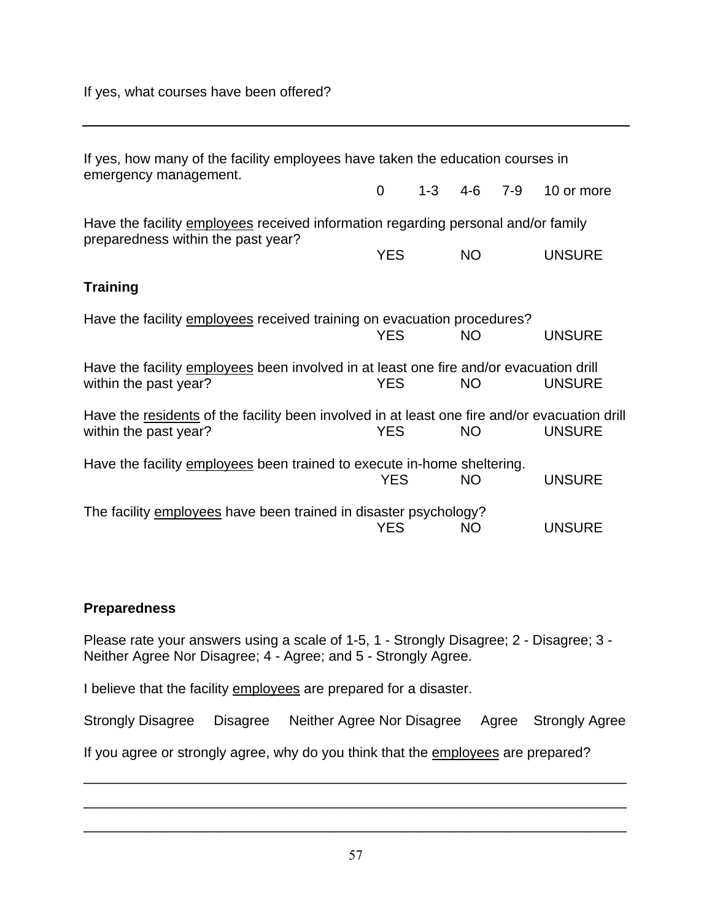If yes, what courses have been offered?

---

If yes, how many of the facility employees have taken the education courses in emergency management.

0    1-3    4-6    7-9    10 or more

Have the facility <u>employees</u> received information regarding personal and/or family preparedness within the past year?

YES    NO    UNSURE

**Training**

Have the facility <u>employees</u> received training on evacuation procedures?

YES    NO    UNSURE

Have the facility <u>employees</u> been involved in at least one fire and/or evacuation drill within the past year?

YES    NO    UNSURE

Have the <u>residents</u> of the facility been involved in at least one fire and/or evacuation drill within the past year?

YES    NO    UNSURE

Have the facility <u>employees</u> been trained to execute in-home sheltering.

YES    NO    UNSURE

The facility <u>employees</u> have been trained in disaster psychology?

YES    NO    UNSURE

**Preparedness**

Please rate your answers using a scale of 1-5, 1 - Strongly Disagree; 2 - Disagree; 3 - Neither Agree Nor Disagree; 4 - Agree; and 5 - Strongly Agree.

I believe that the facility <u>employees</u> are prepared for a disaster.

Strongly Disagree    Disagree    Neither Agree Nor Disagree    Agree    Strongly Agree

If you agree or strongly agree, why do you think that the <u>employees</u> are prepared?

______________________________________________________________________

______________________________________________________________________

______________________________________________________________________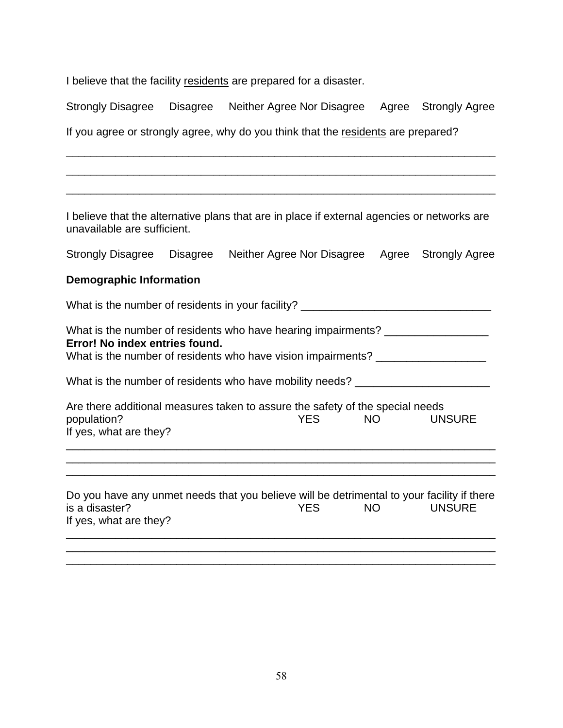I believe that the facility residents are prepared for a disaster.

Strongly Disagree    Disagree    Neither Agree Nor Disagree    Agree    Strongly Agree

If you agree or strongly agree, why do you think that the residents are prepared?

_______________________________________________________________________

_______________________________________________________________________

_______________________________________________________________________

I believe that the alternative plans that are in place if external agencies or networks are unavailable are sufficient.

Strongly Disagree    Disagree    Neither Agree Nor Disagree    Agree    Strongly Agree

**Demographic Information**

What is the number of residents in your facility? ______________________________

What is the number of residents who have hearing impairments? ________________

**Error! No index entries found.**

What is the number of residents who have vision impairments? _________________

What is the number of residents who have mobility needs? _____________________

Are there additional measures taken to assure the safety of the special needs population?    YES    NO    UNSURE

If yes, what are they?

_______________________________________________________________________

_______________________________________________________________________

_______________________________________________________________________

Do you have any unmet needs that you believe will be detrimental to your facility if there is a disaster?    YES    NO    UNSURE

If yes, what are they?

_______________________________________________________________________

_______________________________________________________________________

_______________________________________________________________________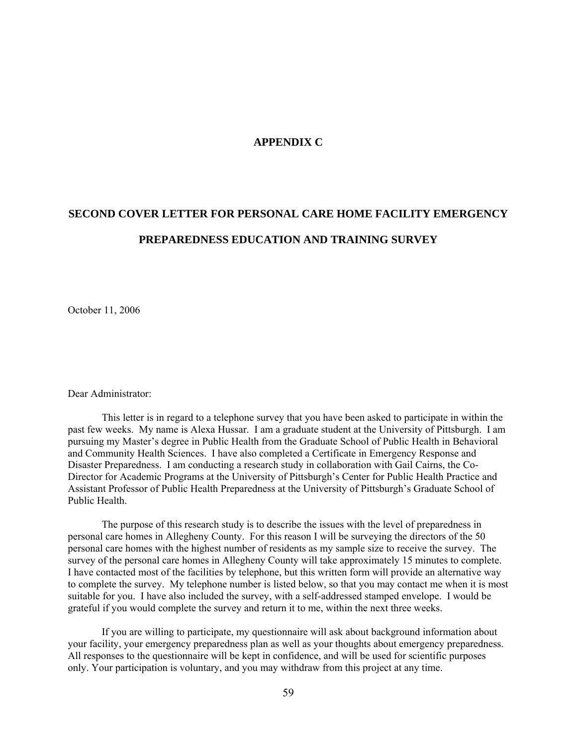# APPENDIX C

## SECOND COVER LETTER FOR PERSONAL CARE HOME FACILITY EMERGENCY PREPAREDNESS EDUCATION AND TRAINING SURVEY

October 11, 2006

Dear Administrator:

This letter is in regard to a telephone survey that you have been asked to participate in within the past few weeks. My name is Alexa Hussar. I am a graduate student at the University of Pittsburgh. I am pursuing my Master's degree in Public Health from the Graduate School of Public Health in Behavioral and Community Health Sciences. I have also completed a Certificate in Emergency Response and Disaster Preparedness. I am conducting a research study in collaboration with Gail Cairns, the Co-Director for Academic Programs at the University of Pittsburgh's Center for Public Health Practice and Assistant Professor of Public Health Preparedness at the University of Pittsburgh's Graduate School of Public Health.

The purpose of this research study is to describe the issues with the level of preparedness in personal care homes in Allegheny County. For this reason I will be surveying the directors of the 50 personal care homes with the highest number of residents as my sample size to receive the survey. The survey of the personal care homes in Allegheny County will take approximately 15 minutes to complete. I have contacted most of the facilities by telephone, but this written form will provide an alternative way to complete the survey. My telephone number is listed below, so that you may contact me when it is most suitable for you. I have also included the survey, with a self-addressed stamped envelope. I would be grateful if you would complete the survey and return it to me, within the next three weeks.

If you are willing to participate, my questionnaire will ask about background information about your facility, your emergency preparedness plan as well as your thoughts about emergency preparedness. All responses to the questionnaire will be kept in confidence, and will be used for scientific purposes only. Your participation is voluntary, and you may withdraw from this project at any time.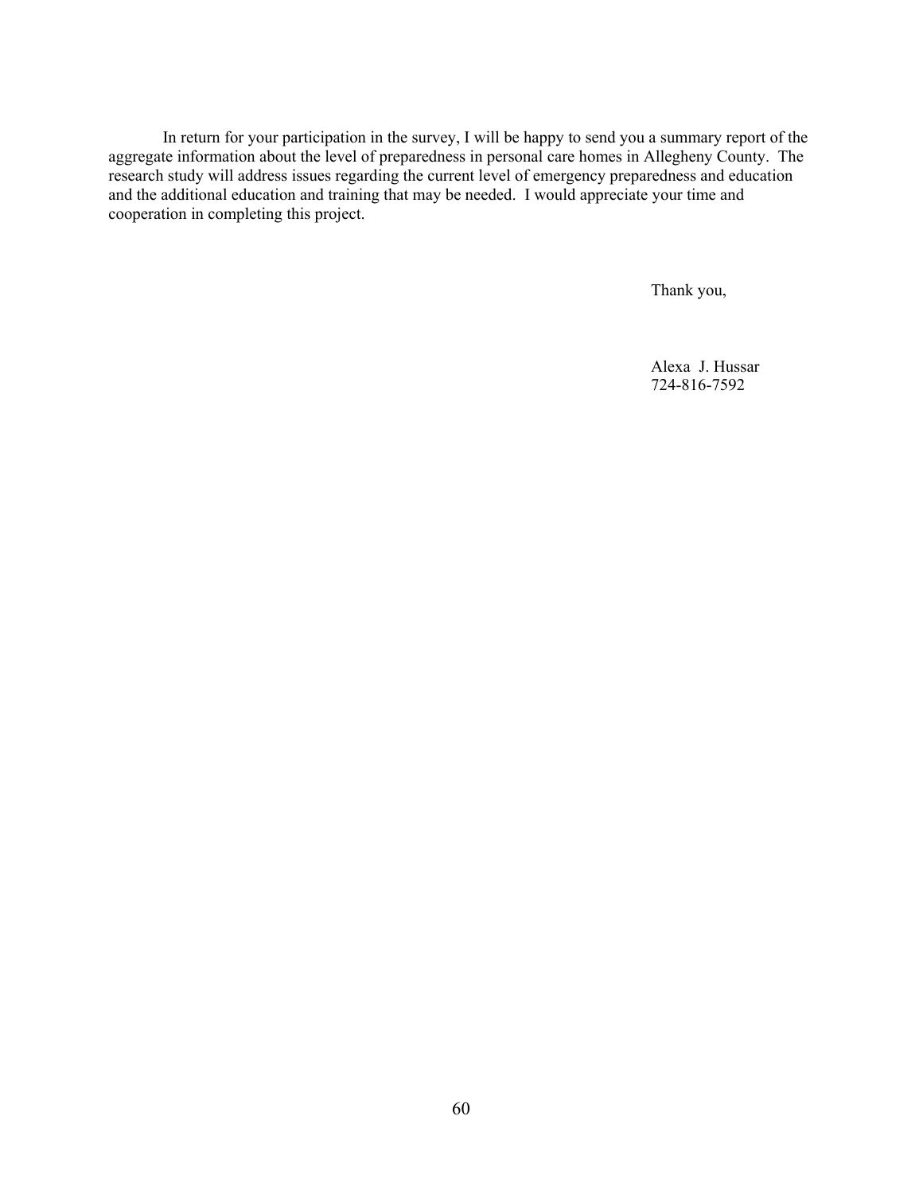In return for your participation in the survey, I will be happy to send you a summary report of the aggregate information about the level of preparedness in personal care homes in Allegheny County. The research study will address issues regarding the current level of emergency preparedness and education and the additional education and training that may be needed. I would appreciate your time and cooperation in completing this project.

Thank you,

Alexa J. Hussar
724-816-7592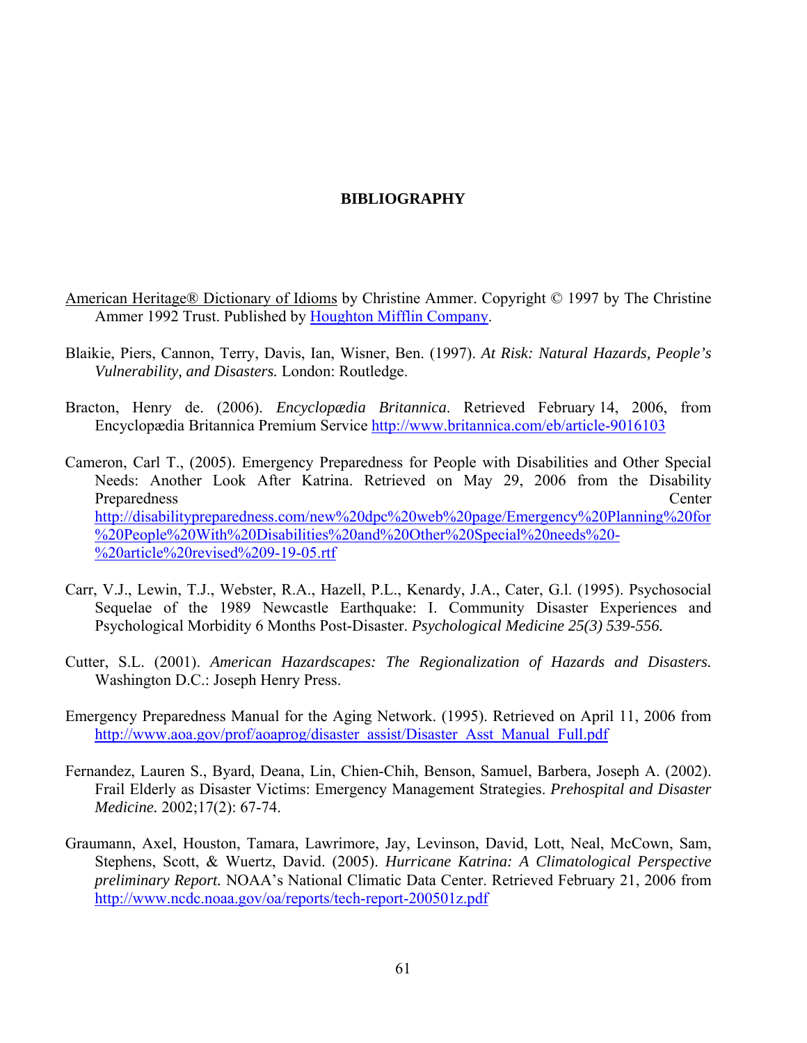# BIBLIOGRAPHY

American Heritage® Dictionary of Idioms by Christine Ammer. Copyright © 1997 by The Christine Ammer 1992 Trust. Published by Houghton Mifflin Company.

Blaikie, Piers, Cannon, Terry, Davis, Ian, Wisner, Ben. (1997). *At Risk: Natural Hazards, People's Vulnerability, and Disasters.* London: Routledge.

Bracton, Henry de. (2006). *Encyclopædia Britannica*. Retrieved February 14, 2006, from Encyclopædia Britannica Premium Service http://www.britannica.com/eb/article-9016103

Cameron, Carl T., (2005). Emergency Preparedness for People with Disabilities and Other Special Needs: Another Look After Katrina. Retrieved on May 29, 2006 from the Disability Preparedness Center http://disabilitypreparedness.com/new%20dpc%20web%20page/Emergency%20Planning%20for%20People%20With%20Disabilities%20and%20Other%20Special%20needs%20-%20article%20revised%209-19-05.rtf

Carr, V.J., Lewin, T.J., Webster, R.A., Hazell, P.L., Kenardy, J.A., Cater, G.l. (1995). Psychosocial Sequelae of the 1989 Newcastle Earthquake: I. Community Disaster Experiences and Psychological Morbidity 6 Months Post-Disaster. *Psychological Medicine 25(3) 539-556.*

Cutter, S.L. (2001). *American Hazardscapes: The Regionalization of Hazards and Disasters.* Washington D.C.: Joseph Henry Press.

Emergency Preparedness Manual for the Aging Network. (1995). Retrieved on April 11, 2006 from http://www.aoa.gov/prof/aoaprog/disaster_assist/Disaster_Asst_Manual_Full.pdf

Fernandez, Lauren S., Byard, Deana, Lin, Chien-Chih, Benson, Samuel, Barbera, Joseph A. (2002). Frail Elderly as Disaster Victims: Emergency Management Strategies. *Prehospital and Disaster Medicine*. 2002;17(2): 67-74.

Graumann, Axel, Houston, Tamara, Lawrimore, Jay, Levinson, David, Lott, Neal, McCown, Sam, Stephens, Scott, & Wuertz, David. (2005). *Hurricane Katrina: A Climatological Perspective preliminary Report.* NOAA's National Climatic Data Center. Retrieved February 21, 2006 from http://www.ncdc.noaa.gov/oa/reports/tech-report-200501z.pdf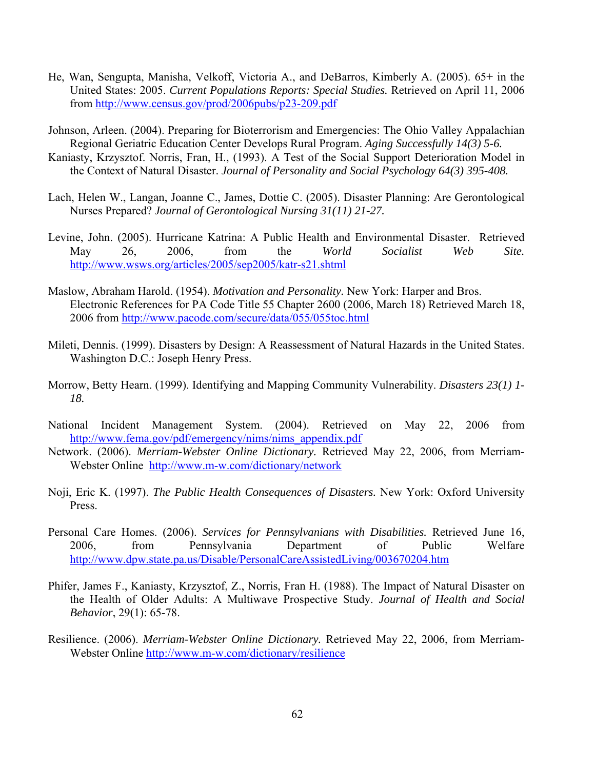He, Wan, Sengupta, Manisha, Velkoff, Victoria A., and DeBarros, Kimberly A. (2005). 65+ in the United States: 2005. *Current Populations Reports: Special Studies.* Retrieved on April 11, 2006 from http://www.census.gov/prod/2006pubs/p23-209.pdf

Johnson, Arleen. (2004). Preparing for Bioterrorism and Emergencies: The Ohio Valley Appalachian Regional Geriatric Education Center Develops Rural Program. *Aging Successfully 14(3) 5-6.*

Kaniasty, Krzysztof. Norris, Fran, H., (1993). A Test of the Social Support Deterioration Model in the Context of Natural Disaster. *Journal of Personality and Social Psychology 64(3) 395-408.*

Lach, Helen W., Langan, Joanne C., James, Dottie C. (2005). Disaster Planning: Are Gerontological Nurses Prepared? *Journal of Gerontological Nursing 31(11) 21-27.*

Levine, John. (2005). Hurricane Katrina: A Public Health and Environmental Disaster. Retrieved May 26, 2006, from the *World Socialist Web Site.* http://www.wsws.org/articles/2005/sep2005/katr-s21.shtml

Maslow, Abraham Harold. (1954). *Motivation and Personality.* New York: Harper and Bros. Electronic References for PA Code Title 55 Chapter 2600 (2006, March 18) Retrieved March 18, 2006 from http://www.pacode.com/secure/data/055/055toc.html

Mileti, Dennis. (1999). Disasters by Design: A Reassessment of Natural Hazards in the United States. Washington D.C.: Joseph Henry Press.

Morrow, Betty Hearn. (1999). Identifying and Mapping Community Vulnerability. *Disasters 23(1) 1-18.*

National Incident Management System. (2004). Retrieved on May 22, 2006 from http://www.fema.gov/pdf/emergency/nims/nims_appendix.pdf

Network. (2006). *Merriam-Webster Online Dictionary.* Retrieved May 22, 2006, from Merriam-Webster Online http://www.m-w.com/dictionary/network

Noji, Eric K. (1997). *The Public Health Consequences of Disasters.* New York: Oxford University Press.

Personal Care Homes. (2006). *Services for Pennsylvanians with Disabilities.* Retrieved June 16, 2006, from Pennsylvania Department of Public Welfare http://www.dpw.state.pa.us/Disable/PersonalCareAssistedLiving/003670204.htm

Phifer, James F., Kaniasty, Krzysztof, Z., Norris, Fran H. (1988). The Impact of Natural Disaster on the Health of Older Adults: A Multiwave Prospective Study. *Journal of Health and Social Behavior*, 29(1): 65-78.

Resilience. (2006). *Merriam-Webster Online Dictionary.* Retrieved May 22, 2006, from Merriam-Webster Online http://www.m-w.com/dictionary/resilience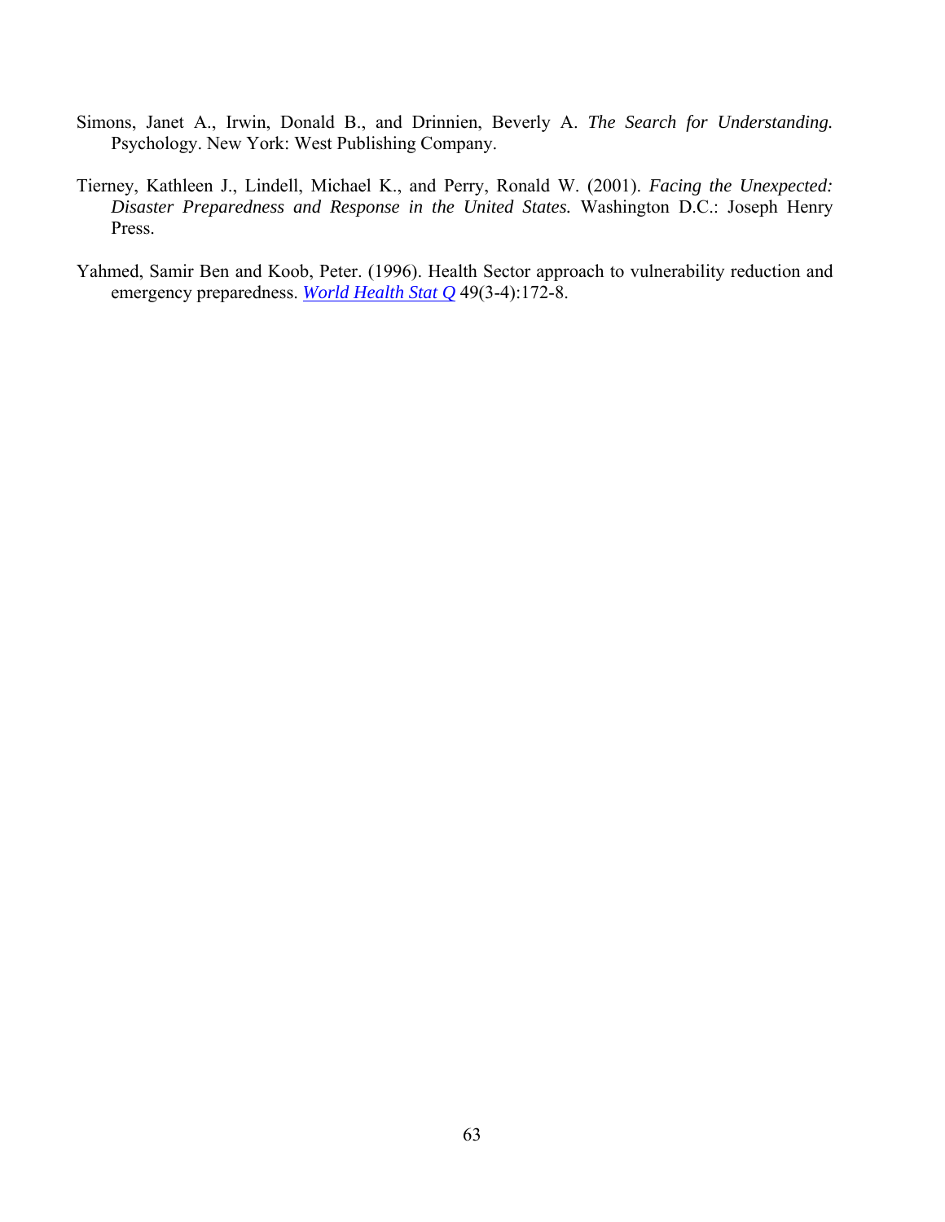Simons, Janet A., Irwin, Donald B., and Drinnien, Beverly A. *The Search for Understanding.* Psychology. New York: West Publishing Company.

Tierney, Kathleen J., Lindell, Michael K., and Perry, Ronald W. (2001). *Facing the Unexpected: Disaster Preparedness and Response in the United States.* Washington D.C.: Joseph Henry Press.

Yahmed, Samir Ben and Koob, Peter. (1996). Health Sector approach to vulnerability reduction and emergency preparedness. *World Health Stat Q* 49(3-4):172-8.